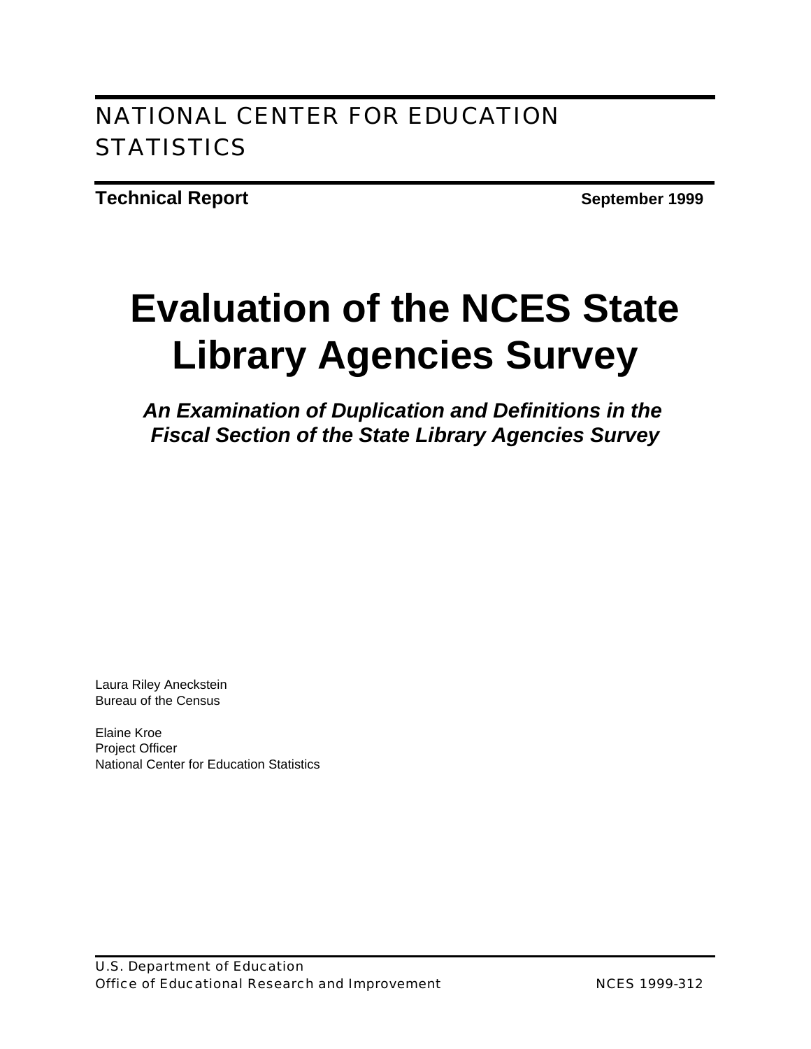NATIONAL CENTER FOR EDUCATION STATISTICS

**Technical Report** **September 1999**

# Evaluation of the NCES State Library Agencies Survey

***An Examination of Duplication and Definitions in the Fiscal Section of the State Library Agencies Survey***

Laura Riley Aneckstein
Bureau of the Census

Elaine Kroe
Project Officer
National Center for Education Statistics

U.S. Department of Education
Office of Educational Research and Improvement NCES 1999-312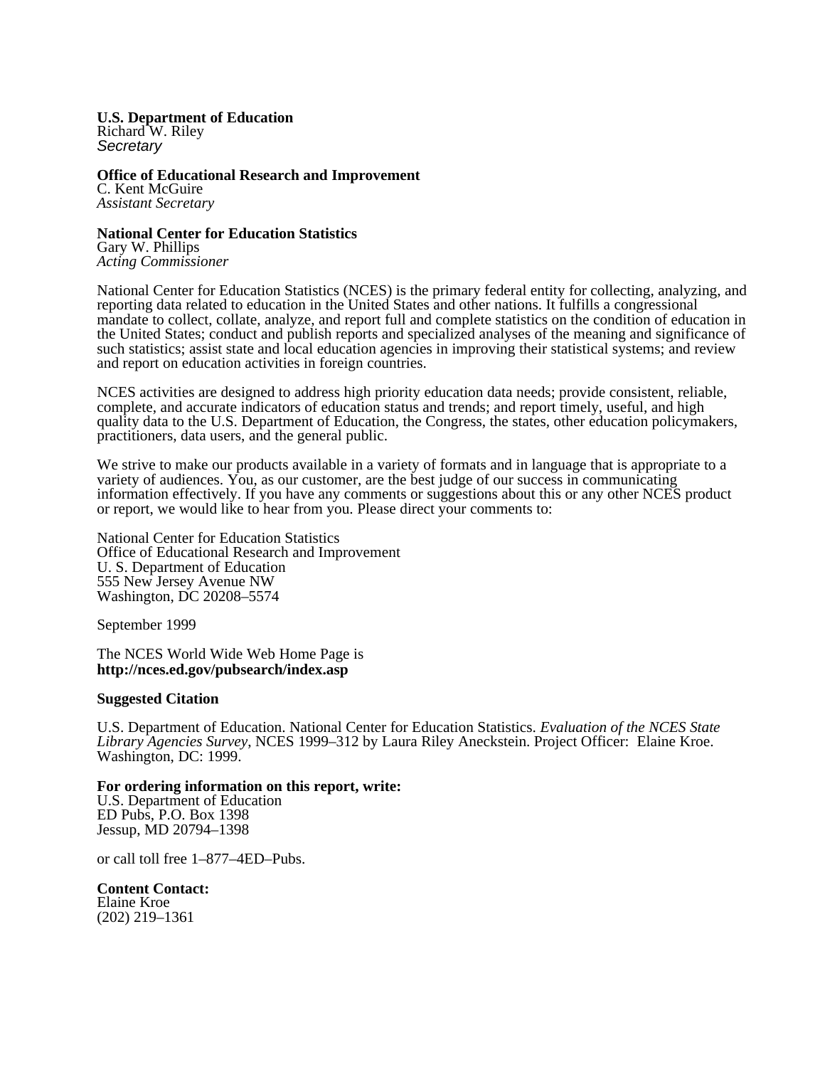**U.S. Department of Education**
Richard W. Riley
*Secretary*

**Office of Educational Research and Improvement**
C. Kent McGuire
*Assistant Secretary*

**National Center for Education Statistics**
Gary W. Phillips
*Acting Commissioner*

National Center for Education Statistics (NCES) is the primary federal entity for collecting, analyzing, and reporting data related to education in the United States and other nations. It fulfills a congressional mandate to collect, collate, analyze, and report full and complete statistics on the condition of education in the United States; conduct and publish reports and specialized analyses of the meaning and significance of such statistics; assist state and local education agencies in improving their statistical systems; and review and report on education activities in foreign countries.

NCES activities are designed to address high priority education data needs; provide consistent, reliable, complete, and accurate indicators of education status and trends; and report timely, useful, and high quality data to the U.S. Department of Education, the Congress, the states, other education policymakers, practitioners, data users, and the general public.

We strive to make our products available in a variety of formats and in language that is appropriate to a variety of audiences. You, as our customer, are the best judge of our success in communicating information effectively. If you have any comments or suggestions about this or any other NCES product or report, we would like to hear from you. Please direct your comments to:

National Center for Education Statistics
Office of Educational Research and Improvement
U. S. Department of Education
555 New Jersey Avenue NW
Washington, DC 20208–5574

September 1999

The NCES World Wide Web Home Page is
**http://nces.ed.gov/pubsearch/index.asp**

**Suggested Citation**

U.S. Department of Education. National Center for Education Statistics. *Evaluation of the NCES State Library Agencies Survey*, NCES 1999–312 by Laura Riley Aneckstein. Project Officer: Elaine Kroe. Washington, DC: 1999.

**For ordering information on this report, write:**
U.S. Department of Education
ED Pubs, P.O. Box 1398
Jessup, MD 20794–1398

or call toll free 1–877–4ED–Pubs.

**Content Contact:**
Elaine Kroe
(202) 219–1361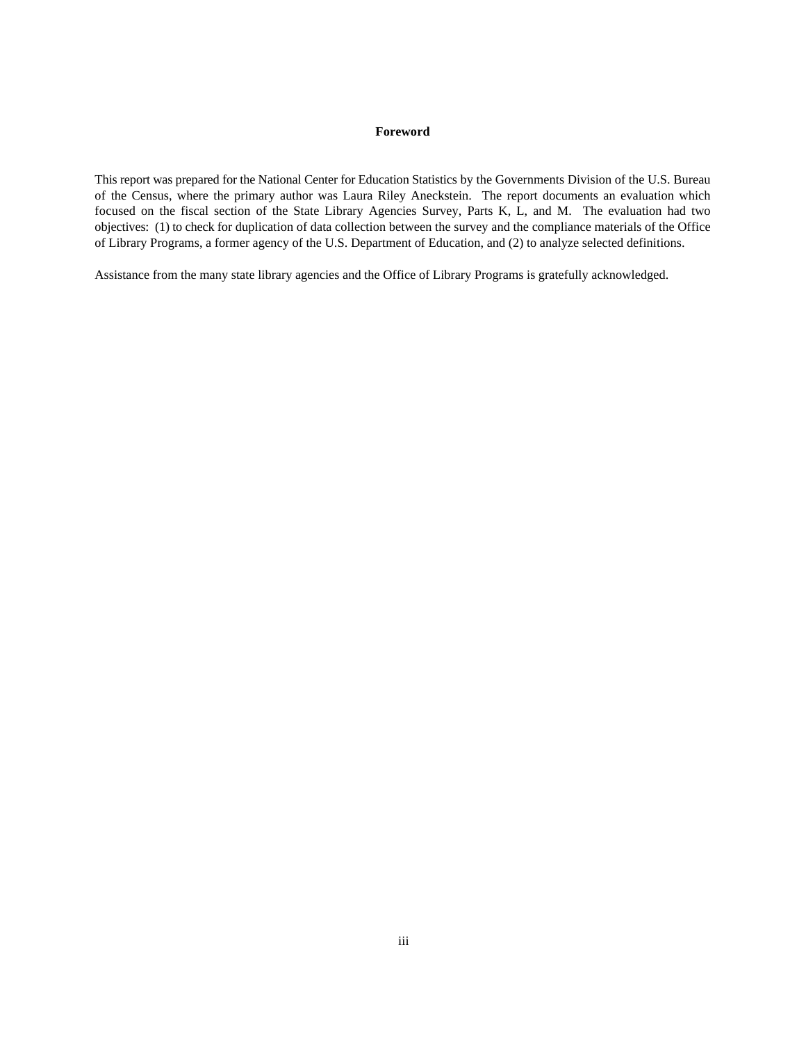# Foreword

This report was prepared for the National Center for Education Statistics by the Governments Division of the U.S. Bureau of the Census, where the primary author was Laura Riley Aneckstein. The report documents an evaluation which focused on the fiscal section of the State Library Agencies Survey, Parts K, L, and M. The evaluation had two objectives: (1) to check for duplication of data collection between the survey and the compliance materials of the Office of Library Programs, a former agency of the U.S. Department of Education, and (2) to analyze selected definitions.

Assistance from the many state library agencies and the Office of Library Programs is gratefully acknowledged.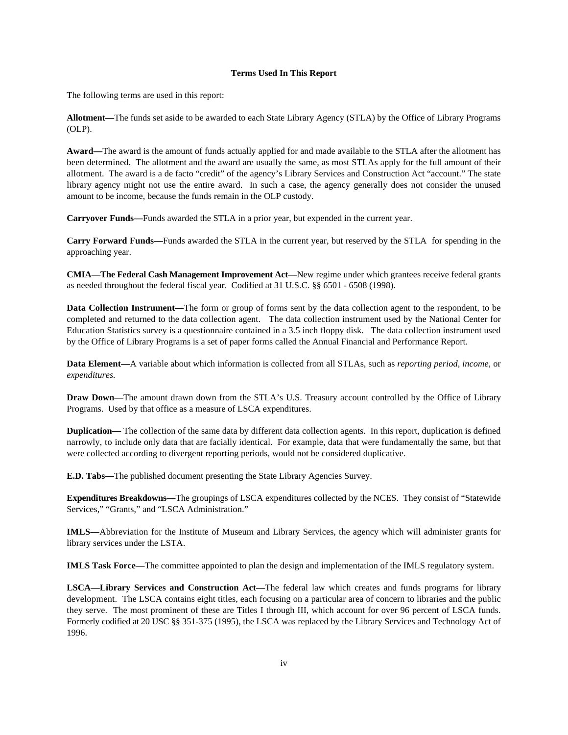### Terms Used In This Report

The following terms are used in this report:

**Allotment—**The funds set aside to be awarded to each State Library Agency (STLA) by the Office of Library Programs (OLP).

**Award—**The award is the amount of funds actually applied for and made available to the STLA after the allotment has been determined. The allotment and the award are usually the same, as most STLAs apply for the full amount of their allotment. The award is a de facto "credit" of the agency's Library Services and Construction Act "account." The state library agency might not use the entire award. In such a case, the agency generally does not consider the unused amount to be income, because the funds remain in the OLP custody.

**Carryover Funds—**Funds awarded the STLA in a prior year, but expended in the current year.

**Carry Forward Funds—**Funds awarded the STLA in the current year, but reserved by the STLA for spending in the approaching year.

**CMIA—The Federal Cash Management Improvement Act—**New regime under which grantees receive federal grants as needed throughout the federal fiscal year. Codified at 31 U.S.C. §§ 6501 - 6508 (1998).

**Data Collection Instrument—**The form or group of forms sent by the data collection agent to the respondent, to be completed and returned to the data collection agent. The data collection instrument used by the National Center for Education Statistics survey is a questionnaire contained in a 3.5 inch floppy disk. The data collection instrument used by the Office of Library Programs is a set of paper forms called the Annual Financial and Performance Report.

**Data Element—**A variable about which information is collected from all STLAs, such as *reporting period, income,* or *expenditures.*

**Draw Down—**The amount drawn down from the STLA's U.S. Treasury account controlled by the Office of Library Programs. Used by that office as a measure of LSCA expenditures.

**Duplication—** The collection of the same data by different data collection agents. In this report, duplication is defined narrowly, to include only data that are facially identical. For example, data that were fundamentally the same, but that were collected according to divergent reporting periods, would not be considered duplicative.

**E.D. Tabs—**The published document presenting the State Library Agencies Survey.

**Expenditures Breakdowns—**The groupings of LSCA expenditures collected by the NCES. They consist of "Statewide Services," "Grants," and "LSCA Administration."

**IMLS—**Abbreviation for the Institute of Museum and Library Services, the agency which will administer grants for library services under the LSTA.

**IMLS Task Force—**The committee appointed to plan the design and implementation of the IMLS regulatory system.

**LSCA—Library Services and Construction Act—**The federal law which creates and funds programs for library development. The LSCA contains eight titles, each focusing on a particular area of concern to libraries and the public they serve. The most prominent of these are Titles I through III, which account for over 96 percent of LSCA funds. Formerly codified at 20 USC §§ 351-375 (1995), the LSCA was replaced by the Library Services and Technology Act of 1996.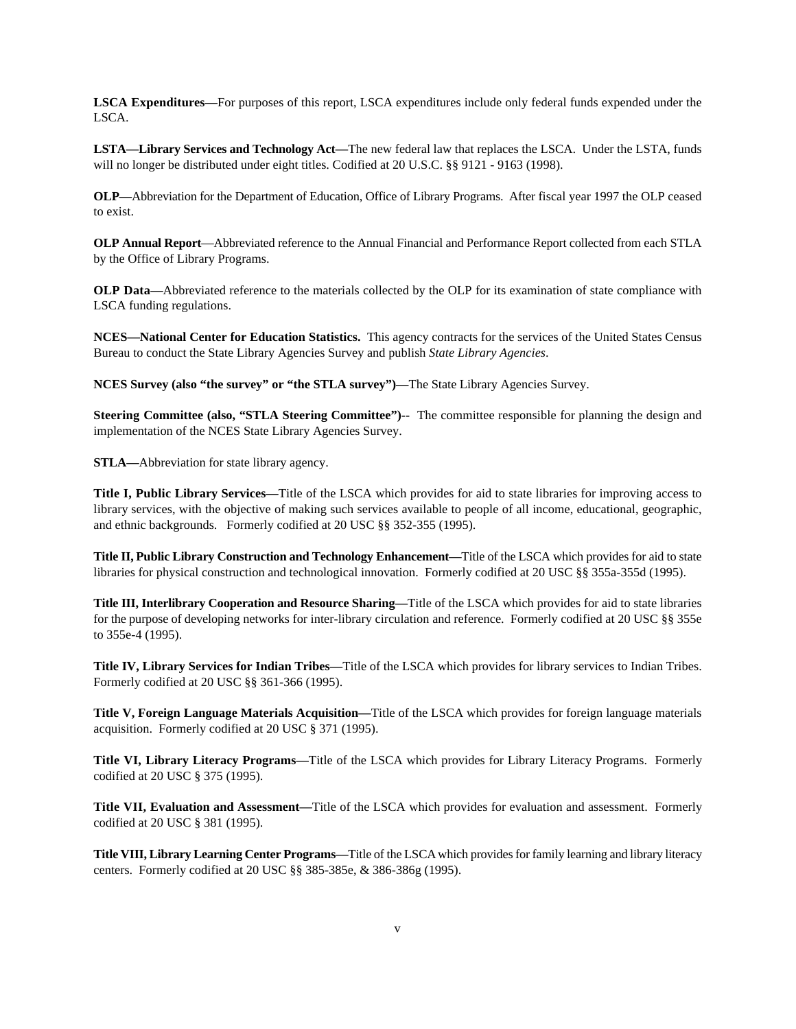**LSCA Expenditures—**For purposes of this report, LSCA expenditures include only federal funds expended under the LSCA.

**LSTA—Library Services and Technology Act—**The new federal law that replaces the LSCA. Under the LSTA, funds will no longer be distributed under eight titles. Codified at 20 U.S.C. §§ 9121 - 9163 (1998).

**OLP—**Abbreviation for the Department of Education, Office of Library Programs. After fiscal year 1997 the OLP ceased to exist.

**OLP Annual Report**—Abbreviated reference to the Annual Financial and Performance Report collected from each STLA by the Office of Library Programs.

**OLP Data—**Abbreviated reference to the materials collected by the OLP for its examination of state compliance with LSCA funding regulations.

**NCES—National Center for Education Statistics.** This agency contracts for the services of the United States Census Bureau to conduct the State Library Agencies Survey and publish *State Library Agencies*.

**NCES Survey (also "the survey" or "the STLA survey")—**The State Library Agencies Survey.

**Steering Committee (also, "STLA Steering Committee")--** The committee responsible for planning the design and implementation of the NCES State Library Agencies Survey.

**STLA—**Abbreviation for state library agency.

**Title I, Public Library Services—**Title of the LSCA which provides for aid to state libraries for improving access to library services, with the objective of making such services available to people of all income, educational, geographic, and ethnic backgrounds. Formerly codified at 20 USC §§ 352-355 (1995).

**Title II, Public Library Construction and Technology Enhancement—**Title of the LSCA which provides for aid to state libraries for physical construction and technological innovation. Formerly codified at 20 USC §§ 355a-355d (1995).

**Title III, Interlibrary Cooperation and Resource Sharing—**Title of the LSCA which provides for aid to state libraries for the purpose of developing networks for inter-library circulation and reference. Formerly codified at 20 USC §§ 355e to 355e-4 (1995).

**Title IV, Library Services for Indian Tribes—**Title of the LSCA which provides for library services to Indian Tribes. Formerly codified at 20 USC §§ 361-366 (1995).

**Title V, Foreign Language Materials Acquisition—**Title of the LSCA which provides for foreign language materials acquisition. Formerly codified at 20 USC § 371 (1995).

**Title VI, Library Literacy Programs—**Title of the LSCA which provides for Library Literacy Programs. Formerly codified at 20 USC § 375 (1995).

**Title VII, Evaluation and Assessment—**Title of the LSCA which provides for evaluation and assessment. Formerly codified at 20 USC § 381 (1995).

**Title VIII, Library Learning Center Programs—**Title of the LSCA which provides for family learning and library literacy centers. Formerly codified at 20 USC §§ 385-385e, & 386-386g (1995).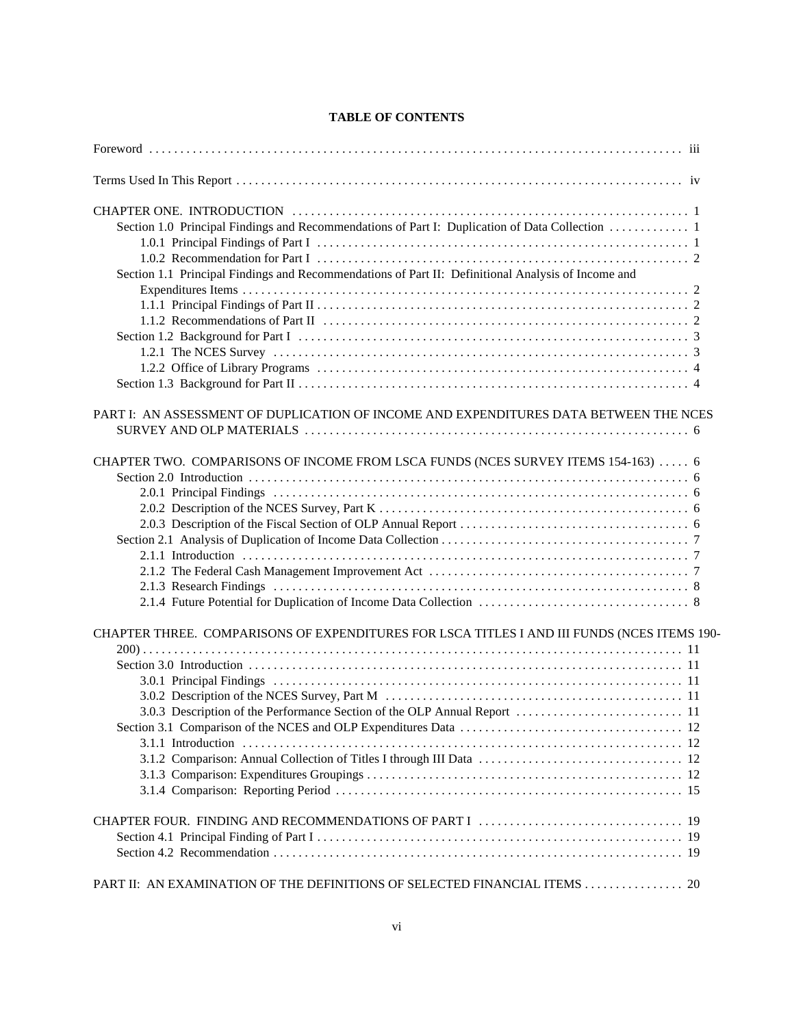# TABLE OF CONTENTS

Foreword . . . . . . . . . . iii

Terms Used In This Report . . . . . . . . . . iv

CHAPTER ONE. INTRODUCTION . . . . . . . . . . 1
- Section 1.0 Principal Findings and Recommendations of Part I: Duplication of Data Collection . . . . . . . . . . 1
  - 1.0.1 Principal Findings of Part I . . . . . . . . . . 1
  - 1.0.2 Recommendation for Part I . . . . . . . . . . 2
- Section 1.1 Principal Findings and Recommendations of Part II: Definitional Analysis of Income and Expenditures Items . . . . . . . . . . 2
  - 1.1.1 Principal Findings of Part II . . . . . . . . . . 2
  - 1.1.2 Recommendations of Part II . . . . . . . . . . 2
- Section 1.2 Background for Part I . . . . . . . . . . 3
  - 1.2.1 The NCES Survey . . . . . . . . . . 3
  - 1.2.2 Office of Library Programs . . . . . . . . . . 4
- Section 1.3 Background for Part II . . . . . . . . . . 4

PART I: AN ASSESSMENT OF DUPLICATION OF INCOME AND EXPENDITURES DATA BETWEEN THE NCES SURVEY AND OLP MATERIALS . . . . . . . . . . 6

CHAPTER TWO. COMPARISONS OF INCOME FROM LSCA FUNDS (NCES SURVEY ITEMS 154-163) . . . . . 6
- Section 2.0 Introduction . . . . . . . . . . 6
  - 2.0.1 Principal Findings . . . . . . . . . . 6
  - 2.0.2 Description of the NCES Survey, Part K . . . . . . . . . . 6
  - 2.0.3 Description of the Fiscal Section of OLP Annual Report . . . . . . . . . . 6
- Section 2.1 Analysis of Duplication of Income Data Collection . . . . . . . . . . 7
  - 2.1.1 Introduction . . . . . . . . . . 7
  - 2.1.2 The Federal Cash Management Improvement Act . . . . . . . . . . 7
  - 2.1.3 Research Findings . . . . . . . . . . 8
  - 2.1.4 Future Potential for Duplication of Income Data Collection . . . . . . . . . . 8

CHAPTER THREE. COMPARISONS OF EXPENDITURES FOR LSCA TITLES I AND III FUNDS (NCES ITEMS 190-200) . . . . . . . . . . 11
- Section 3.0 Introduction . . . . . . . . . . 11
  - 3.0.1 Principal Findings . . . . . . . . . . 11
  - 3.0.2 Description of the NCES Survey, Part M . . . . . . . . . . 11
  - 3.0.3 Description of the Performance Section of the OLP Annual Report . . . . . . . . . . 11
- Section 3.1 Comparison of the NCES and OLP Expenditures Data . . . . . . . . . . 12
  - 3.1.1 Introduction . . . . . . . . . . 12
  - 3.1.2 Comparison: Annual Collection of Titles I through III Data . . . . . . . . . . 12
  - 3.1.3 Comparison: Expenditures Groupings . . . . . . . . . . 12
  - 3.1.4 Comparison: Reporting Period . . . . . . . . . . 15

CHAPTER FOUR. FINDING AND RECOMMENDATIONS OF PART I . . . . . . . . . . 19
- Section 4.1 Principal Finding of Part I . . . . . . . . . . 19
- Section 4.2 Recommendation . . . . . . . . . . 19

PART II: AN EXAMINATION OF THE DEFINITIONS OF SELECTED FINANCIAL ITEMS . . . . . . . . . . 20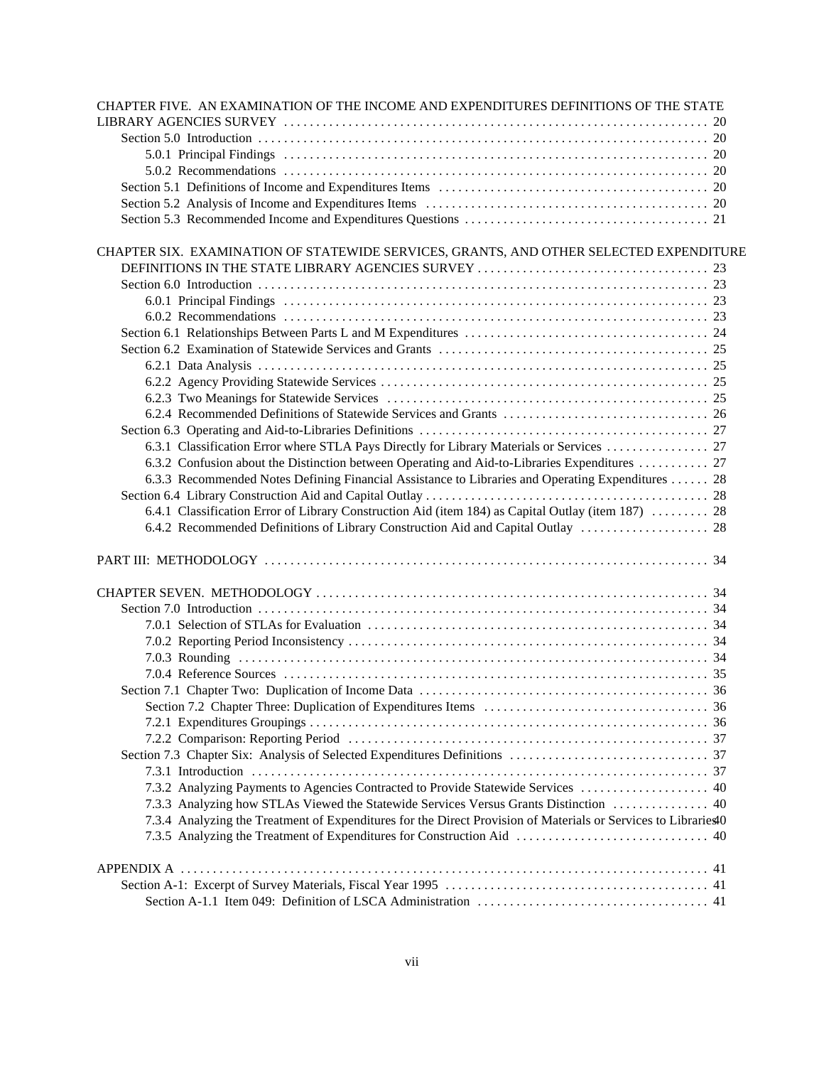CHAPTER FIVE. AN EXAMINATION OF THE INCOME AND EXPENDITURES DEFINITIONS OF THE STATE LIBRARY AGENCIES SURVEY . . . . . 20

- Section 5.0 Introduction . . . . . 20
  - 5.0.1 Principal Findings . . . . . 20
  - 5.0.2 Recommendations . . . . . 20
- Section 5.1 Definitions of Income and Expenditures Items . . . . . 20
- Section 5.2 Analysis of Income and Expenditures Items . . . . . 20
- Section 5.3 Recommended Income and Expenditures Questions . . . . . 21

CHAPTER SIX. EXAMINATION OF STATEWIDE SERVICES, GRANTS, AND OTHER SELECTED EXPENDITURE DEFINITIONS IN THE STATE LIBRARY AGENCIES SURVEY . . . . . 23

- Section 6.0 Introduction . . . . . 23
  - 6.0.1 Principal Findings . . . . . 23
  - 6.0.2 Recommendations . . . . . 23
- Section 6.1 Relationships Between Parts L and M Expenditures . . . . . 24
- Section 6.2 Examination of Statewide Services and Grants . . . . . 25
  - 6.2.1 Data Analysis . . . . . 25
  - 6.2.2 Agency Providing Statewide Services . . . . . 25
  - 6.2.3 Two Meanings for Statewide Services . . . . . 25
  - 6.2.4 Recommended Definitions of Statewide Services and Grants . . . . . 26
- Section 6.3 Operating and Aid-to-Libraries Definitions . . . . . 27
  - 6.3.1 Classification Error where STLA Pays Directly for Library Materials or Services . . . . . 27
  - 6.3.2 Confusion about the Distinction between Operating and Aid-to-Libraries Expenditures . . . . . 27
  - 6.3.3 Recommended Notes Defining Financial Assistance to Libraries and Operating Expenditures . . . . . 28
- Section 6.4 Library Construction Aid and Capital Outlay . . . . . 28
  - 6.4.1 Classification Error of Library Construction Aid (item 184) as Capital Outlay (item 187) . . . . . 28
  - 6.4.2 Recommended Definitions of Library Construction Aid and Capital Outlay . . . . . 28

PART III: METHODOLOGY . . . . . 34

CHAPTER SEVEN. METHODOLOGY . . . . . 34

- Section 7.0 Introduction . . . . . 34
  - 7.0.1 Selection of STLAs for Evaluation . . . . . 34
  - 7.0.2 Reporting Period Inconsistency . . . . . 34
  - 7.0.3 Rounding . . . . . 34
  - 7.0.4 Reference Sources . . . . . 35
- Section 7.1 Chapter Two: Duplication of Income Data . . . . . 36
  - Section 7.2 Chapter Three: Duplication of Expenditures Items . . . . . 36
  - 7.2.1 Expenditures Groupings . . . . . 36
  - 7.2.2 Comparison: Reporting Period . . . . . 37
- Section 7.3 Chapter Six: Analysis of Selected Expenditures Definitions . . . . . 37
  - 7.3.1 Introduction . . . . . 37
  - 7.3.2 Analyzing Payments to Agencies Contracted to Provide Statewide Services . . . . . 40
  - 7.3.3 Analyzing how STLAs Viewed the Statewide Services Versus Grants Distinction . . . . . 40
  - 7.3.4 Analyzing the Treatment of Expenditures for the Direct Provision of Materials or Services to Libraries . . . . . 40
  - 7.3.5 Analyzing the Treatment of Expenditures for Construction Aid . . . . . 40

APPENDIX A . . . . . 41

- Section A-1: Excerpt of Survey Materials, Fiscal Year 1995 . . . . . 41
  - Section A-1.1 Item 049: Definition of LSCA Administration . . . . . 41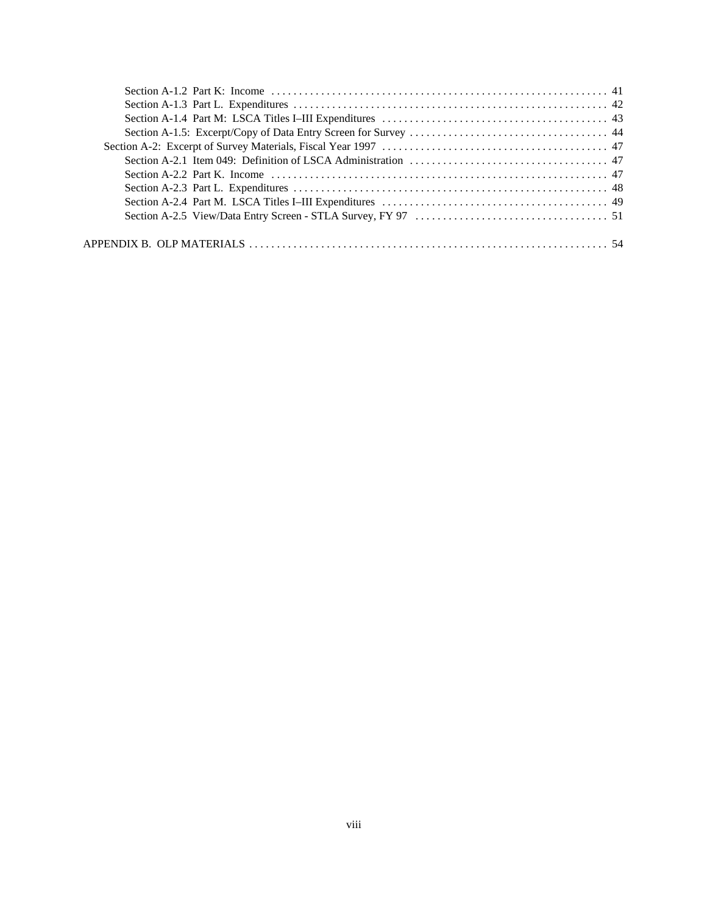Section A-1.2 Part K: Income . . . . . . . . . . . . . . . . . . . . . . . . . . . . . . . . . . . . . . . . . . . . . . . . . . . . . . . . . . . 41

Section A-1.3 Part L. Expenditures . . . . . . . . . . . . . . . . . . . . . . . . . . . . . . . . . . . . . . . . . . . . . . . . . . . . . . . . 42

Section A-1.4 Part M: LSCA Titles I–III Expenditures . . . . . . . . . . . . . . . . . . . . . . . . . . . . . . . . . . . . . . . . 43

Section A-1.5: Excerpt/Copy of Data Entry Screen for Survey . . . . . . . . . . . . . . . . . . . . . . . . . . . . . . . . . . . 44

Section A-2: Excerpt of Survey Materials, Fiscal Year 1997 . . . . . . . . . . . . . . . . . . . . . . . . . . . . . . . . . . . . . . . . 47

Section A-2.1 Item 049: Definition of LSCA Administration . . . . . . . . . . . . . . . . . . . . . . . . . . . . . . . . . . . 47

Section A-2.2 Part K. Income . . . . . . . . . . . . . . . . . . . . . . . . . . . . . . . . . . . . . . . . . . . . . . . . . . . . . . . . . . . 47

Section A-2.3 Part L. Expenditures . . . . . . . . . . . . . . . . . . . . . . . . . . . . . . . . . . . . . . . . . . . . . . . . . . . . . . . . 48

Section A-2.4 Part M. LSCA Titles I–III Expenditures . . . . . . . . . . . . . . . . . . . . . . . . . . . . . . . . . . . . . . . . 49

Section A-2.5 View/Data Entry Screen - STLA Survey, FY 97 . . . . . . . . . . . . . . . . . . . . . . . . . . . . . . . . . . 51

APPENDIX B. OLP MATERIALS . . . . . . . . . . . . . . . . . . . . . . . . . . . . . . . . . . . . . . . . . . . . . . . . . . . . . . . . . . . . . . . . 54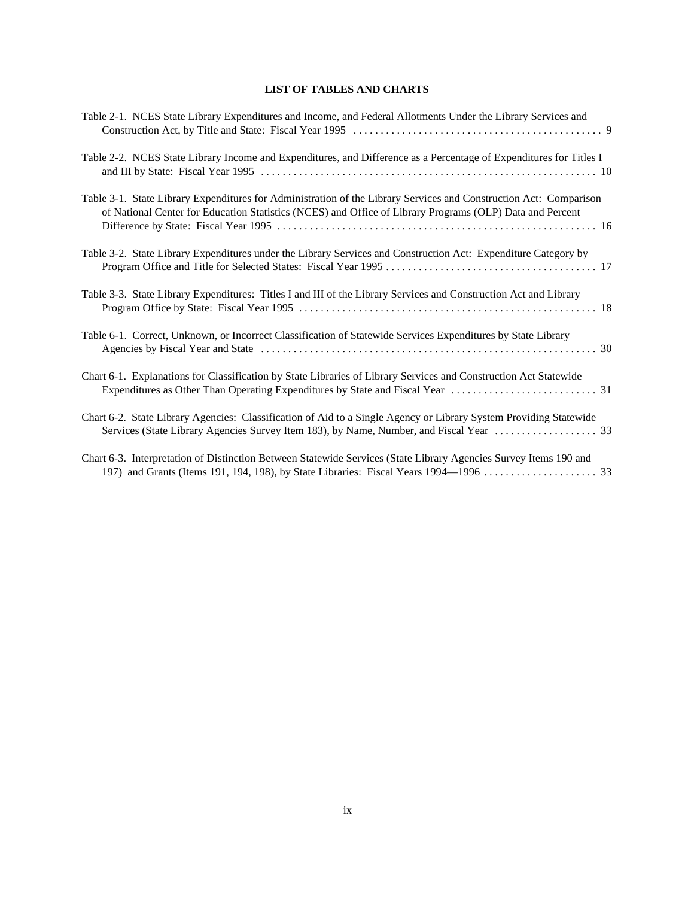## LIST OF TABLES AND CHARTS

Table 2-1. NCES State Library Expenditures and Income, and Federal Allotments Under the Library Services and Construction Act, by Title and State: Fiscal Year 1995 . . . . . . . . . . . . . . . . . . . . . . . . . . . . . . . . . . . . . . . . . . . . . 9

Table 2-2. NCES State Library Income and Expenditures, and Difference as a Percentage of Expenditures for Titles I and III by State: Fiscal Year 1995 . . . . . . . . . . . . . . . . . . . . . . . . . . . . . . . . . . . . . . . . . . . . . . . . . . . . . . . . . . . . 10

Table 3-1. State Library Expenditures for Administration of the Library Services and Construction Act: Comparison of National Center for Education Statistics (NCES) and Office of Library Programs (OLP) Data and Percent Difference by State: Fiscal Year 1995 . . . . . . . . . . . . . . . . . . . . . . . . . . . . . . . . . . . . . . . . . . . . . . . . . . . . . . . . . . 16

Table 3-2. State Library Expenditures under the Library Services and Construction Act: Expenditure Category by Program Office and Title for Selected States: Fiscal Year 1995 . . . . . . . . . . . . . . . . . . . . . . . . . . . . . . . . . . . . . . . 17

Table 3-3. State Library Expenditures: Titles I and III of the Library Services and Construction Act and Library Program Office by State: Fiscal Year 1995 . . . . . . . . . . . . . . . . . . . . . . . . . . . . . . . . . . . . . . . . . . . . . . . . . . . . . . . 18

Table 6-1. Correct, Unknown, or Incorrect Classification of Statewide Services Expenditures by State Library Agencies by Fiscal Year and State . . . . . . . . . . . . . . . . . . . . . . . . . . . . . . . . . . . . . . . . . . . . . . . . . . . . . . . . . . . . . 30

Chart 6-1. Explanations for Classification by State Libraries of Library Services and Construction Act Statewide Expenditures as Other Than Operating Expenditures by State and Fiscal Year . . . . . . . . . . . . . . . . . . . . . . . . . . . 31

Chart 6-2. State Library Agencies: Classification of Aid to a Single Agency or Library System Providing Statewide Services (State Library Agencies Survey Item 183), by Name, Number, and Fiscal Year . . . . . . . . . . . . . . . . . . . 33

Chart 6-3. Interpretation of Distinction Between Statewide Services (State Library Agencies Survey Items 190 and 197) and Grants (Items 191, 194, 198), by State Libraries: Fiscal Years 1994—1996 . . . . . . . . . . . . . . . . . . . . . 33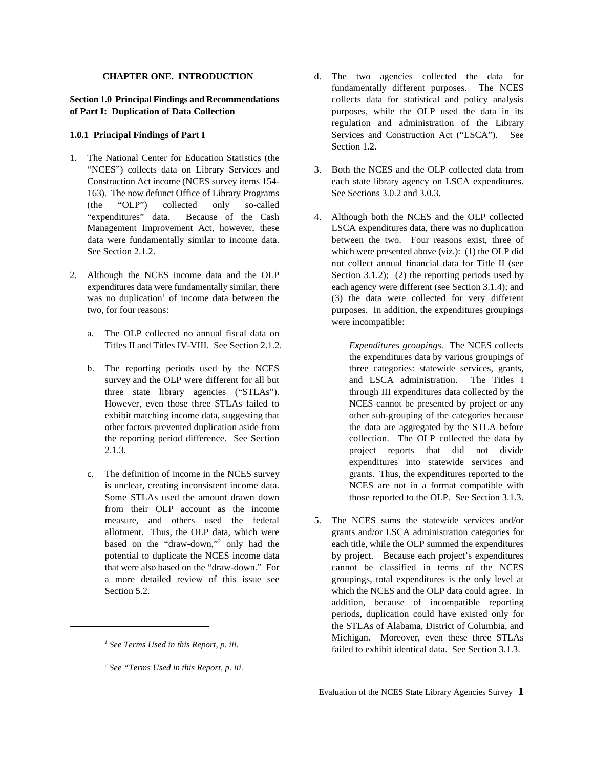# CHAPTER ONE. INTRODUCTION

## Section 1.0 Principal Findings and Recommendations of Part I: Duplication of Data Collection

### 1.0.1 Principal Findings of Part I

1. The National Center for Education Statistics (the "NCES") collects data on Library Services and Construction Act income (NCES survey items 154-163). The now defunct Office of Library Programs (the "OLP") collected only so-called "expenditures" data. Because of the Cash Management Improvement Act, however, these data were fundamentally similar to income data. See Section 2.1.2.

2. Although the NCES income data and the OLP expenditures data were fundamentally similar, there was no duplication[1] of income data between the two, for four reasons:

   a. The OLP collected no annual fiscal data on Titles II and Titles IV-VIII. See Section 2.1.2.

   b. The reporting periods used by the NCES survey and the OLP were different for all but three state library agencies ("STLAs"). However, even those three STLAs failed to exhibit matching income data, suggesting that other factors prevented duplication aside from the reporting period difference. See Section 2.1.3.

   c. The definition of income in the NCES survey is unclear, creating inconsistent income data. Some STLAs used the amount drawn down from their OLP account as the income measure, and others used the federal allotment. Thus, the OLP data, which were based on the "draw-down,"[2] only had the potential to duplicate the NCES income data that were also based on the "draw-down." For a more detailed review of this issue see Section 5.2.

   d. The two agencies collected the data for fundamentally different purposes. The NCES collects data for statistical and policy analysis purposes, while the OLP used the data in its regulation and administration of the Library Services and Construction Act ("LSCA"). See Section 1.2.

3. Both the NCES and the OLP collected data from each state library agency on LSCA expenditures. See Sections 3.0.2 and 3.0.3.

4. Although both the NCES and the OLP collected LSCA expenditures data, there was no duplication between the two. Four reasons exist, three of which were presented above (viz.): (1) the OLP did not collect annual financial data for Title II (see Section 3.1.2); (2) the reporting periods used by each agency were different (see Section 3.1.4); and (3) the data were collected for very different purposes. In addition, the expenditures groupings were incompatible:

   *Expenditures groupings.* The NCES collects the expenditures data by various groupings of three categories: statewide services, grants, and LSCA administration. The Titles I through III expenditures data collected by the NCES cannot be presented by project or any other sub-grouping of the categories because the data are aggregated by the STLA before collection. The OLP collected the data by project reports that did not divide expenditures into statewide services and grants. Thus, the expenditures reported to the NCES are not in a format compatible with those reported to the OLP. See Section 3.1.3.

5. The NCES sums the statewide services and/or grants and/or LSCA administration categories for each title, while the OLP summed the expenditures by project. Because each project's expenditures cannot be classified in terms of the NCES groupings, total expenditures is the only level at which the NCES and the OLP data could agree. In addition, because of incompatible reporting periods, duplication could have existed only for the STLAs of Alabama, District of Columbia, and Michigan. Moreover, even these three STLAs failed to exhibit identical data. See Section 3.1.3.

---

[1] *See Terms Used in this Report, p. iii.*

[2] *See "Terms Used in this Report, p. iii.*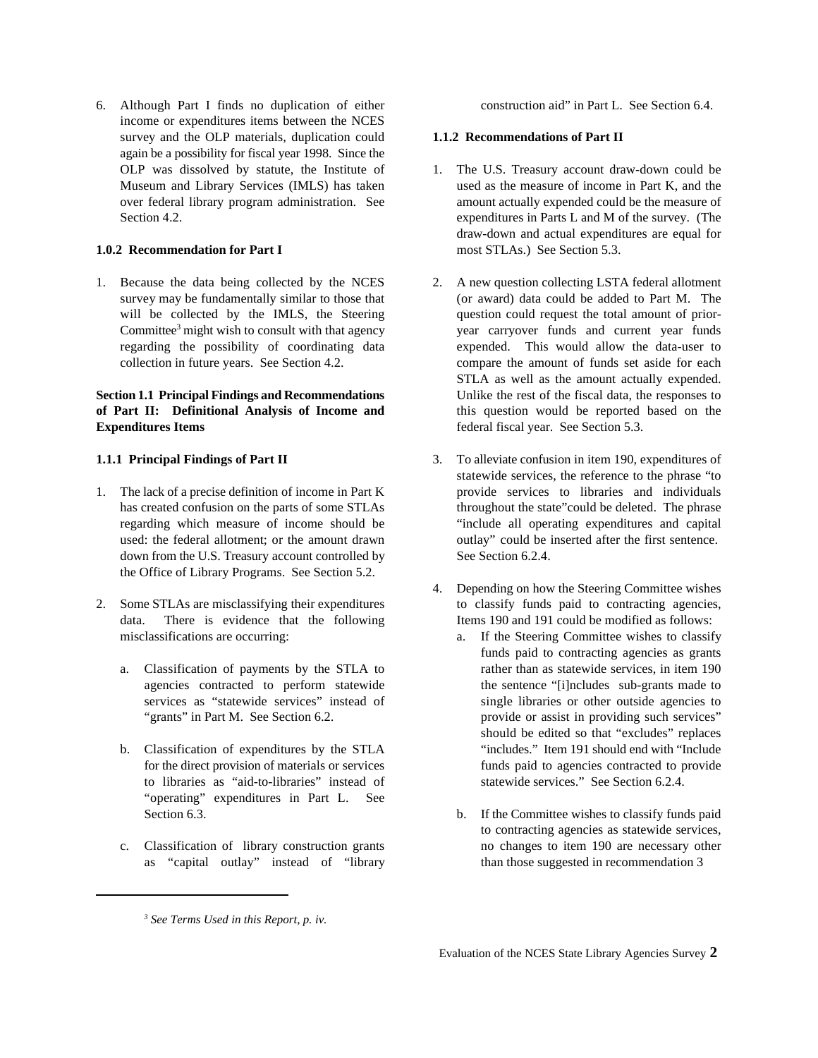6. Although Part I finds no duplication of either income or expenditures items between the NCES survey and the OLP materials, duplication could again be a possibility for fiscal year 1998. Since the OLP was dissolved by statute, the Institute of Museum and Library Services (IMLS) has taken over federal library program administration. See Section 4.2.

### 1.0.2 Recommendation for Part I

1. Because the data being collected by the NCES survey may be fundamentally similar to those that will be collected by the IMLS, the Steering Committee[3] might wish to consult with that agency regarding the possibility of coordinating data collection in future years. See Section 4.2.

## Section 1.1 Principal Findings and Recommendations of Part II: Definitional Analysis of Income and Expenditures Items

### 1.1.1 Principal Findings of Part II

1. The lack of a precise definition of income in Part K has created confusion on the parts of some STLAs regarding which measure of income should be used: the federal allotment; or the amount drawn down from the U.S. Treasury account controlled by the Office of Library Programs. See Section 5.2.

2. Some STLAs are misclassifying their expenditures data. There is evidence that the following misclassifications are occurring:

   a. Classification of payments by the STLA to agencies contracted to perform statewide services as "statewide services" instead of "grants" in Part M. See Section 6.2.

   b. Classification of expenditures by the STLA for the direct provision of materials or services to libraries as "aid-to-libraries" instead of "operating" expenditures in Part L. See Section 6.3.

   c. Classification of library construction grants as "capital outlay" instead of "library construction aid" in Part L. See Section 6.4.

### 1.1.2 Recommendations of Part II

1. The U.S. Treasury account draw-down could be used as the measure of income in Part K, and the amount actually expended could be the measure of expenditures in Parts L and M of the survey. (The draw-down and actual expenditures are equal for most STLAs.) See Section 5.3.

2. A new question collecting LSTA federal allotment (or award) data could be added to Part M. The question could request the total amount of prior-year carryover funds and current year funds expended. This would allow the data-user to compare the amount of funds set aside for each STLA as well as the amount actually expended. Unlike the rest of the fiscal data, the responses to this question would be reported based on the federal fiscal year. See Section 5.3.

3. To alleviate confusion in item 190, expenditures of statewide services, the reference to the phrase "to provide services to libraries and individuals throughout the state"could be deleted. The phrase "include all operating expenditures and capital outlay" could be inserted after the first sentence. See Section 6.2.4.

4. Depending on how the Steering Committee wishes to classify funds paid to contracting agencies, Items 190 and 191 could be modified as follows:

   a. If the Steering Committee wishes to classify funds paid to contracting agencies as grants rather than as statewide services, in item 190 the sentence "[i]ncludes sub-grants made to single libraries or other outside agencies to provide or assist in providing such services" should be edited so that "excludes" replaces "includes." Item 191 should end with "Include funds paid to agencies contracted to provide statewide services." See Section 6.2.4.

   b. If the Committee wishes to classify funds paid to contracting agencies as statewide services, no changes to item 190 are necessary other than those suggested in recommendation 3

---

[3] *See Terms Used in this Report, p. iv.*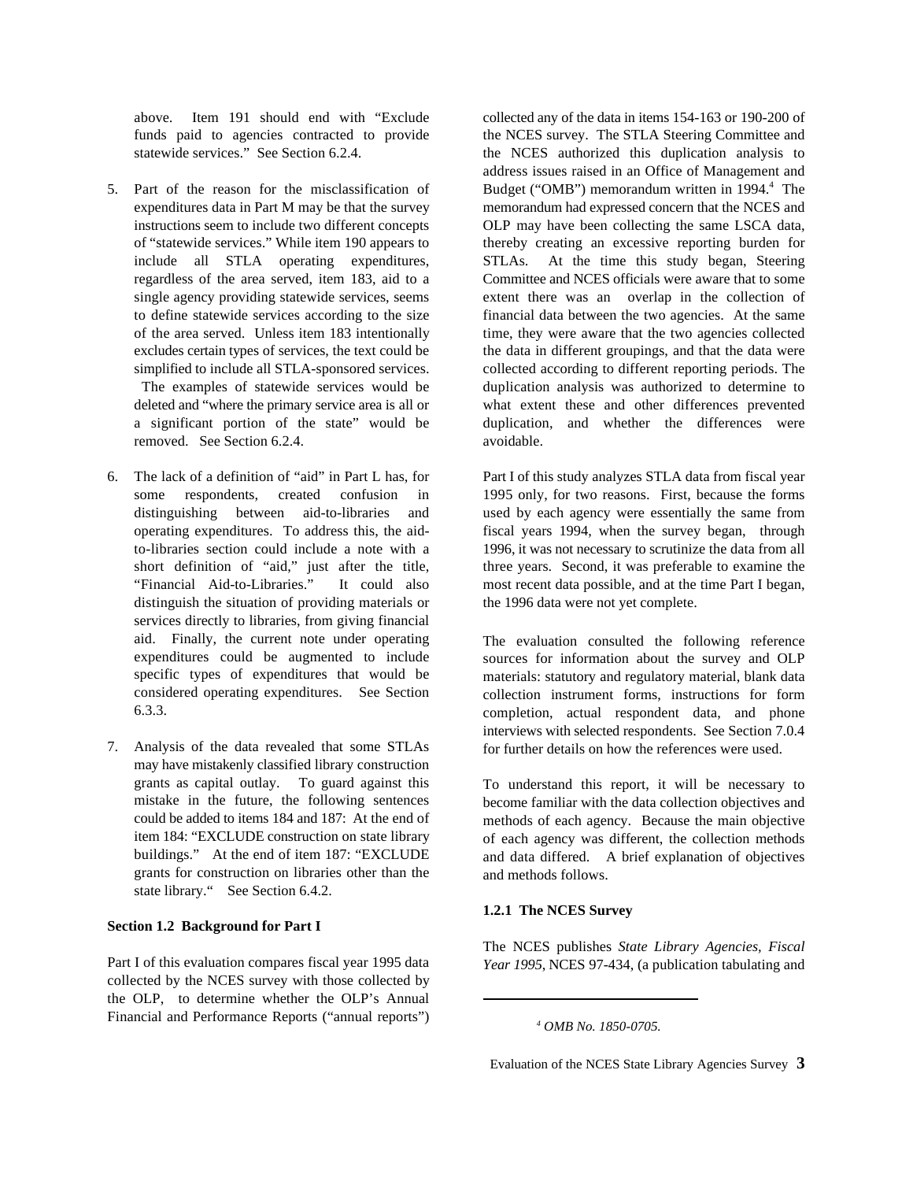above. Item 191 should end with "Exclude funds paid to agencies contracted to provide statewide services." See Section 6.2.4.

5. Part of the reason for the misclassification of expenditures data in Part M may be that the survey instructions seem to include two different concepts of "statewide services." While item 190 appears to include all STLA operating expenditures, regardless of the area served, item 183, aid to a single agency providing statewide services, seems to define statewide services according to the size of the area served. Unless item 183 intentionally excludes certain types of services, the text could be simplified to include all STLA-sponsored services. The examples of statewide services would be deleted and "where the primary service area is all or a significant portion of the state" would be removed. See Section 6.2.4.

6. The lack of a definition of "aid" in Part L has, for some respondents, created confusion in distinguishing between aid-to-libraries and operating expenditures. To address this, the aid-to-libraries section could include a note with a short definition of "aid," just after the title, "Financial Aid-to-Libraries." It could also distinguish the situation of providing materials or services directly to libraries, from giving financial aid. Finally, the current note under operating expenditures could be augmented to include specific types of expenditures that would be considered operating expenditures. See Section 6.3.3.

7. Analysis of the data revealed that some STLAs may have mistakenly classified library construction grants as capital outlay. To guard against this mistake in the future, the following sentences could be added to items 184 and 187: At the end of item 184: "EXCLUDE construction on state library buildings." At the end of item 187: "EXCLUDE grants for construction on libraries other than the state library." See Section 6.4.2.

## Section 1.2 Background for Part I

Part I of this evaluation compares fiscal year 1995 data collected by the NCES survey with those collected by the OLP, to determine whether the OLP's Annual Financial and Performance Reports ("annual reports") collected any of the data in items 154-163 or 190-200 of the NCES survey. The STLA Steering Committee and the NCES authorized this duplication analysis to address issues raised in an Office of Management and Budget ("OMB") memorandum written in 1994.[4] The memorandum had expressed concern that the NCES and OLP may have been collecting the same LSCA data, thereby creating an excessive reporting burden for STLAs. At the time this study began, Steering Committee and NCES officials were aware that to some extent there was an overlap in the collection of financial data between the two agencies. At the same time, they were aware that the two agencies collected the data in different groupings, and that the data were collected according to different reporting periods. The duplication analysis was authorized to determine to what extent these and other differences prevented duplication, and whether the differences were avoidable.

Part I of this study analyzes STLA data from fiscal year 1995 only, for two reasons. First, because the forms used by each agency were essentially the same from fiscal years 1994, when the survey began, through 1996, it was not necessary to scrutinize the data from all three years. Second, it was preferable to examine the most recent data possible, and at the time Part I began, the 1996 data were not yet complete.

The evaluation consulted the following reference sources for information about the survey and OLP materials: statutory and regulatory material, blank data collection instrument forms, instructions for form completion, actual respondent data, and phone interviews with selected respondents. See Section 7.0.4 for further details on how the references were used.

To understand this report, it will be necessary to become familiar with the data collection objectives and methods of each agency. Because the main objective of each agency was different, the collection methods and data differed. A brief explanation of objectives and methods follows.

### 1.2.1 The NCES Survey

The NCES publishes *State Library Agencies, Fiscal Year 1995*, NCES 97-434, (a publication tabulating and

[4] *OMB No. 1850-0705.*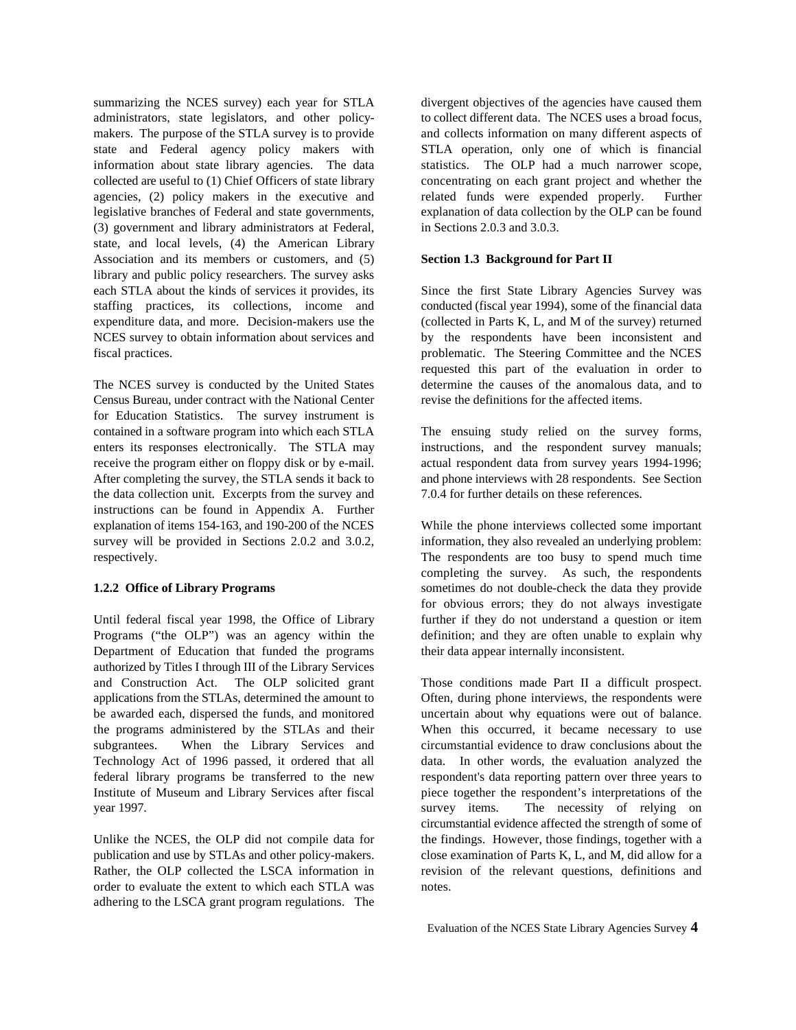summarizing the NCES survey) each year for STLA administrators, state legislators, and other policy-makers. The purpose of the STLA survey is to provide state and Federal agency policy makers with information about state library agencies. The data collected are useful to (1) Chief Officers of state library agencies, (2) policy makers in the executive and legislative branches of Federal and state governments, (3) government and library administrators at Federal, state, and local levels, (4) the American Library Association and its members or customers, and (5) library and public policy researchers. The survey asks each STLA about the kinds of services it provides, its staffing practices, its collections, income and expenditure data, and more. Decision-makers use the NCES survey to obtain information about services and fiscal practices.

The NCES survey is conducted by the United States Census Bureau, under contract with the National Center for Education Statistics. The survey instrument is contained in a software program into which each STLA enters its responses electronically. The STLA may receive the program either on floppy disk or by e-mail. After completing the survey, the STLA sends it back to the data collection unit. Excerpts from the survey and instructions can be found in Appendix A. Further explanation of items 154-163, and 190-200 of the NCES survey will be provided in Sections 2.0.2 and 3.0.2, respectively.

### 1.2.2 Office of Library Programs

Until federal fiscal year 1998, the Office of Library Programs ("the OLP") was an agency within the Department of Education that funded the programs authorized by Titles I through III of the Library Services and Construction Act. The OLP solicited grant applications from the STLAs, determined the amount to be awarded each, dispersed the funds, and monitored the programs administered by the STLAs and their subgrantees. When the Library Services and Technology Act of 1996 passed, it ordered that all federal library programs be transferred to the new Institute of Museum and Library Services after fiscal year 1997.

Unlike the NCES, the OLP did not compile data for publication and use by STLAs and other policy-makers. Rather, the OLP collected the LSCA information in order to evaluate the extent to which each STLA was adhering to the LSCA grant program regulations. The divergent objectives of the agencies have caused them to collect different data. The NCES uses a broad focus, and collects information on many different aspects of STLA operation, only one of which is financial statistics. The OLP had a much narrower scope, concentrating on each grant project and whether the related funds were expended properly. Further explanation of data collection by the OLP can be found in Sections 2.0.3 and 3.0.3.

## Section 1.3 Background for Part II

Since the first State Library Agencies Survey was conducted (fiscal year 1994), some of the financial data (collected in Parts K, L, and M of the survey) returned by the respondents have been inconsistent and problematic. The Steering Committee and the NCES requested this part of the evaluation in order to determine the causes of the anomalous data, and to revise the definitions for the affected items.

The ensuing study relied on the survey forms, instructions, and the respondent survey manuals; actual respondent data from survey years 1994-1996; and phone interviews with 28 respondents. See Section 7.0.4 for further details on these references.

While the phone interviews collected some important information, they also revealed an underlying problem: The respondents are too busy to spend much time completing the survey. As such, the respondents sometimes do not double-check the data they provide for obvious errors; they do not always investigate further if they do not understand a question or item definition; and they are often unable to explain why their data appear internally inconsistent.

Those conditions made Part II a difficult prospect. Often, during phone interviews, the respondents were uncertain about why equations were out of balance. When this occurred, it became necessary to use circumstantial evidence to draw conclusions about the data. In other words, the evaluation analyzed the respondent's data reporting pattern over three years to piece together the respondent's interpretations of the survey items. The necessity of relying on circumstantial evidence affected the strength of some of the findings. However, those findings, together with a close examination of Parts K, L, and M, did allow for a revision of the relevant questions, definitions and notes.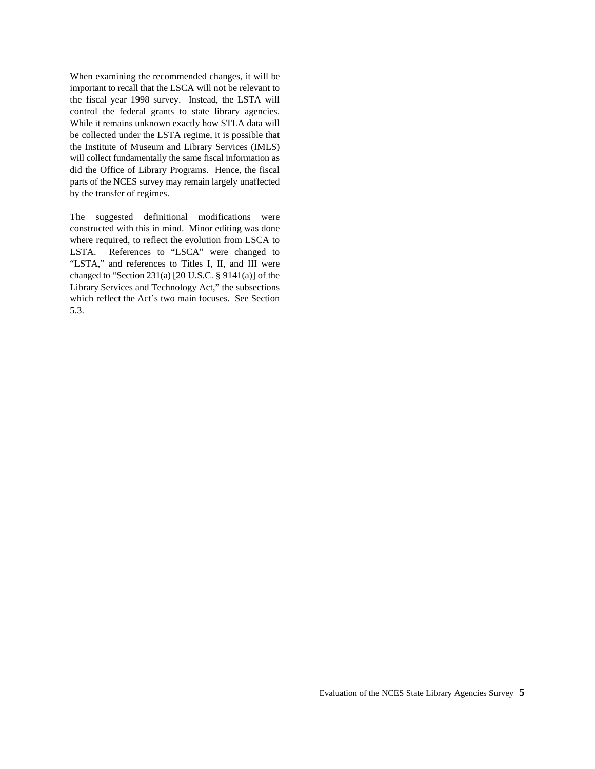When examining the recommended changes, it will be important to recall that the LSCA will not be relevant to the fiscal year 1998 survey. Instead, the LSTA will control the federal grants to state library agencies. While it remains unknown exactly how STLA data will be collected under the LSTA regime, it is possible that the Institute of Museum and Library Services (IMLS) will collect fundamentally the same fiscal information as did the Office of Library Programs. Hence, the fiscal parts of the NCES survey may remain largely unaffected by the transfer of regimes.

The suggested definitional modifications were constructed with this in mind. Minor editing was done where required, to reflect the evolution from LSCA to LSTA. References to "LSCA" were changed to "LSTA," and references to Titles I, II, and III were changed to "Section 231(a) [20 U.S.C. § 9141(a)] of the Library Services and Technology Act," the subsections which reflect the Act's two main focuses. See Section 5.3.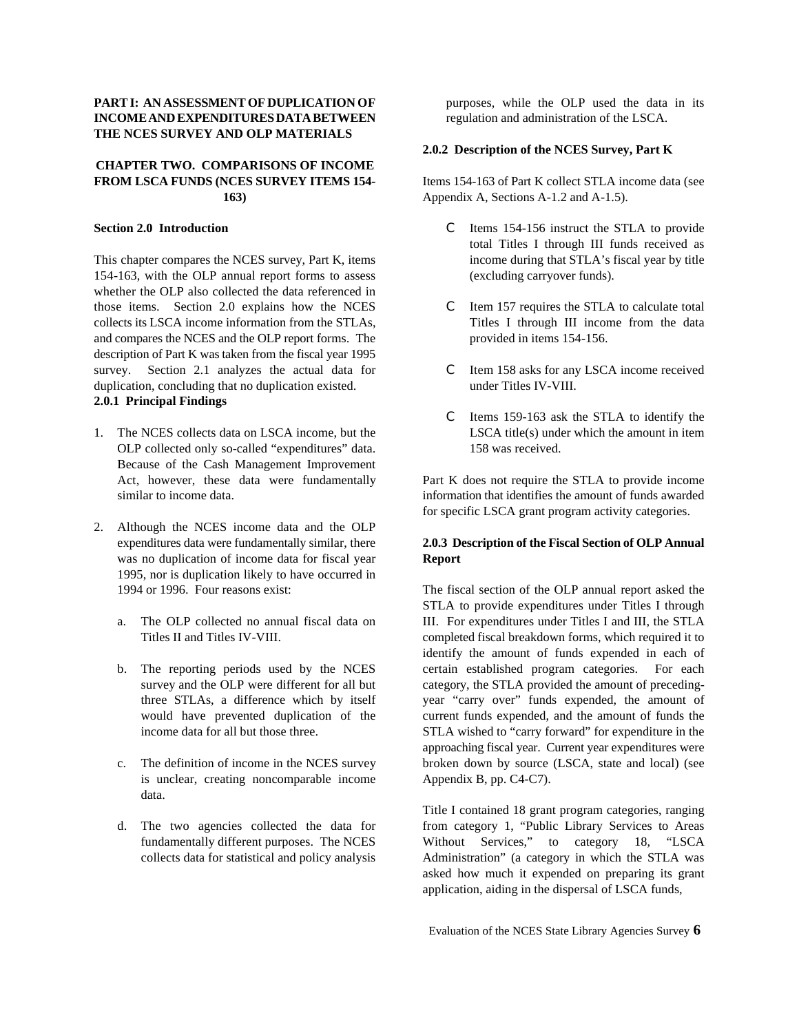**PART I: AN ASSESSMENT OF DUPLICATION OF INCOME AND EXPENDITURES DATA BETWEEN THE NCES SURVEY AND OLP MATERIALS**

## CHAPTER TWO. COMPARISONS OF INCOME FROM LSCA FUNDS (NCES SURVEY ITEMS 154-163)

### Section 2.0 Introduction

This chapter compares the NCES survey, Part K, items 154-163, with the OLP annual report forms to assess whether the OLP also collected the data referenced in those items. Section 2.0 explains how the NCES collects its LSCA income information from the STLAs, and compares the NCES and the OLP report forms. The description of Part K was taken from the fiscal year 1995 survey. Section 2.1 analyzes the actual data for duplication, concluding that no duplication existed.

#### 2.0.1 Principal Findings

1. The NCES collects data on LSCA income, but the OLP collected only so-called "expenditures" data. Because of the Cash Management Improvement Act, however, these data were fundamentally similar to income data.

2. Although the NCES income data and the OLP expenditures data were fundamentally similar, there was no duplication of income data for fiscal year 1995, nor is duplication likely to have occurred in 1994 or 1996. Four reasons exist:

   a. The OLP collected no annual fiscal data on Titles II and Titles IV-VIII.

   b. The reporting periods used by the NCES survey and the OLP were different for all but three STLAs, a difference which by itself would have prevented duplication of the income data for all but those three.

   c. The definition of income in the NCES survey is unclear, creating noncomparable income data.

   d. The two agencies collected the data for fundamentally different purposes. The NCES collects data for statistical and policy analysis purposes, while the OLP used the data in its regulation and administration of the LSCA.

#### 2.0.2 Description of the NCES Survey, Part K

Items 154-163 of Part K collect STLA income data (see Appendix A, Sections A-1.2 and A-1.5).

- Items 154-156 instruct the STLA to provide total Titles I through III funds received as income during that STLA's fiscal year by title (excluding carryover funds).

- Item 157 requires the STLA to calculate total Titles I through III income from the data provided in items 154-156.

- Item 158 asks for any LSCA income received under Titles IV-VIII.

- Items 159-163 ask the STLA to identify the LSCA title(s) under which the amount in item 158 was received.

Part K does not require the STLA to provide income information that identifies the amount of funds awarded for specific LSCA grant program activity categories.

#### 2.0.3 Description of the Fiscal Section of OLP Annual Report

The fiscal section of the OLP annual report asked the STLA to provide expenditures under Titles I through III. For expenditures under Titles I and III, the STLA completed fiscal breakdown forms, which required it to identify the amount of funds expended in each of certain established program categories. For each category, the STLA provided the amount of preceding-year "carry over" funds expended, the amount of current funds expended, and the amount of funds the STLA wished to "carry forward" for expenditure in the approaching fiscal year. Current year expenditures were broken down by source (LSCA, state and local) (see Appendix B, pp. C4-C7).

Title I contained 18 grant program categories, ranging from category 1, "Public Library Services to Areas Without Services," to category 18, "LSCA Administration" (a category in which the STLA was asked how much it expended on preparing its grant application, aiding in the dispersal of LSCA funds,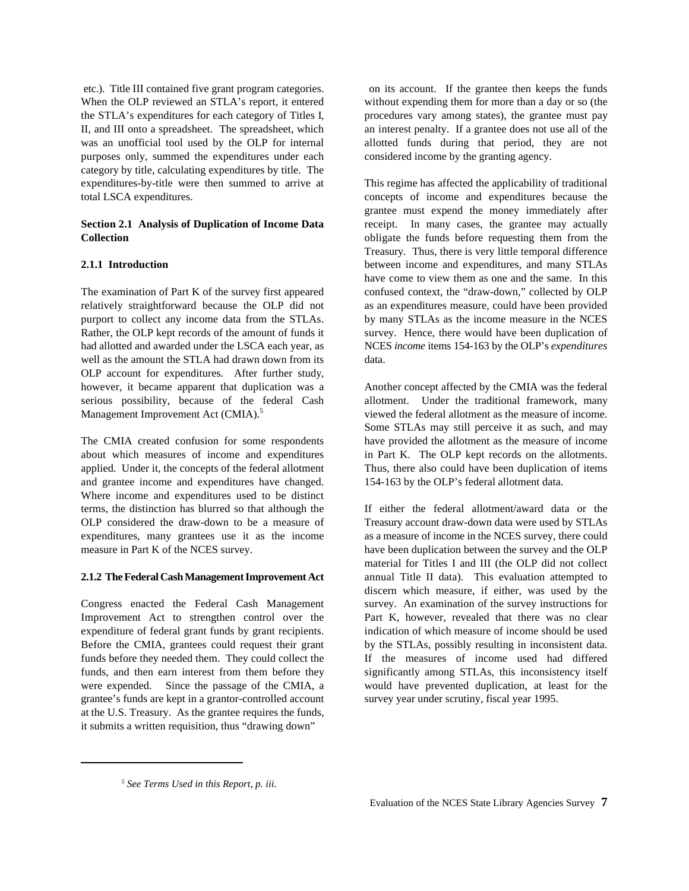etc.). Title III contained five grant program categories. When the OLP reviewed an STLA's report, it entered the STLA's expenditures for each category of Titles I, II, and III onto a spreadsheet. The spreadsheet, which was an unofficial tool used by the OLP for internal purposes only, summed the expenditures under each category by title, calculating expenditures by title. The expenditures-by-title were then summed to arrive at total LSCA expenditures.

## Section 2.1 Analysis of Duplication of Income Data Collection

### 2.1.1 Introduction

The examination of Part K of the survey first appeared relatively straightforward because the OLP did not purport to collect any income data from the STLAs. Rather, the OLP kept records of the amount of funds it had allotted and awarded under the LSCA each year, as well as the amount the STLA had drawn down from its OLP account for expenditures. After further study, however, it became apparent that duplication was a serious possibility, because of the federal Cash Management Improvement Act (CMIA).[5]

The CMIA created confusion for some respondents about which measures of income and expenditures applied. Under it, the concepts of the federal allotment and grantee income and expenditures have changed. Where income and expenditures used to be distinct terms, the distinction has blurred so that although the OLP considered the draw-down to be a measure of expenditures, many grantees use it as the income measure in Part K of the NCES survey.

### 2.1.2 The Federal Cash Management Improvement Act

Congress enacted the Federal Cash Management Improvement Act to strengthen control over the expenditure of federal grant funds by grant recipients. Before the CMIA, grantees could request their grant funds before they needed them. They could collect the funds, and then earn interest from them before they were expended. Since the passage of the CMIA, a grantee's funds are kept in a grantor-controlled account at the U.S. Treasury. As the grantee requires the funds, it submits a written requisition, thus "drawing down" on its account. If the grantee then keeps the funds without expending them for more than a day or so (the procedures vary among states), the grantee must pay an interest penalty. If a grantee does not use all of the allotted funds during that period, they are not considered income by the granting agency.

This regime has affected the applicability of traditional concepts of income and expenditures because the grantee must expend the money immediately after receipt. In many cases, the grantee may actually obligate the funds before requesting them from the Treasury. Thus, there is very little temporal difference between income and expenditures, and many STLAs have come to view them as one and the same. In this confused context, the "draw-down," collected by OLP as an expenditures measure, could have been provided by many STLAs as the income measure in the NCES survey. Hence, there would have been duplication of NCES *income* items 154-163 by the OLP's *expenditures* data.

Another concept affected by the CMIA was the federal allotment. Under the traditional framework, many viewed the federal allotment as the measure of income. Some STLAs may still perceive it as such, and may have provided the allotment as the measure of income in Part K. The OLP kept records on the allotments. Thus, there also could have been duplication of items 154-163 by the OLP's federal allotment data.

If either the federal allotment/award data or the Treasury account draw-down data were used by STLAs as a measure of income in the NCES survey, there could have been duplication between the survey and the OLP material for Titles I and III (the OLP did not collect annual Title II data). This evaluation attempted to discern which measure, if either, was used by the survey. An examination of the survey instructions for Part K, however, revealed that there was no clear indication of which measure of income should be used by the STLAs, possibly resulting in inconsistent data. If the measures of income used had differed significantly among STLAs, this inconsistency itself would have prevented duplication, at least for the survey year under scrutiny, fiscal year 1995.

---

[5] *See Terms Used in this Report, p. iii.*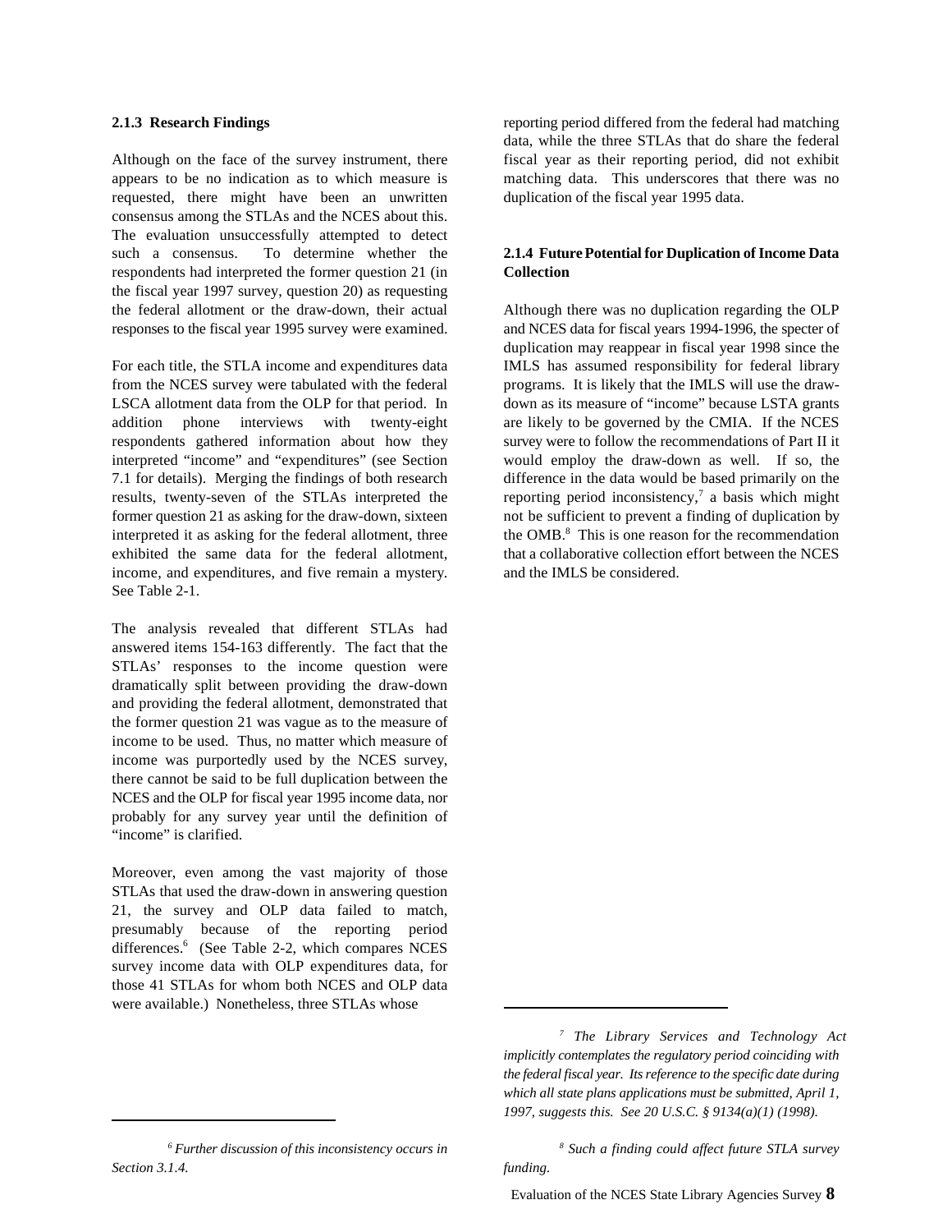### 2.1.3 Research Findings

Although on the face of the survey instrument, there appears to be no indication as to which measure is requested, there might have been an unwritten consensus among the STLAs and the NCES about this. The evaluation unsuccessfully attempted to detect such a consensus. To determine whether the respondents had interpreted the former question 21 (in the fiscal year 1997 survey, question 20) as requesting the federal allotment or the draw-down, their actual responses to the fiscal year 1995 survey were examined.

For each title, the STLA income and expenditures data from the NCES survey were tabulated with the federal LSCA allotment data from the OLP for that period. In addition phone interviews with twenty-eight respondents gathered information about how they interpreted "income" and "expenditures" (see Section 7.1 for details). Merging the findings of both research results, twenty-seven of the STLAs interpreted the former question 21 as asking for the draw-down, sixteen interpreted it as asking for the federal allotment, three exhibited the same data for the federal allotment, income, and expenditures, and five remain a mystery. See Table 2-1.

The analysis revealed that different STLAs had answered items 154-163 differently. The fact that the STLAs' responses to the income question were dramatically split between providing the draw-down and providing the federal allotment, demonstrated that the former question 21 was vague as to the measure of income to be used. Thus, no matter which measure of income was purportedly used by the NCES survey, there cannot be said to be full duplication between the NCES and the OLP for fiscal year 1995 income data, nor probably for any survey year until the definition of "income" is clarified.

Moreover, even among the vast majority of those STLAs that used the draw-down in answering question 21, the survey and OLP data failed to match, presumably because of the reporting period differences.[6] (See Table 2-2, which compares NCES survey income data with OLP expenditures data, for those 41 STLAs for whom both NCES and OLP data were available.) Nonetheless, three STLAs whose reporting period differed from the federal had matching data, while the three STLAs that do share the federal fiscal year as their reporting period, did not exhibit matching data. This underscores that there was no duplication of the fiscal year 1995 data.

### 2.1.4 Future Potential for Duplication of Income Data Collection

Although there was no duplication regarding the OLP and NCES data for fiscal years 1994-1996, the specter of duplication may reappear in fiscal year 1998 since the IMLS has assumed responsibility for federal library programs. It is likely that the IMLS will use the draw-down as its measure of "income" because LSTA grants are likely to be governed by the CMIA. If the NCES survey were to follow the recommendations of Part II it would employ the draw-down as well. If so, the difference in the data would be based primarily on the reporting period inconsistency,[7] a basis which might not be sufficient to prevent a finding of duplication by the OMB.[8] This is one reason for the recommendation that a collaborative collection effort between the NCES and the IMLS be considered.

---

[6] *Further discussion of this inconsistency occurs in Section 3.1.4.*

[7] *The Library Services and Technology Act implicitly contemplates the regulatory period coinciding with the federal fiscal year. Its reference to the specific date during which all state plans applications must be submitted, April 1, 1997, suggests this. See 20 U.S.C. § 9134(a)(1) (1998).*

[8] *Such a finding could affect future STLA survey funding.*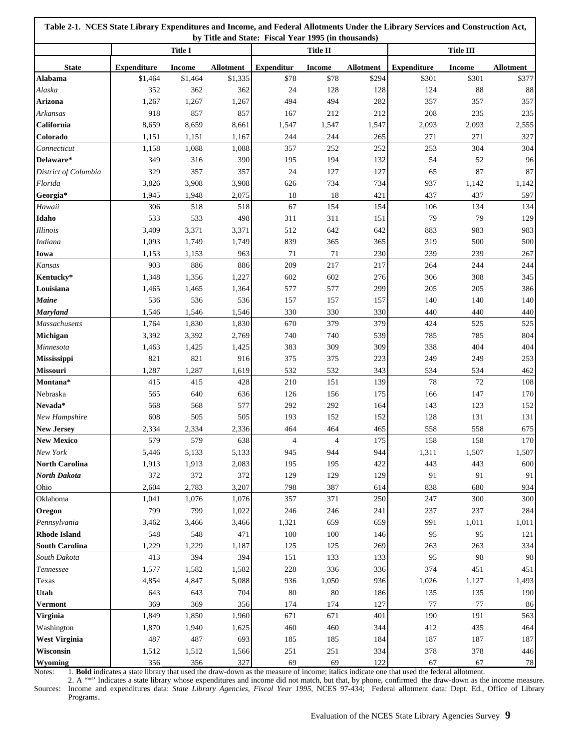**Table 2-1. NCES State Library Expenditures and Income, and Federal Allotments Under the Library Services and Construction Act, by Title and State: Fiscal Year 1995 (in thousands)**

| | Title I | | | Title II | | | Title III | | |
|---|---|---|---|---|---|---|---|---|---|
| **State** | **Expenditure** | **Income** | **Allotment** | **Expenditur** | **Income** | **Allotment** | **Expenditure** | **Income** | **Allotment** |
| **Alabama** | $1,464 | $1,464 | $1,335 | $78 | $78 | $294 | $301 | $301 | $377 |
| *Alaska* | 352 | 362 | 362 | 24 | 128 | 128 | 124 | 88 | 88 |
| **Arizona** | 1,267 | 1,267 | 1,267 | 494 | 494 | 282 | 357 | 357 | 357 |
| *Arkansas* | 918 | 857 | 857 | 167 | 212 | 212 | 208 | 235 | 235 |
| **California** | 8,659 | 8,659 | 8,661 | 1,547 | 1,547 | 1,547 | 2,093 | 2,093 | 2,555 |
| **Colorado** | 1,151 | 1,151 | 1,167 | 244 | 244 | 265 | 271 | 271 | 327 |
| *Connecticut* | 1,158 | 1,088 | 1,088 | 357 | 252 | 252 | 253 | 304 | 304 |
| **Delaware*** | 349 | 316 | 390 | 195 | 194 | 132 | 54 | 52 | 96 |
| *District of Columbia* | 329 | 357 | 357 | 24 | 127 | 127 | 65 | 87 | 87 |
| *Florida* | 3,826 | 3,908 | 3,908 | 626 | 734 | 734 | 937 | 1,142 | 1,142 |
| **Georgia*** | 1,945 | 1,948 | 2,075 | 18 | 18 | 421 | 437 | 437 | 597 |
| *Hawaii* | 306 | 518 | 518 | 67 | 154 | 154 | 106 | 134 | 134 |
| **Idaho** | 533 | 533 | 498 | 311 | 311 | 151 | 79 | 79 | 129 |
| *Illinois* | 3,409 | 3,371 | 3,371 | 512 | 642 | 642 | 883 | 983 | 983 |
| *Indiana* | 1,093 | 1,749 | 1,749 | 839 | 365 | 365 | 319 | 500 | 500 |
| **Iowa** | 1,153 | 1,153 | 963 | 71 | 71 | 230 | 239 | 239 | 267 |
| *Kansas* | 903 | 886 | 886 | 209 | 217 | 217 | 264 | 244 | 244 |
| **Kentucky*** | 1,348 | 1,356 | 1,227 | 602 | 602 | 276 | 306 | 308 | 345 |
| **Louisiana** | 1,465 | 1,465 | 1,364 | 577 | 577 | 299 | 205 | 205 | 386 |
| ***Maine*** | 536 | 536 | 536 | 157 | 157 | 157 | 140 | 140 | 140 |
| ***Maryland*** | 1,546 | 1,546 | 1,546 | 330 | 330 | 330 | 440 | 440 | 440 |
| *Massachusetts* | 1,764 | 1,830 | 1,830 | 670 | 379 | 379 | 424 | 525 | 525 |
| **Michigan** | 3,392 | 3,392 | 2,769 | 740 | 740 | 539 | 785 | 785 | 804 |
| *Minnesota* | 1,463 | 1,425 | 1,425 | 383 | 309 | 309 | 338 | 404 | 404 |
| **Mississippi** | 821 | 821 | 916 | 375 | 375 | 223 | 249 | 249 | 253 |
| **Missouri** | 1,287 | 1,287 | 1,619 | 532 | 532 | 343 | 534 | 534 | 462 |
| **Montana*** | 415 | 415 | 428 | 210 | 151 | 139 | 78 | 72 | 108 |
| Nebraska | 565 | 640 | 636 | 126 | 156 | 175 | 166 | 147 | 170 |
| **Nevada*** | 568 | 568 | 577 | 292 | 292 | 164 | 143 | 123 | 152 |
| *New Hampshire* | 608 | 505 | 505 | 193 | 152 | 152 | 128 | 131 | 131 |
| **New Jersey** | 2,334 | 2,334 | 2,336 | 464 | 464 | 465 | 558 | 558 | 675 |
| **New Mexico** | 579 | 579 | 638 | 4 | 4 | 175 | 158 | 158 | 170 |
| *New York* | 5,446 | 5,133 | 5,133 | 945 | 944 | 944 | 1,311 | 1,507 | 1,507 |
| **North Carolina** | 1,913 | 1,913 | 2,083 | 195 | 195 | 422 | 443 | 443 | 600 |
| ***North Dakota*** | 372 | 372 | 372 | 129 | 129 | 129 | 91 | 91 | 91 |
| Ohio | 2,604 | 2,783 | 3,207 | 798 | 387 | 614 | 838 | 680 | 934 |
| Oklahoma | 1,041 | 1,076 | 1,076 | 357 | 371 | 250 | 247 | 300 | 300 |
| **Oregon** | 799 | 799 | 1,022 | 246 | 246 | 241 | 237 | 237 | 284 |
| *Pennsylvania* | 3,462 | 3,466 | 3,466 | 1,321 | 659 | 659 | 991 | 1,011 | 1,011 |
| **Rhode Island** | 548 | 548 | 471 | 100 | 100 | 146 | 95 | 95 | 121 |
| **South Carolina** | 1,229 | 1,229 | 1,187 | 125 | 125 | 269 | 263 | 263 | 334 |
| *South Dakota* | 413 | 394 | 394 | 151 | 133 | 133 | 95 | 98 | 98 |
| *Tennessee* | 1,577 | 1,582 | 1,582 | 228 | 336 | 336 | 374 | 451 | 451 |
| Texas | 4,854 | 4,847 | 5,088 | 936 | 1,050 | 936 | 1,026 | 1,127 | 1,493 |
| **Utah** | 643 | 643 | 704 | 80 | 80 | 186 | 135 | 135 | 190 |
| **Vermont** | 369 | 369 | 356 | 174 | 174 | 127 | 77 | 77 | 86 |
| **Virginia** | 1,849 | 1,850 | 1,960 | 671 | 671 | 401 | 190 | 191 | 563 |
| Washington | 1,870 | 1,940 | 1,625 | 460 | 460 | 344 | 412 | 435 | 464 |
| **West Virginia** | 487 | 487 | 693 | 185 | 185 | 184 | 187 | 187 | 187 |
| **Wisconsin** | 1,512 | 1,512 | 1,566 | 251 | 251 | 334 | 378 | 378 | 446 |
| **Wyoming** | 356 | 356 | 327 | 69 | 69 | 122 | 67 | 67 | 78 |

Notes: 1. **Bold** indicates a state library that used the draw-down as the measure of income; italics indicate one that used the federal allotment.
2. A "*" Indicates a state library whose expenditures and income did not match, but that, by phone, confirmed the draw-down as the income measure.

Sources: Income and expenditures data: *State Library Agencies, Fiscal Year 1995*, NCES 97-434; Federal allotment data: Dept. Ed., Office of Library Programs.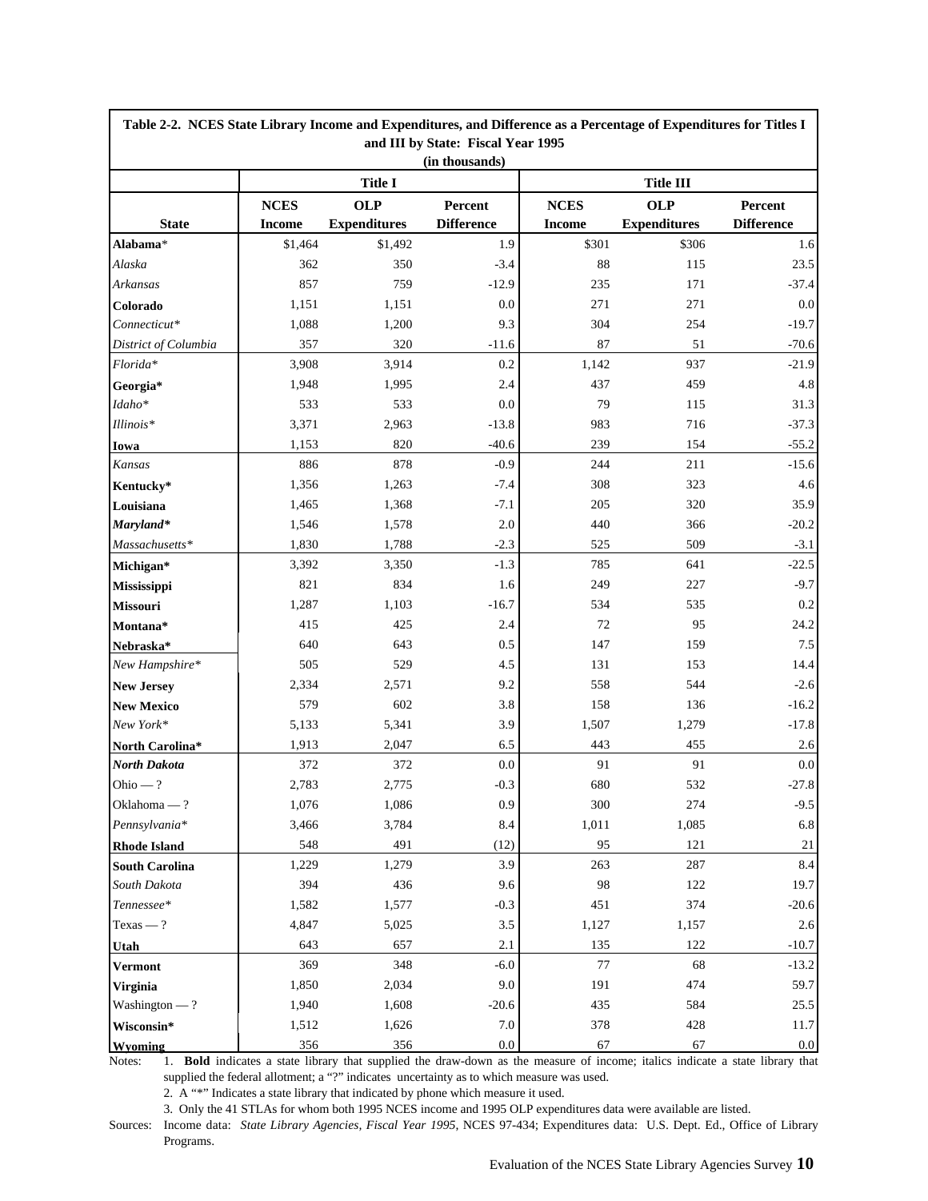**Table 2-2. NCES State Library Income and Expenditures, and Difference as a Percentage of Expenditures for Titles I and III by State: Fiscal Year 1995**
**(in thousands)**

| | Title I | | | Title III | | |
|---|---|---|---|---|---|---|
| **State** | **NCES Income** | **OLP Expenditures** | **Percent Difference** | **NCES Income** | **OLP Expenditures** | **Percent Difference** |
| **Alabama**\* | $1,464 | $1,492 | 1.9 | $301 | $306 | 1.6 |
| *Alaska* | 362 | 350 | -3.4 | 88 | 115 | 23.5 |
| *Arkansas* | 857 | 759 | -12.9 | 235 | 171 | -37.4 |
| **Colorado** | 1,151 | 1,151 | 0.0 | 271 | 271 | 0.0 |
| *Connecticut\** | 1,088 | 1,200 | 9.3 | 304 | 254 | -19.7 |
| *District of Columbia* | 357 | 320 | -11.6 | 87 | 51 | -70.6 |
| *Florida\** | 3,908 | 3,914 | 0.2 | 1,142 | 937 | -21.9 |
| **Georgia\*** | 1,948 | 1,995 | 2.4 | 437 | 459 | 4.8 |
| *Idaho\** | 533 | 533 | 0.0 | 79 | 115 | 31.3 |
| *Illinois\** | 3,371 | 2,963 | -13.8 | 983 | 716 | -37.3 |
| **Iowa** | 1,153 | 820 | -40.6 | 239 | 154 | -55.2 |
| *Kansas* | 886 | 878 | -0.9 | 244 | 211 | -15.6 |
| **Kentucky\*** | 1,356 | 1,263 | -7.4 | 308 | 323 | 4.6 |
| **Louisiana** | 1,465 | 1,368 | -7.1 | 205 | 320 | 35.9 |
| ***Maryland\**** | 1,546 | 1,578 | 2.0 | 440 | 366 | -20.2 |
| *Massachusetts\** | 1,830 | 1,788 | -2.3 | 525 | 509 | -3.1 |
| **Michigan\*** | 3,392 | 3,350 | -1.3 | 785 | 641 | -22.5 |
| **Mississippi** | 821 | 834 | 1.6 | 249 | 227 | -9.7 |
| **Missouri** | 1,287 | 1,103 | -16.7 | 534 | 535 | 0.2 |
| **Montana\*** | 415 | 425 | 2.4 | 72 | 95 | 24.2 |
| **Nebraska\*** | 640 | 643 | 0.5 | 147 | 159 | 7.5 |
| *New Hampshire\** | 505 | 529 | 4.5 | 131 | 153 | 14.4 |
| **New Jersey** | 2,334 | 2,571 | 9.2 | 558 | 544 | -2.6 |
| **New Mexico** | 579 | 602 | 3.8 | 158 | 136 | -16.2 |
| *New York\** | 5,133 | 5,341 | 3.9 | 1,507 | 1,279 | -17.8 |
| **North Carolina\*** | 1,913 | 2,047 | 6.5 | 443 | 455 | 2.6 |
| ***North Dakota*** | 372 | 372 | 0.0 | 91 | 91 | 0.0 |
| Ohio — ? | 2,783 | 2,775 | -0.3 | 680 | 532 | -27.8 |
| Oklahoma — ? | 1,076 | 1,086 | 0.9 | 300 | 274 | -9.5 |
| *Pennsylvania\** | 3,466 | 3,784 | 8.4 | 1,011 | 1,085 | 6.8 |
| **Rhode Island** | 548 | 491 | (12) | 95 | 121 | 21 |
| **South Carolina** | 1,229 | 1,279 | 3.9 | 263 | 287 | 8.4 |
| *South Dakota* | 394 | 436 | 9.6 | 98 | 122 | 19.7 |
| *Tennessee\** | 1,582 | 1,577 | -0.3 | 451 | 374 | -20.6 |
| Texas — ? | 4,847 | 5,025 | 3.5 | 1,127 | 1,157 | 2.6 |
| **Utah** | 643 | 657 | 2.1 | 135 | 122 | -10.7 |
| **Vermont** | 369 | 348 | -6.0 | 77 | 68 | -13.2 |
| **Virginia** | 1,850 | 2,034 | 9.0 | 191 | 474 | 59.7 |
| Washington — ? | 1,940 | 1,608 | -20.6 | 435 | 584 | 25.5 |
| **Wisconsin\*** | 1,512 | 1,626 | 7.0 | 378 | 428 | 11.7 |
| **Wyoming** | 356 | 356 | 0.0 | 67 | 67 | 0.0 |

Notes: 1. **Bold** indicates a state library that supplied the draw-down as the measure of income; italics indicate a state library that supplied the federal allotment; a "?" indicates uncertainty as to which measure was used.

2. A "\*" Indicates a state library that indicated by phone which measure it used.

3. Only the 41 STLAs for whom both 1995 NCES income and 1995 OLP expenditures data were available are listed.

Sources: Income data: *State Library Agencies, Fiscal Year 1995*, NCES 97-434; Expenditures data: U.S. Dept. Ed., Office of Library Programs.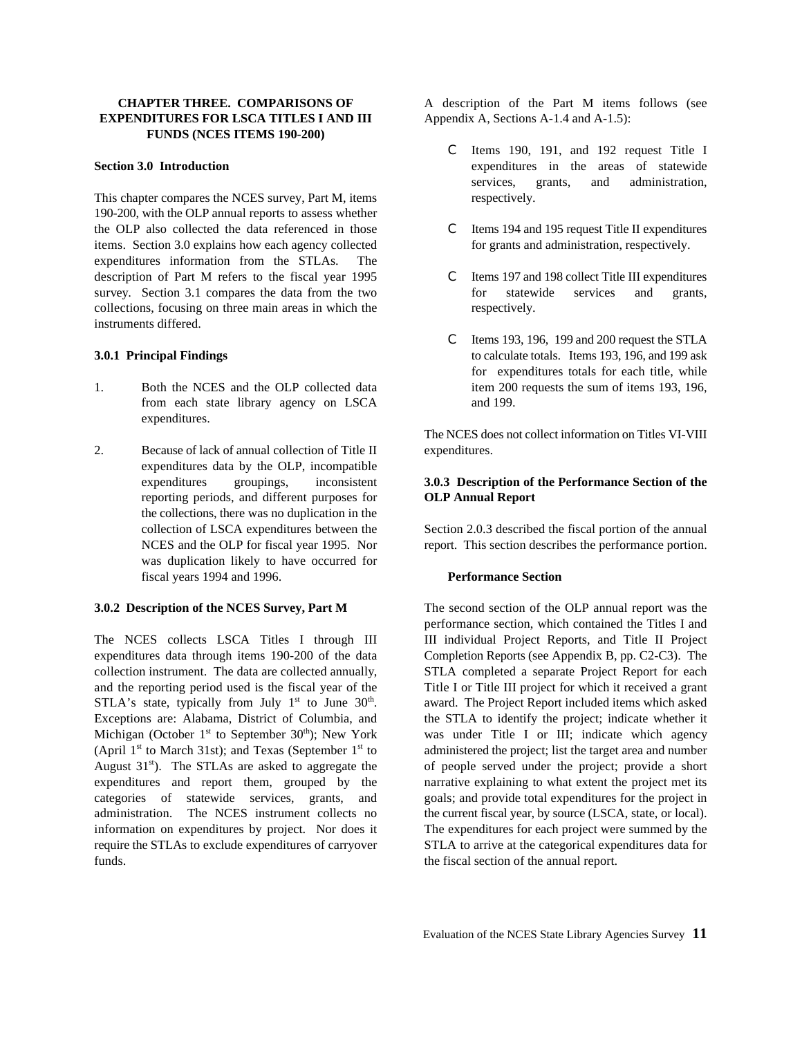## CHAPTER THREE. COMPARISONS OF EXPENDITURES FOR LSCA TITLES I AND III FUNDS (NCES ITEMS 190-200)

### Section 3.0 Introduction

This chapter compares the NCES survey, Part M, items 190-200, with the OLP annual reports to assess whether the OLP also collected the data referenced in those items. Section 3.0 explains how each agency collected expenditures information from the STLAs. The description of Part M refers to the fiscal year 1995 survey. Section 3.1 compares the data from the two collections, focusing on three main areas in which the instruments differed.

### 3.0.1 Principal Findings

1. Both the NCES and the OLP collected data from each state library agency on LSCA expenditures.

2. Because of lack of annual collection of Title II expenditures data by the OLP, incompatible expenditures groupings, inconsistent reporting periods, and different purposes for the collections, there was no duplication in the collection of LSCA expenditures between the NCES and the OLP for fiscal year 1995. Nor was duplication likely to have occurred for fiscal years 1994 and 1996.

### 3.0.2 Description of the NCES Survey, Part M

The NCES collects LSCA Titles I through III expenditures data through items 190-200 of the data collection instrument. The data are collected annually, and the reporting period used is the fiscal year of the STLA's state, typically from July 1st to June 30th. Exceptions are: Alabama, District of Columbia, and Michigan (October 1st to September 30th); New York (April 1st to March 31st); and Texas (September 1st to August 31st). The STLAs are asked to aggregate the expenditures and report them, grouped by the categories of statewide services, grants, and administration. The NCES instrument collects no information on expenditures by project. Nor does it require the STLAs to exclude expenditures of carryover funds.

A description of the Part M items follows (see Appendix A, Sections A-1.4 and A-1.5):

- Items 190, 191, and 192 request Title I expenditures in the areas of statewide services, grants, and administration, respectively.

- Items 194 and 195 request Title II expenditures for grants and administration, respectively.

- Items 197 and 198 collect Title III expenditures for statewide services and grants, respectively.

- Items 193, 196, 199 and 200 request the STLA to calculate totals. Items 193, 196, and 199 ask for expenditures totals for each title, while item 200 requests the sum of items 193, 196, and 199.

The NCES does not collect information on Titles VI-VIII expenditures.

### 3.0.3 Description of the Performance Section of the OLP Annual Report

Section 2.0.3 described the fiscal portion of the annual report. This section describes the performance portion.

**Performance Section**

The second section of the OLP annual report was the performance section, which contained the Titles I and III individual Project Reports, and Title II Project Completion Reports (see Appendix B, pp. C2-C3). The STLA completed a separate Project Report for each Title I or Title III project for which it received a grant award. The Project Report included items which asked the STLA to identify the project; indicate whether it was under Title I or III; indicate which agency administered the project; list the target area and number of people served under the project; provide a short narrative explaining to what extent the project met its goals; and provide total expenditures for the project in the current fiscal year, by source (LSCA, state, or local). The expenditures for each project were summed by the STLA to arrive at the categorical expenditures data for the fiscal section of the annual report.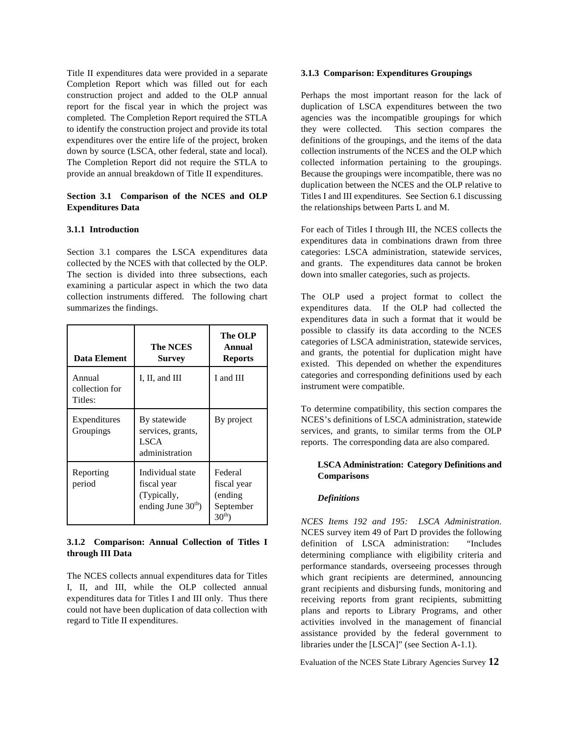Title II expenditures data were provided in a separate Completion Report which was filled out for each construction project and added to the OLP annual report for the fiscal year in which the project was completed. The Completion Report required the STLA to identify the construction project and provide its total expenditures over the entire life of the project, broken down by source (LSCA, other federal, state and local). The Completion Report did not require the STLA to provide an annual breakdown of Title II expenditures.

## Section 3.1 Comparison of the NCES and OLP Expenditures Data

### 3.1.1 Introduction

Section 3.1 compares the LSCA expenditures data collected by the NCES with that collected by the OLP. The section is divided into three subsections, each examining a particular aspect in which the two data collection instruments differed. The following chart summarizes the findings.

| Data Element | The NCES Survey | The OLP Annual Reports |
|---|---|---|
| Annual collection for Titles: | I, II, and III | I and III |
| Expenditures Groupings | By statewide services, grants, LSCA administration | By project |
| Reporting period | Individual state fiscal year (Typically, ending June 30th) | Federal fiscal year (ending September 30th) |

### 3.1.2 Comparison: Annual Collection of Titles I through III Data

The NCES collects annual expenditures data for Titles I, II, and III, while the OLP collected annual expenditures data for Titles I and III only. Thus there could not have been duplication of data collection with regard to Title II expenditures.

### 3.1.3 Comparison: Expenditures Groupings

Perhaps the most important reason for the lack of duplication of LSCA expenditures between the two agencies was the incompatible groupings for which they were collected. This section compares the definitions of the groupings, and the items of the data collection instruments of the NCES and the OLP which collected information pertaining to the groupings. Because the groupings were incompatible, there was no duplication between the NCES and the OLP relative to Titles I and III expenditures. See Section 6.1 discussing the relationships between Parts L and M.

For each of Titles I through III, the NCES collects the expenditures data in combinations drawn from three categories: LSCA administration, statewide services, and grants. The expenditures data cannot be broken down into smaller categories, such as projects.

The OLP used a project format to collect the expenditures data. If the OLP had collected the expenditures data in such a format that it would be possible to classify its data according to the NCES categories of LSCA administration, statewide services, and grants, the potential for duplication might have existed. This depended on whether the expenditures categories and corresponding definitions used by each instrument were compatible.

To determine compatibility, this section compares the NCES's definitions of LSCA administration, statewide services, and grants, to similar terms from the OLP reports. The corresponding data are also compared.

#### LSCA Administration: Category Definitions and Comparisons

##### *Definitions*

*NCES Items 192 and 195: LSCA Administration*. NCES survey item 49 of Part D provides the following definition of LSCA administration: "Includes determining compliance with eligibility criteria and performance standards, overseeing processes through which grant recipients are determined, announcing grant recipients and disbursing funds, monitoring and receiving reports from grant recipients, submitting plans and reports to Library Programs, and other activities involved in the management of financial assistance provided by the federal government to libraries under the [LSCA]" (see Section A-1.1).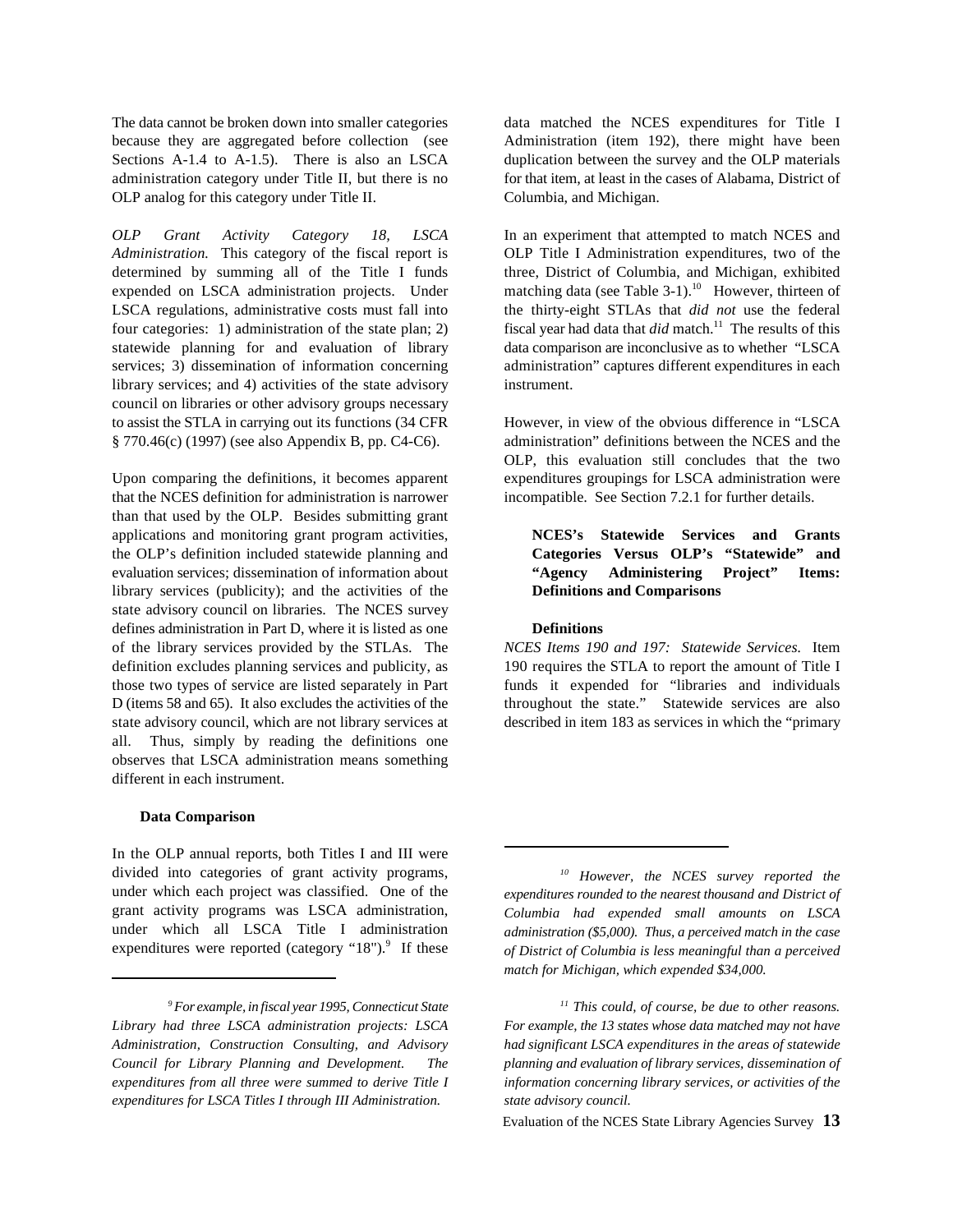The data cannot be broken down into smaller categories because they are aggregated before collection (see Sections A-1.4 to A-1.5). There is also an LSCA administration category under Title II, but there is no OLP analog for this category under Title II.

*OLP Grant Activity Category 18, LSCA Administration.* This category of the fiscal report is determined by summing all of the Title I funds expended on LSCA administration projects. Under LSCA regulations, administrative costs must fall into four categories: 1) administration of the state plan; 2) statewide planning for and evaluation of library services; 3) dissemination of information concerning library services; and 4) activities of the state advisory council on libraries or other advisory groups necessary to assist the STLA in carrying out its functions (34 CFR § 770.46(c) (1997) (see also Appendix B, pp. C4-C6).

Upon comparing the definitions, it becomes apparent that the NCES definition for administration is narrower than that used by the OLP. Besides submitting grant applications and monitoring grant program activities, the OLP's definition included statewide planning and evaluation services; dissemination of information about library services (publicity); and the activities of the state advisory council on libraries. The NCES survey defines administration in Part D, where it is listed as one of the library services provided by the STLAs. The definition excludes planning services and publicity, as those two types of service are listed separately in Part D (items 58 and 65). It also excludes the activities of the state advisory council, which are not library services at all. Thus, simply by reading the definitions one observes that LSCA administration means something different in each instrument.

**Data Comparison**

In the OLP annual reports, both Titles I and III were divided into categories of grant activity programs, under which each project was classified. One of the grant activity programs was LSCA administration, under which all LSCA Title I administration expenditures were reported (category "18").[9] If these data matched the NCES expenditures for Title I Administration (item 192), there might have been duplication between the survey and the OLP materials for that item, at least in the cases of Alabama, District of Columbia, and Michigan.

In an experiment that attempted to match NCES and OLP Title I Administration expenditures, two of the three, District of Columbia, and Michigan, exhibited matching data (see Table 3-1).[10] However, thirteen of the thirty-eight STLAs that *did not* use the federal fiscal year had data that *did* match.[11] The results of this data comparison are inconclusive as to whether "LSCA administration" captures different expenditures in each instrument.

However, in view of the obvious difference in "LSCA administration" definitions between the NCES and the OLP, this evaluation still concludes that the two expenditures groupings for LSCA administration were incompatible. See Section 7.2.1 for further details.

**NCES's Statewide Services and Grants Categories Versus OLP's "Statewide" and "Agency Administering Project" Items: Definitions and Comparisons**

**Definitions**

*NCES Items 190 and 197: Statewide Services.* Item 190 requires the STLA to report the amount of Title I funds it expended for "libraries and individuals throughout the state." Statewide services are also described in item 183 as services in which the "primary

---

[9] *For example, in fiscal year 1995, Connecticut State Library had three LSCA administration projects: LSCA Administration, Construction Consulting, and Advisory Council for Library Planning and Development. The expenditures from all three were summed to derive Title I expenditures for LSCA Titles I through III Administration.*

[10] *However, the NCES survey reported the expenditures rounded to the nearest thousand and District of Columbia had expended small amounts on LSCA administration ($5,000). Thus, a perceived match in the case of District of Columbia is less meaningful than a perceived match for Michigan, which expended $34,000.*

[11] *This could, of course, be due to other reasons. For example, the 13 states whose data matched may not have had significant LSCA expenditures in the areas of statewide planning and evaluation of library services, dissemination of information concerning library services, or activities of the state advisory council.*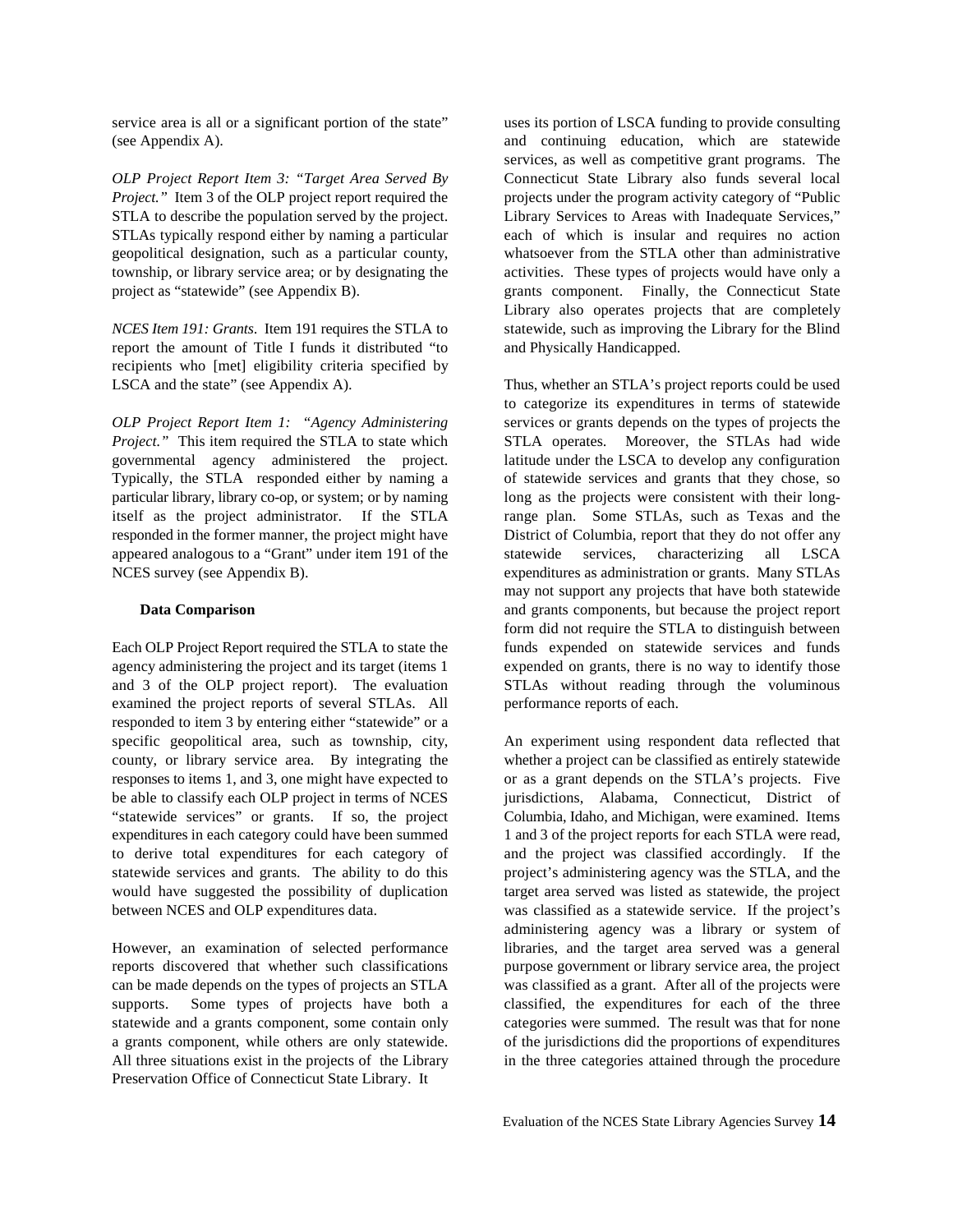service area is all or a significant portion of the state" (see Appendix A).

*OLP Project Report Item 3: "Target Area Served By Project."* Item 3 of the OLP project report required the STLA to describe the population served by the project. STLAs typically respond either by naming a particular geopolitical designation, such as a particular county, township, or library service area; or by designating the project as "statewide" (see Appendix B).

*NCES Item 191: Grants*. Item 191 requires the STLA to report the amount of Title I funds it distributed "to recipients who [met] eligibility criteria specified by LSCA and the state" (see Appendix A).

*OLP Project Report Item 1: "Agency Administering Project."* This item required the STLA to state which governmental agency administered the project. Typically, the STLA responded either by naming a particular library, library co-op, or system; or by naming itself as the project administrator. If the STLA responded in the former manner, the project might have appeared analogous to a "Grant" under item 191 of the NCES survey (see Appendix B).

**Data Comparison**

Each OLP Project Report required the STLA to state the agency administering the project and its target (items 1 and 3 of the OLP project report). The evaluation examined the project reports of several STLAs. All responded to item 3 by entering either "statewide" or a specific geopolitical area, such as township, city, county, or library service area. By integrating the responses to items 1, and 3, one might have expected to be able to classify each OLP project in terms of NCES "statewide services" or grants. If so, the project expenditures in each category could have been summed to derive total expenditures for each category of statewide services and grants. The ability to do this would have suggested the possibility of duplication between NCES and OLP expenditures data.

However, an examination of selected performance reports discovered that whether such classifications can be made depends on the types of projects an STLA supports. Some types of projects have both a statewide and a grants component, some contain only a grants component, while others are only statewide. All three situations exist in the projects of the Library Preservation Office of Connecticut State Library. It uses its portion of LSCA funding to provide consulting and continuing education, which are statewide services, as well as competitive grant programs. The Connecticut State Library also funds several local projects under the program activity category of "Public Library Services to Areas with Inadequate Services," each of which is insular and requires no action whatsoever from the STLA other than administrative activities. These types of projects would have only a grants component. Finally, the Connecticut State Library also operates projects that are completely statewide, such as improving the Library for the Blind and Physically Handicapped.

Thus, whether an STLA's project reports could be used to categorize its expenditures in terms of statewide services or grants depends on the types of projects the STLA operates. Moreover, the STLAs had wide latitude under the LSCA to develop any configuration of statewide services and grants that they chose, so long as the projects were consistent with their long-range plan. Some STLAs, such as Texas and the District of Columbia, report that they do not offer any statewide services, characterizing all LSCA expenditures as administration or grants. Many STLAs may not support any projects that have both statewide and grants components, but because the project report form did not require the STLA to distinguish between funds expended on statewide services and funds expended on grants, there is no way to identify those STLAs without reading through the voluminous performance reports of each.

An experiment using respondent data reflected that whether a project can be classified as entirely statewide or as a grant depends on the STLA's projects. Five jurisdictions, Alabama, Connecticut, District of Columbia, Idaho, and Michigan, were examined. Items 1 and 3 of the project reports for each STLA were read, and the project was classified accordingly. If the project's administering agency was the STLA, and the target area served was listed as statewide, the project was classified as a statewide service. If the project's administering agency was a library or system of libraries, and the target area served was a general purpose government or library service area, the project was classified as a grant. After all of the projects were classified, the expenditures for each of the three categories were summed. The result was that for none of the jurisdictions did the proportions of expenditures in the three categories attained through the procedure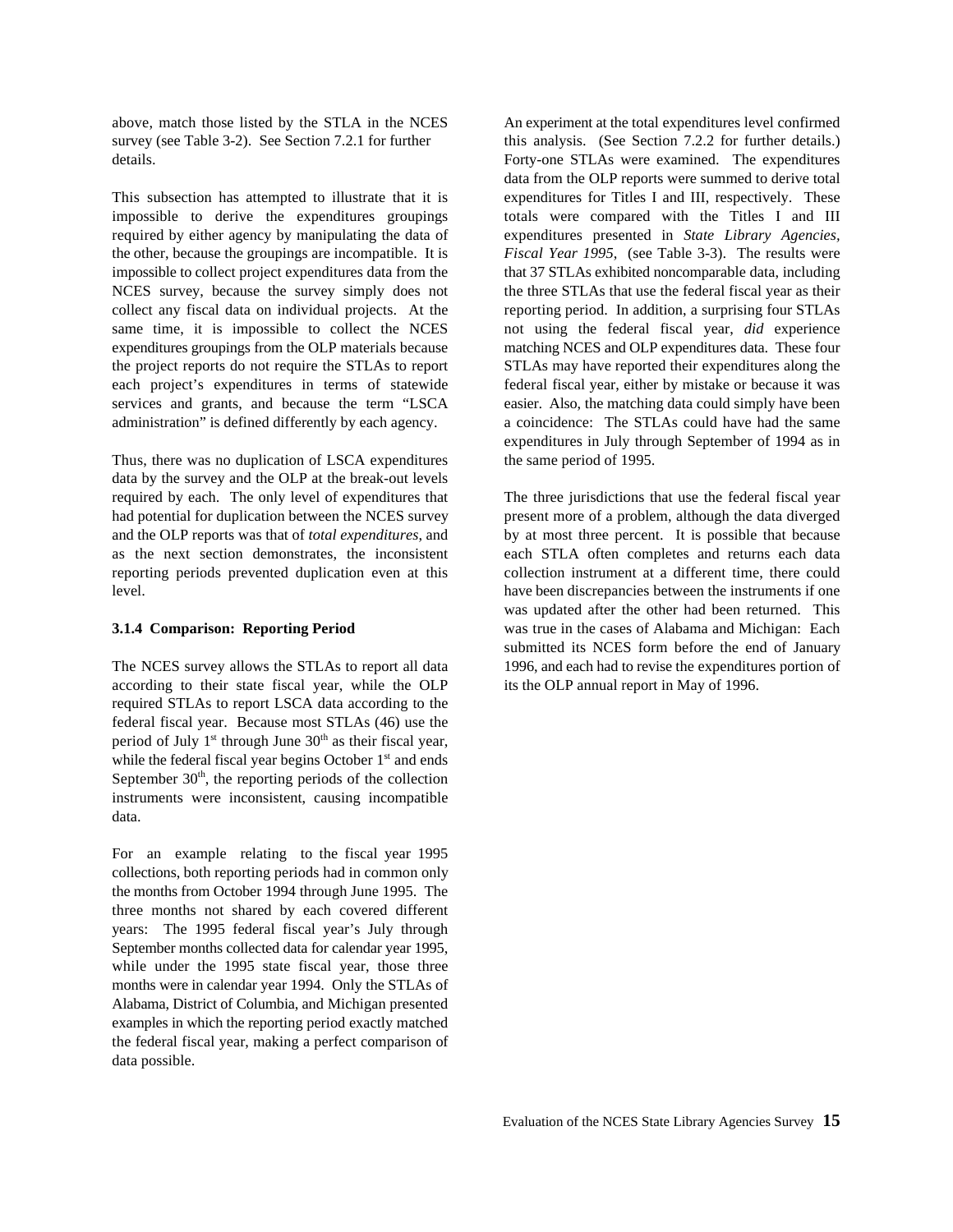above, match those listed by the STLA in the NCES survey (see Table 3-2). See Section 7.2.1 for further details.

This subsection has attempted to illustrate that it is impossible to derive the expenditures groupings required by either agency by manipulating the data of the other, because the groupings are incompatible. It is impossible to collect project expenditures data from the NCES survey, because the survey simply does not collect any fiscal data on individual projects. At the same time, it is impossible to collect the NCES expenditures groupings from the OLP materials because the project reports do not require the STLAs to report each project's expenditures in terms of statewide services and grants, and because the term "LSCA administration" is defined differently by each agency.

Thus, there was no duplication of LSCA expenditures data by the survey and the OLP at the break-out levels required by each. The only level of expenditures that had potential for duplication between the NCES survey and the OLP reports was that of *total expenditures*, and as the next section demonstrates, the inconsistent reporting periods prevented duplication even at this level.

### 3.1.4 Comparison: Reporting Period

The NCES survey allows the STLAs to report all data according to their state fiscal year, while the OLP required STLAs to report LSCA data according to the federal fiscal year. Because most STLAs (46) use the period of July 1st through June 30th as their fiscal year, while the federal fiscal year begins October 1st and ends September 30th, the reporting periods of the collection instruments were inconsistent, causing incompatible data.

For an example relating to the fiscal year 1995 collections, both reporting periods had in common only the months from October 1994 through June 1995. The three months not shared by each covered different years: The 1995 federal fiscal year's July through September months collected data for calendar year 1995, while under the 1995 state fiscal year, those three months were in calendar year 1994. Only the STLAs of Alabama, District of Columbia, and Michigan presented examples in which the reporting period exactly matched the federal fiscal year, making a perfect comparison of data possible.

An experiment at the total expenditures level confirmed this analysis. (See Section 7.2.2 for further details.) Forty-one STLAs were examined. The expenditures data from the OLP reports were summed to derive total expenditures for Titles I and III, respectively. These totals were compared with the Titles I and III expenditures presented in *State Library Agencies, Fiscal Year 1995*, (see Table 3-3). The results were that 37 STLAs exhibited noncomparable data, including the three STLAs that use the federal fiscal year as their reporting period. In addition, a surprising four STLAs not using the federal fiscal year, *did* experience matching NCES and OLP expenditures data. These four STLAs may have reported their expenditures along the federal fiscal year, either by mistake or because it was easier. Also, the matching data could simply have been a coincidence: The STLAs could have had the same expenditures in July through September of 1994 as in the same period of 1995.

The three jurisdictions that use the federal fiscal year present more of a problem, although the data diverged by at most three percent. It is possible that because each STLA often completes and returns each data collection instrument at a different time, there could have been discrepancies between the instruments if one was updated after the other had been returned. This was true in the cases of Alabama and Michigan: Each submitted its NCES form before the end of January 1996, and each had to revise the expenditures portion of its the OLP annual report in May of 1996.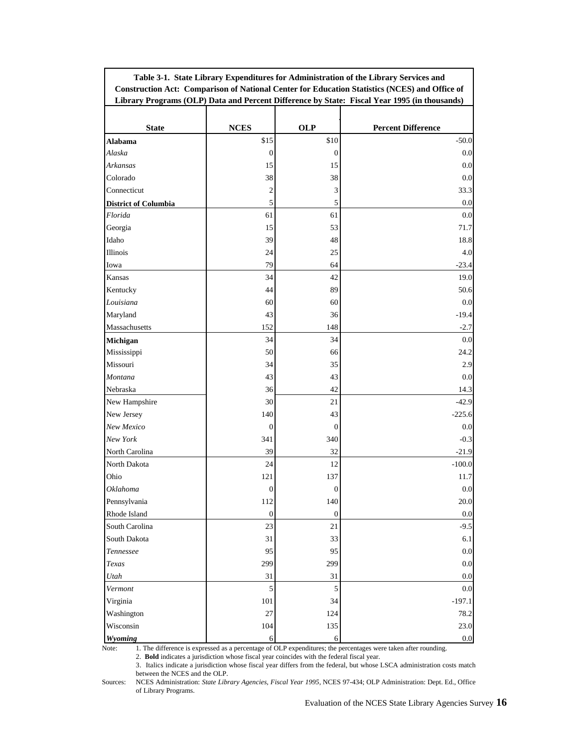**Table 3-1. State Library Expenditures for Administration of the Library Services and Construction Act: Comparison of National Center for Education Statistics (NCES) and Office of Library Programs (OLP) Data and Percent Difference by State: Fiscal Year 1995 (in thousands)**

| State | NCES | OLP | Percent Difference |
|---|---|---|---|
| **Alabama** | $15 | $10 | -50.0 |
| *Alaska* | 0 | 0 | 0.0 |
| *Arkansas* | 15 | 15 | 0.0 |
| Colorado | 38 | 38 | 0.0 |
| Connecticut | 2 | 3 | 33.3 |
| **District of Columbia** | 5 | 5 | 0.0 |
| *Florida* | 61 | 61 | 0.0 |
| Georgia | 15 | 53 | 71.7 |
| Idaho | 39 | 48 | 18.8 |
| Illinois | 24 | 25 | 4.0 |
| Iowa | 79 | 64 | -23.4 |
| Kansas | 34 | 42 | 19.0 |
| Kentucky | 44 | 89 | 50.6 |
| *Louisiana* | 60 | 60 | 0.0 |
| Maryland | 43 | 36 | -19.4 |
| Massachusetts | 152 | 148 | -2.7 |
| **Michigan** | 34 | 34 | 0.0 |
| Mississippi | 50 | 66 | 24.2 |
| Missouri | 34 | 35 | 2.9 |
| *Montana* | 43 | 43 | 0.0 |
| Nebraska | 36 | 42 | 14.3 |
| New Hampshire | 30 | 21 | -42.9 |
| New Jersey | 140 | 43 | -225.6 |
| *New Mexico* | 0 | 0 | 0.0 |
| *New York* | 341 | 340 | -0.3 |
| North Carolina | 39 | 32 | -21.9 |
| North Dakota | 24 | 12 | -100.0 |
| Ohio | 121 | 137 | 11.7 |
| *Oklahoma* | 0 | 0 | 0.0 |
| Pennsylvania | 112 | 140 | 20.0 |
| Rhode Island | 0 | 0 | 0.0 |
| South Carolina | 23 | 21 | -9.5 |
| South Dakota | 31 | 33 | 6.1 |
| *Tennessee* | 95 | 95 | 0.0 |
| *Texas* | 299 | 299 | 0.0 |
| *Utah* | 31 | 31 | 0.0 |
| *Vermont* | 5 | 5 | 0.0 |
| Virginia | 101 | 34 | -197.1 |
| Washington | 27 | 124 | 78.2 |
| Wisconsin | 104 | 135 | 23.0 |
| ***Wyoming*** | 6 | 6 | 0.0 |

Note: 1. The difference is expressed as a percentage of OLP expenditures; the percentages were taken after rounding.
2. **Bold** indicates a jurisdiction whose fiscal year coincides with the federal fiscal year.
3. Italics indicate a jurisdiction whose fiscal year differs from the federal, but whose LSCA administration costs match between the NCES and the OLP.

Sources: NCES Administration: *State Library Agencies, Fiscal Year 1995*, NCES 97-434; OLP Administration: Dept. Ed., Office of Library Programs.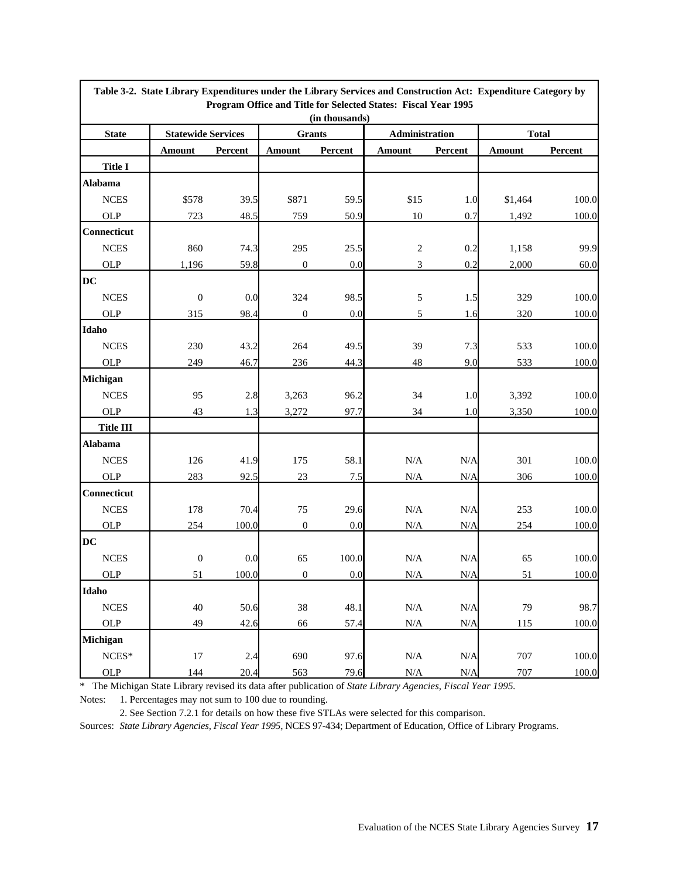**Table 3-2. State Library Expenditures under the Library Services and Construction Act: Expenditure Category by Program Office and Title for Selected States: Fiscal Year 1995**

(in thousands)

| State | Statewide Services | | Grants | | Administration | | Total | |
|---|---|---|---|---|---|---|---|---|
| | Amount | Percent | Amount | Percent | Amount | Percent | Amount | Percent |
| **Title I** | | | | | | | | |
| **Alabama** | | | | | | | | |
| NCES | $578 | 39.5 | $871 | 59.5 | $15 | 1.0 | $1,464 | 100.0 |
| OLP | 723 | 48.5 | 759 | 50.9 | 10 | 0.7 | 1,492 | 100.0 |
| **Connecticut** | | | | | | | | |
| NCES | 860 | 74.3 | 295 | 25.5 | 2 | 0.2 | 1,158 | 99.9 |
| OLP | 1,196 | 59.8 | 0 | 0.0 | 3 | 0.2 | 2,000 | 60.0 |
| **DC** | | | | | | | | |
| NCES | 0 | 0.0 | 324 | 98.5 | 5 | 1.5 | 329 | 100.0 |
| OLP | 315 | 98.4 | 0 | 0.0 | 5 | 1.6 | 320 | 100.0 |
| **Idaho** | | | | | | | | |
| NCES | 230 | 43.2 | 264 | 49.5 | 39 | 7.3 | 533 | 100.0 |
| OLP | 249 | 46.7 | 236 | 44.3 | 48 | 9.0 | 533 | 100.0 |
| **Michigan** | | | | | | | | |
| NCES | 95 | 2.8 | 3,263 | 96.2 | 34 | 1.0 | 3,392 | 100.0 |
| OLP | 43 | 1.3 | 3,272 | 97.7 | 34 | 1.0 | 3,350 | 100.0 |
| **Title III** | | | | | | | | |
| **Alabama** | | | | | | | | |
| NCES | 126 | 41.9 | 175 | 58.1 | N/A | N/A | 301 | 100.0 |
| OLP | 283 | 92.5 | 23 | 7.5 | N/A | N/A | 306 | 100.0 |
| **Connecticut** | | | | | | | | |
| NCES | 178 | 70.4 | 75 | 29.6 | N/A | N/A | 253 | 100.0 |
| OLP | 254 | 100.0 | 0 | 0.0 | N/A | N/A | 254 | 100.0 |
| **DC** | | | | | | | | |
| NCES | 0 | 0.0 | 65 | 100.0 | N/A | N/A | 65 | 100.0 |
| OLP | 51 | 100.0 | 0 | 0.0 | N/A | N/A | 51 | 100.0 |
| **Idaho** | | | | | | | | |
| NCES | 40 | 50.6 | 38 | 48.1 | N/A | N/A | 79 | 98.7 |
| OLP | 49 | 42.6 | 66 | 57.4 | N/A | N/A | 115 | 100.0 |
| **Michigan** | | | | | | | | |
| NCES* | 17 | 2.4 | 690 | 97.6 | N/A | N/A | 707 | 100.0 |
| OLP | 144 | 20.4 | 563 | 79.6 | N/A | N/A | 707 | 100.0 |

\* The Michigan State Library revised its data after publication of *State Library Agencies, Fiscal Year 1995.*

Notes: 1. Percentages may not sum to 100 due to rounding.

2. See Section 7.2.1 for details on how these five STLAs were selected for this comparison.

Sources: *State Library Agencies, Fiscal Year 1995*, NCES 97-434; Department of Education, Office of Library Programs.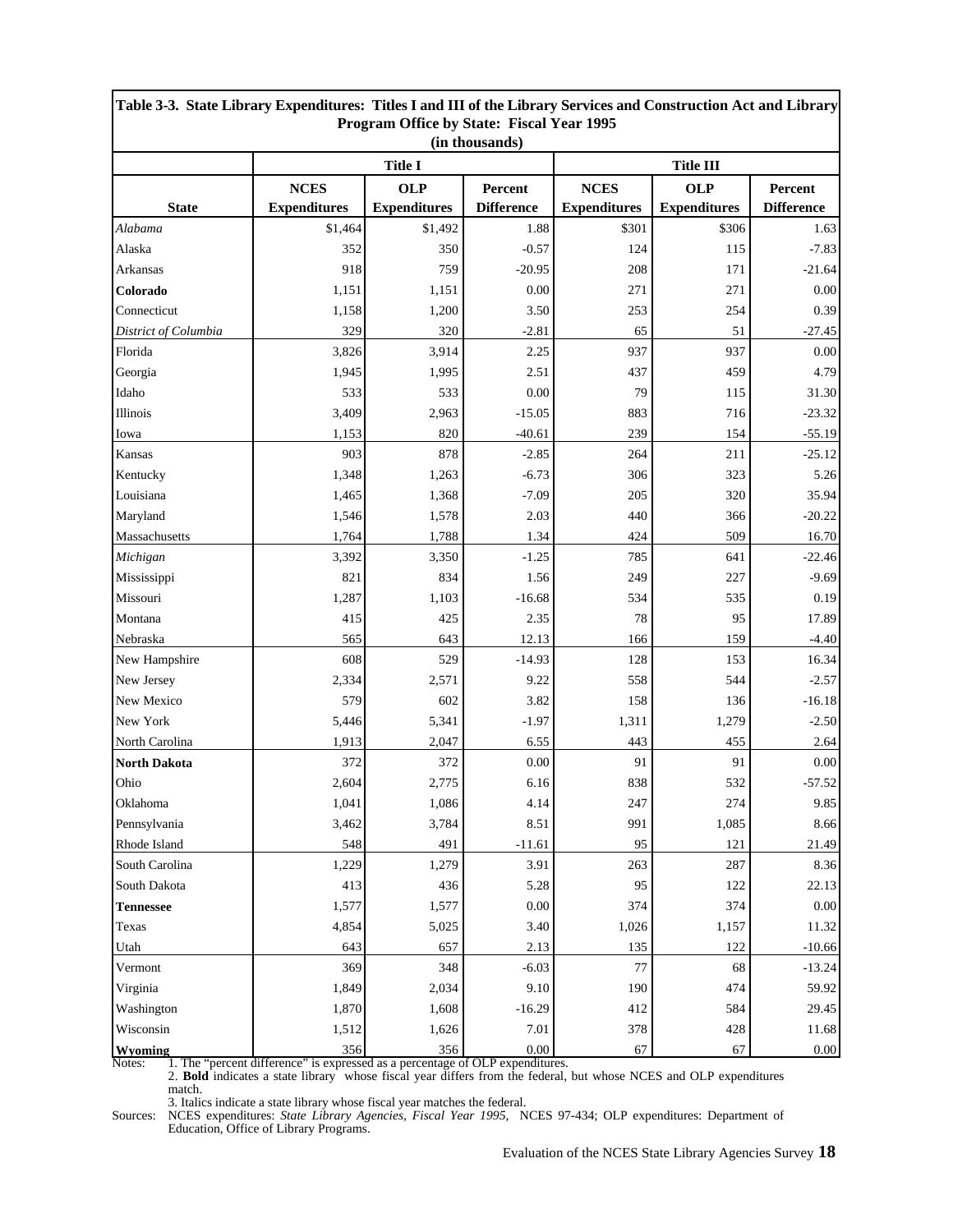**Table 3-3. State Library Expenditures: Titles I and III of the Library Services and Construction Act and Library Program Office by State: Fiscal Year 1995 (in thousands)**

| | Title I | | | Title III | | |
|---|---|---|---|---|---|---|
| State | NCES Expenditures | OLP Expenditures | Percent Difference | NCES Expenditures | OLP Expenditures | Percent Difference |
| *Alabama* | $1,464 | $1,492 | 1.88 | $301 | $306 | 1.63 |
| Alaska | 352 | 350 | -0.57 | 124 | 115 | -7.83 |
| Arkansas | 918 | 759 | -20.95 | 208 | 171 | -21.64 |
| **Colorado** | 1,151 | 1,151 | 0.00 | 271 | 271 | 0.00 |
| Connecticut | 1,158 | 1,200 | 3.50 | 253 | 254 | 0.39 |
| *District of Columbia* | 329 | 320 | -2.81 | 65 | 51 | -27.45 |
| Florida | 3,826 | 3,914 | 2.25 | 937 | 937 | 0.00 |
| Georgia | 1,945 | 1,995 | 2.51 | 437 | 459 | 4.79 |
| Idaho | 533 | 533 | 0.00 | 79 | 115 | 31.30 |
| Illinois | 3,409 | 2,963 | -15.05 | 883 | 716 | -23.32 |
| Iowa | 1,153 | 820 | -40.61 | 239 | 154 | -55.19 |
| Kansas | 903 | 878 | -2.85 | 264 | 211 | -25.12 |
| Kentucky | 1,348 | 1,263 | -6.73 | 306 | 323 | 5.26 |
| Louisiana | 1,465 | 1,368 | -7.09 | 205 | 320 | 35.94 |
| Maryland | 1,546 | 1,578 | 2.03 | 440 | 366 | -20.22 |
| Massachusetts | 1,764 | 1,788 | 1.34 | 424 | 509 | 16.70 |
| *Michigan* | 3,392 | 3,350 | -1.25 | 785 | 641 | -22.46 |
| Mississippi | 821 | 834 | 1.56 | 249 | 227 | -9.69 |
| Missouri | 1,287 | 1,103 | -16.68 | 534 | 535 | 0.19 |
| Montana | 415 | 425 | 2.35 | 78 | 95 | 17.89 |
| Nebraska | 565 | 643 | 12.13 | 166 | 159 | -4.40 |
| New Hampshire | 608 | 529 | -14.93 | 128 | 153 | 16.34 |
| New Jersey | 2,334 | 2,571 | 9.22 | 558 | 544 | -2.57 |
| New Mexico | 579 | 602 | 3.82 | 158 | 136 | -16.18 |
| New York | 5,446 | 5,341 | -1.97 | 1,311 | 1,279 | -2.50 |
| North Carolina | 1,913 | 2,047 | 6.55 | 443 | 455 | 2.64 |
| **North Dakota** | 372 | 372 | 0.00 | 91 | 91 | 0.00 |
| Ohio | 2,604 | 2,775 | 6.16 | 838 | 532 | -57.52 |
| Oklahoma | 1,041 | 1,086 | 4.14 | 247 | 274 | 9.85 |
| Pennsylvania | 3,462 | 3,784 | 8.51 | 991 | 1,085 | 8.66 |
| Rhode Island | 548 | 491 | -11.61 | 95 | 121 | 21.49 |
| South Carolina | 1,229 | 1,279 | 3.91 | 263 | 287 | 8.36 |
| South Dakota | 413 | 436 | 5.28 | 95 | 122 | 22.13 |
| **Tennessee** | 1,577 | 1,577 | 0.00 | 374 | 374 | 0.00 |
| Texas | 4,854 | 5,025 | 3.40 | 1,026 | 1,157 | 11.32 |
| Utah | 643 | 657 | 2.13 | 135 | 122 | -10.66 |
| Vermont | 369 | 348 | -6.03 | 77 | 68 | -13.24 |
| Virginia | 1,849 | 2,034 | 9.10 | 190 | 474 | 59.92 |
| Washington | 1,870 | 1,608 | -16.29 | 412 | 584 | 29.45 |
| Wisconsin | 1,512 | 1,626 | 7.01 | 378 | 428 | 11.68 |
| **Wyoming** | 356 | 356 | 0.00 | 67 | 67 | 0.00 |

Notes: 1. The "percent difference" is expressed as a percentage of OLP expenditures.
2. **Bold** indicates a state library whose fiscal year differs from the federal, but whose NCES and OLP expenditures match.
3. Italics indicate a state library whose fiscal year matches the federal.

Sources: NCES expenditures: *State Library Agencies, Fiscal Year 1995,* NCES 97-434; OLP expenditures: Department of Education, Office of Library Programs.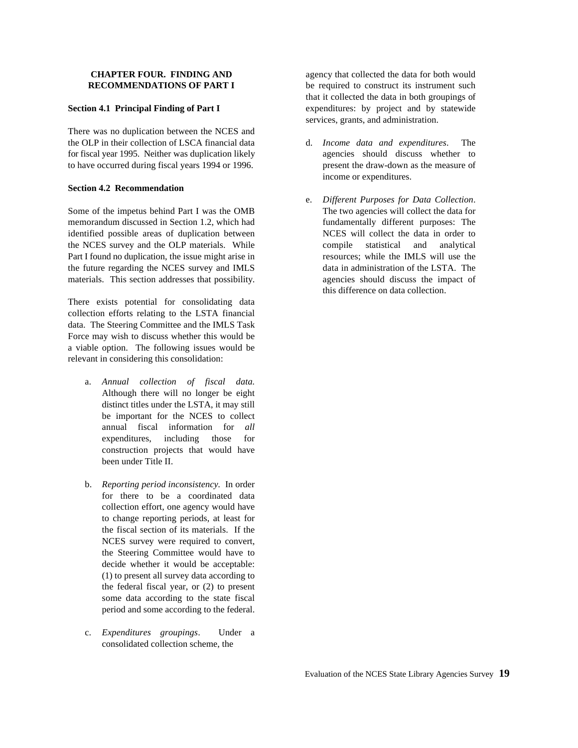## CHAPTER FOUR. FINDING AND RECOMMENDATIONS OF PART I

### Section 4.1 Principal Finding of Part I

There was no duplication between the NCES and the OLP in their collection of LSCA financial data for fiscal year 1995. Neither was duplication likely to have occurred during fiscal years 1994 or 1996.

### Section 4.2 Recommendation

Some of the impetus behind Part I was the OMB memorandum discussed in Section 1.2, which had identified possible areas of duplication between the NCES survey and the OLP materials. While Part I found no duplication, the issue might arise in the future regarding the NCES survey and IMLS materials. This section addresses that possibility.

There exists potential for consolidating data collection efforts relating to the LSTA financial data. The Steering Committee and the IMLS Task Force may wish to discuss whether this would be a viable option. The following issues would be relevant in considering this consolidation:

a. *Annual collection of fiscal data.* Although there will no longer be eight distinct titles under the LSTA, it may still be important for the NCES to collect annual fiscal information for *all* expenditures, including those for construction projects that would have been under Title II.

b. *Reporting period inconsistency.* In order for there to be a coordinated data collection effort, one agency would have to change reporting periods, at least for the fiscal section of its materials. If the NCES survey were required to convert, the Steering Committee would have to decide whether it would be acceptable: (1) to present all survey data according to the federal fiscal year, or (2) to present some data according to the state fiscal period and some according to the federal.

c. *Expenditures groupings*. Under a consolidated collection scheme, the agency that collected the data for both would be required to construct its instrument such that it collected the data in both groupings of expenditures: by project and by statewide services, grants, and administration.

d. *Income data and expenditures*. The agencies should discuss whether to present the draw-down as the measure of income or expenditures.

e. *Different Purposes for Data Collection*. The two agencies will collect the data for fundamentally different purposes: The NCES will collect the data in order to compile statistical and analytical resources; while the IMLS will use the data in administration of the LSTA. The agencies should discuss the impact of this difference on data collection.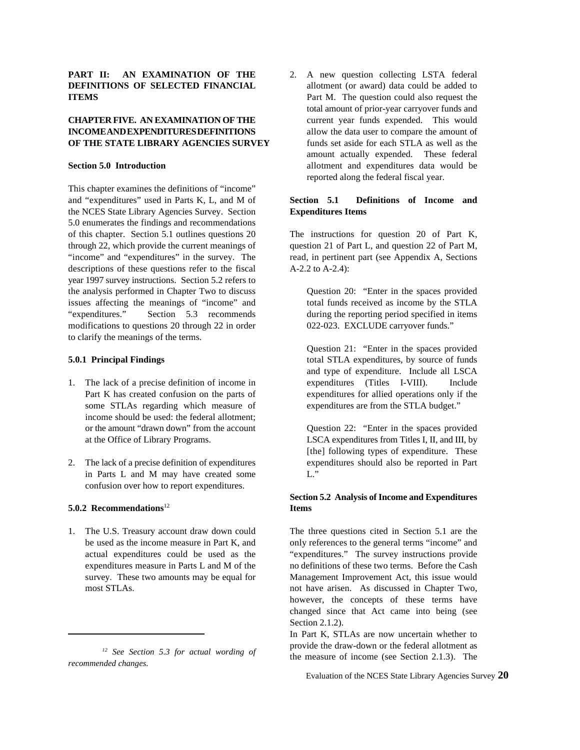## PART II: AN EXAMINATION OF THE DEFINITIONS OF SELECTED FINANCIAL ITEMS

## CHAPTER FIVE. AN EXAMINATION OF THE INCOME AND EXPENDITURES DEFINITIONS OF THE STATE LIBRARY AGENCIES SURVEY

### Section 5.0 Introduction

This chapter examines the definitions of "income" and "expenditures" used in Parts K, L, and M of the NCES State Library Agencies Survey. Section 5.0 enumerates the findings and recommendations of this chapter. Section 5.1 outlines questions 20 through 22, which provide the current meanings of "income" and "expenditures" in the survey. The descriptions of these questions refer to the fiscal year 1997 survey instructions. Section 5.2 refers to the analysis performed in Chapter Two to discuss issues affecting the meanings of "income" and "expenditures." Section 5.3 recommends modifications to questions 20 through 22 in order to clarify the meanings of the terms.

#### 5.0.1 Principal Findings

1. The lack of a precise definition of income in Part K has created confusion on the parts of some STLAs regarding which measure of income should be used: the federal allotment; or the amount "drawn down" from the account at the Office of Library Programs.

2. The lack of a precise definition of expenditures in Parts L and M may have created some confusion over how to report expenditures.

#### 5.0.2 Recommendations[12]

1. The U.S. Treasury account draw down could be used as the income measure in Part K, and actual expenditures could be used as the expenditures measure in Parts L and M of the survey. These two amounts may be equal for most STLAs.

2. A new question collecting LSTA federal allotment (or award) data could be added to Part M. The question could also request the total amount of prior-year carryover funds and current year funds expended. This would allow the data user to compare the amount of funds set aside for each STLA as well as the amount actually expended. These federal allotment and expenditures data would be reported along the federal fiscal year.

### Section 5.1 Definitions of Income and Expenditures Items

The instructions for question 20 of Part K, question 21 of Part L, and question 22 of Part M, read, in pertinent part (see Appendix A, Sections A-2.2 to A-2.4):

> Question 20: "Enter in the spaces provided total funds received as income by the STLA during the reporting period specified in items 022-023. EXCLUDE carryover funds."
>
> Question 21: "Enter in the spaces provided total STLA expenditures, by source of funds and type of expenditure. Include all LSCA expenditures (Titles I-VIII). Include expenditures for allied operations only if the expenditures are from the STLA budget."
>
> Question 22: "Enter in the spaces provided LSCA expenditures from Titles I, II, and III, by [the] following types of expenditure. These expenditures should also be reported in Part L."

### Section 5.2 Analysis of Income and Expenditures Items

The three questions cited in Section 5.1 are the only references to the general terms "income" and "expenditures." The survey instructions provide no definitions of these two terms. Before the Cash Management Improvement Act, this issue would not have arisen. As discussed in Chapter Two, however, the concepts of these terms have changed since that Act came into being (see Section 2.1.2).

In Part K, STLAs are now uncertain whether to provide the draw-down or the federal allotment as the measure of income (see Section 2.1.3). The

---

[12] *See Section 5.3 for actual wording of recommended changes.*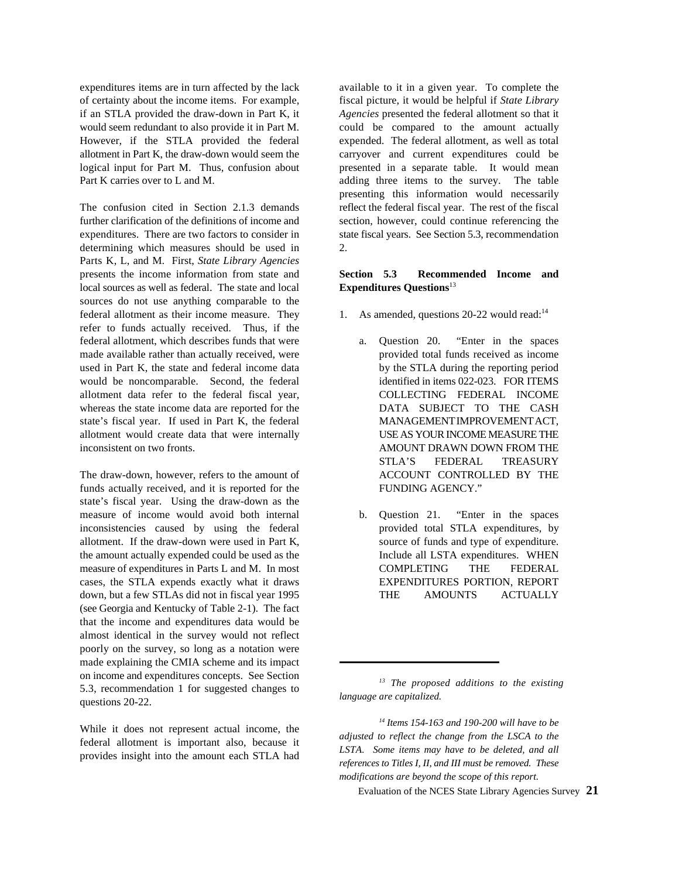expenditures items are in turn affected by the lack of certainty about the income items. For example, if an STLA provided the draw-down in Part K, it would seem redundant to also provide it in Part M. However, if the STLA provided the federal allotment in Part K, the draw-down would seem the logical input for Part M. Thus, confusion about Part K carries over to L and M.

The confusion cited in Section 2.1.3 demands further clarification of the definitions of income and expenditures. There are two factors to consider in determining which measures should be used in Parts K, L, and M. First, *State Library Agencies* presents the income information from state and local sources as well as federal. The state and local sources do not use anything comparable to the federal allotment as their income measure. They refer to funds actually received. Thus, if the federal allotment, which describes funds that were made available rather than actually received, were used in Part K, the state and federal income data would be noncomparable. Second, the federal allotment data refer to the federal fiscal year, whereas the state income data are reported for the state's fiscal year. If used in Part K, the federal allotment would create data that were internally inconsistent on two fronts.

The draw-down, however, refers to the amount of funds actually received, and it is reported for the state's fiscal year. Using the draw-down as the measure of income would avoid both internal inconsistencies caused by using the federal allotment. If the draw-down were used in Part K, the amount actually expended could be used as the measure of expenditures in Parts L and M. In most cases, the STLA expends exactly what it draws down, but a few STLAs did not in fiscal year 1995 (see Georgia and Kentucky of Table 2-1). The fact that the income and expenditures data would be almost identical in the survey would not reflect poorly on the survey, so long as a notation were made explaining the CMIA scheme and its impact on income and expenditures concepts. See Section 5.3, recommendation 1 for suggested changes to questions 20-22.

While it does not represent actual income, the federal allotment is important also, because it provides insight into the amount each STLA had available to it in a given year. To complete the fiscal picture, it would be helpful if *State Library Agencies* presented the federal allotment so that it could be compared to the amount actually expended. The federal allotment, as well as total carryover and current expenditures could be presented in a separate table. It would mean adding three items to the survey. The table presenting this information would necessarily reflect the federal fiscal year. The rest of the fiscal section, however, could continue referencing the state fiscal years. See Section 5.3, recommendation 2.

## Section 5.3 Recommended Income and Expenditures Questions[13]

1. As amended, questions 20-22 would read:[14]

   a. Question 20. "Enter in the spaces provided total funds received as income by the STLA during the reporting period identified in items 022-023. FOR ITEMS COLLECTING FEDERAL INCOME DATA SUBJECT TO THE CASH MANAGEMENT IMPROVEMENT ACT, USE AS YOUR INCOME MEASURE THE AMOUNT DRAWN DOWN FROM THE STLA'S FEDERAL TREASURY ACCOUNT CONTROLLED BY THE FUNDING AGENCY."

   b. Question 21. "Enter in the spaces provided total STLA expenditures, by source of funds and type of expenditure. Include all LSTA expenditures. WHEN COMPLETING THE FEDERAL EXPENDITURES PORTION, REPORT THE AMOUNTS ACTUALLY

---

[13] *The proposed additions to the existing language are capitalized.*

[14] *Items 154-163 and 190-200 will have to be adjusted to reflect the change from the LSCA to the LSTA. Some items may have to be deleted, and all references to Titles I, II, and III must be removed. These modifications are beyond the scope of this report.*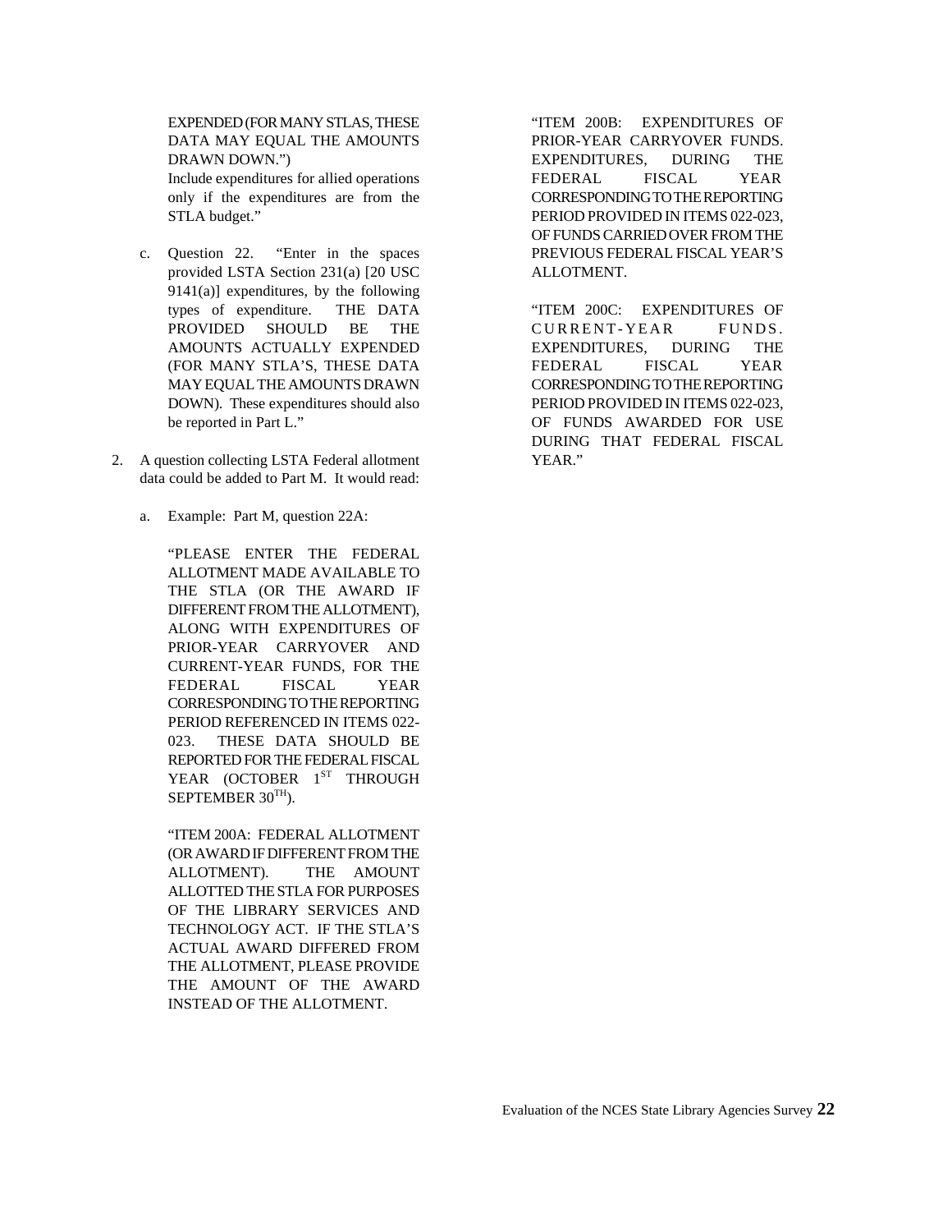EXPENDED (FOR MANY STLAS, THESE DATA MAY EQUAL THE AMOUNTS DRAWN DOWN.")
Include expenditures for allied operations only if the expenditures are from the STLA budget."

c. Question 22. "Enter in the spaces provided LSTA Section 231(a) [20 USC 9141(a)] expenditures, by the following types of expenditure. THE DATA PROVIDED SHOULD BE THE AMOUNTS ACTUALLY EXPENDED (FOR MANY STLA'S, THESE DATA MAY EQUAL THE AMOUNTS DRAWN DOWN). These expenditures should also be reported in Part L."

2. A question collecting LSTA Federal allotment data could be added to Part M. It would read:

   a. Example: Part M, question 22A:

   "PLEASE ENTER THE FEDERAL ALLOTMENT MADE AVAILABLE TO THE STLA (OR THE AWARD IF DIFFERENT FROM THE ALLOTMENT), ALONG WITH EXPENDITURES OF PRIOR-YEAR CARRYOVER AND CURRENT-YEAR FUNDS, FOR THE FEDERAL FISCAL YEAR CORRESPONDING TO THE REPORTING PERIOD REFERENCED IN ITEMS 022-023. THESE DATA SHOULD BE REPORTED FOR THE FEDERAL FISCAL YEAR (OCTOBER 1ST THROUGH SEPTEMBER 30TH).

   "ITEM 200A: FEDERAL ALLOTMENT (OR AWARD IF DIFFERENT FROM THE ALLOTMENT). THE AMOUNT ALLOTTED THE STLA FOR PURPOSES OF THE LIBRARY SERVICES AND TECHNOLOGY ACT. IF THE STLA'S ACTUAL AWARD DIFFERED FROM THE ALLOTMENT, PLEASE PROVIDE THE AMOUNT OF THE AWARD INSTEAD OF THE ALLOTMENT.

   "ITEM 200B: EXPENDITURES OF PRIOR-YEAR CARRYOVER FUNDS. EXPENDITURES, DURING THE FEDERAL FISCAL YEAR CORRESPONDING TO THE REPORTING PERIOD PROVIDED IN ITEMS 022-023, OF FUNDS CARRIED OVER FROM THE PREVIOUS FEDERAL FISCAL YEAR'S ALLOTMENT.

   "ITEM 200C: EXPENDITURES OF CURRENT-YEAR FUNDS. EXPENDITURES, DURING THE FEDERAL FISCAL YEAR CORRESPONDING TO THE REPORTING PERIOD PROVIDED IN ITEMS 022-023, OF FUNDS AWARDED FOR USE DURING THAT FEDERAL FISCAL YEAR."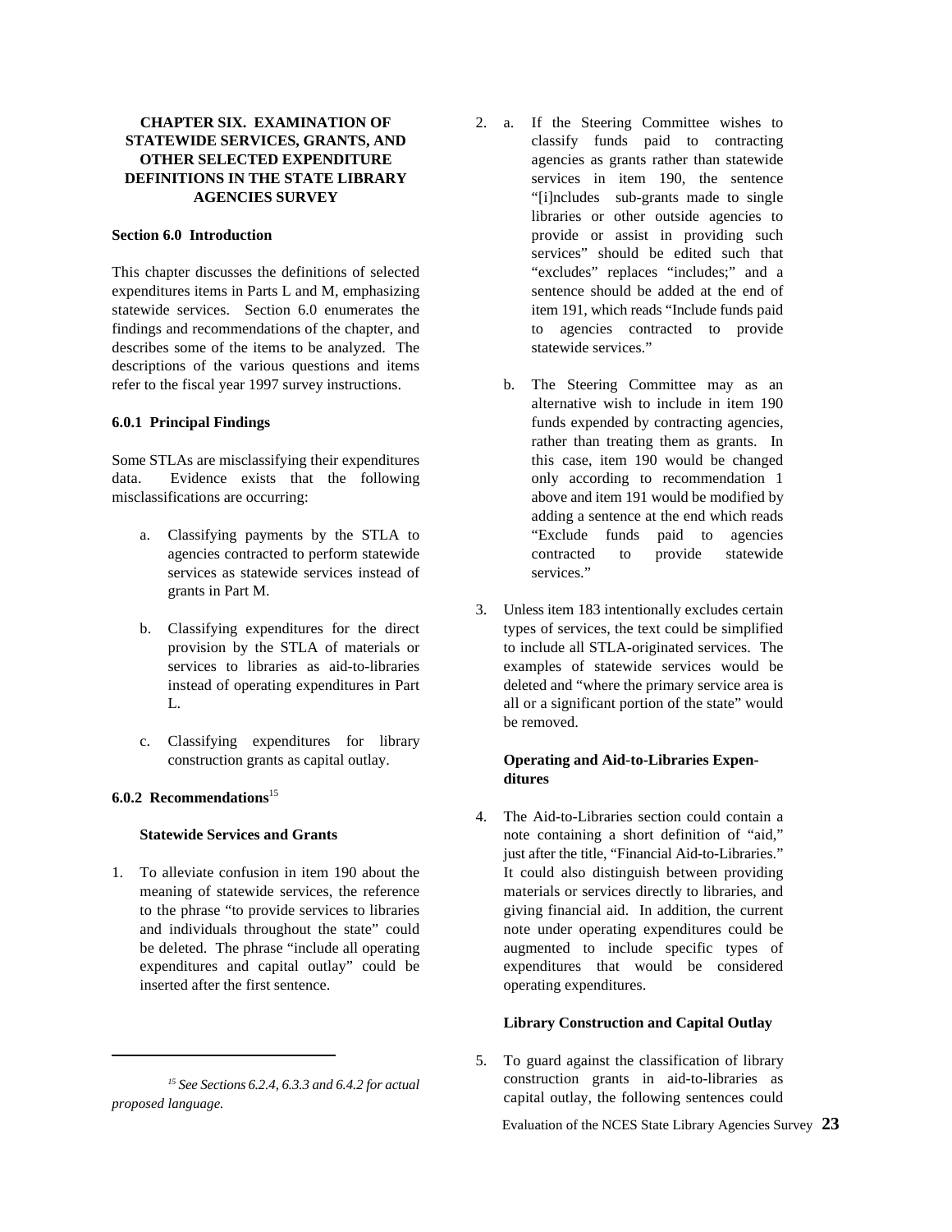# CHAPTER SIX. EXAMINATION OF STATEWIDE SERVICES, GRANTS, AND OTHER SELECTED EXPENDITURE DEFINITIONS IN THE STATE LIBRARY AGENCIES SURVEY

## Section 6.0 Introduction

This chapter discusses the definitions of selected expenditures items in Parts L and M, emphasizing statewide services. Section 6.0 enumerates the findings and recommendations of the chapter, and describes some of the items to be analyzed. The descriptions of the various questions and items refer to the fiscal year 1997 survey instructions.

### 6.0.1 Principal Findings

Some STLAs are misclassifying their expenditures data. Evidence exists that the following misclassifications are occurring:

a. Classifying payments by the STLA to agencies contracted to perform statewide services as statewide services instead of grants in Part M.

b. Classifying expenditures for the direct provision by the STLA of materials or services to libraries as aid-to-libraries instead of operating expenditures in Part L.

c. Classifying expenditures for library construction grants as capital outlay.

### 6.0.2 Recommendations[15]

**Statewide Services and Grants**

1. To alleviate confusion in item 190 about the meaning of statewide services, the reference to the phrase "to provide services to libraries and individuals throughout the state" could be deleted. The phrase "include all operating expenditures and capital outlay" could be inserted after the first sentence.

2. a. If the Steering Committee wishes to classify funds paid to contracting agencies as grants rather than statewide services in item 190, the sentence "[i]ncludes sub-grants made to single libraries or other outside agencies to provide or assist in providing such services" should be edited such that "excludes" replaces "includes;" and a sentence should be added at the end of item 191, which reads "Include funds paid to agencies contracted to provide statewide services."

   b. The Steering Committee may as an alternative wish to include in item 190 funds expended by contracting agencies, rather than treating them as grants. In this case, item 190 would be changed only according to recommendation 1 above and item 191 would be modified by adding a sentence at the end which reads "Exclude funds paid to agencies contracted to provide statewide services."

3. Unless item 183 intentionally excludes certain types of services, the text could be simplified to include all STLA-originated services. The examples of statewide services would be deleted and "where the primary service area is all or a significant portion of the state" would be removed.

**Operating and Aid-to-Libraries Expenditures**

4. The Aid-to-Libraries section could contain a note containing a short definition of "aid," just after the title, "Financial Aid-to-Libraries." It could also distinguish between providing materials or services directly to libraries, and giving financial aid. In addition, the current note under operating expenditures could be augmented to include specific types of expenditures that would be considered operating expenditures.

**Library Construction and Capital Outlay**

5. To guard against the classification of library construction grants in aid-to-libraries as capital outlay, the following sentences could

---

[15] *See Sections 6.2.4, 6.3.3 and 6.4.2 for actual proposed language.*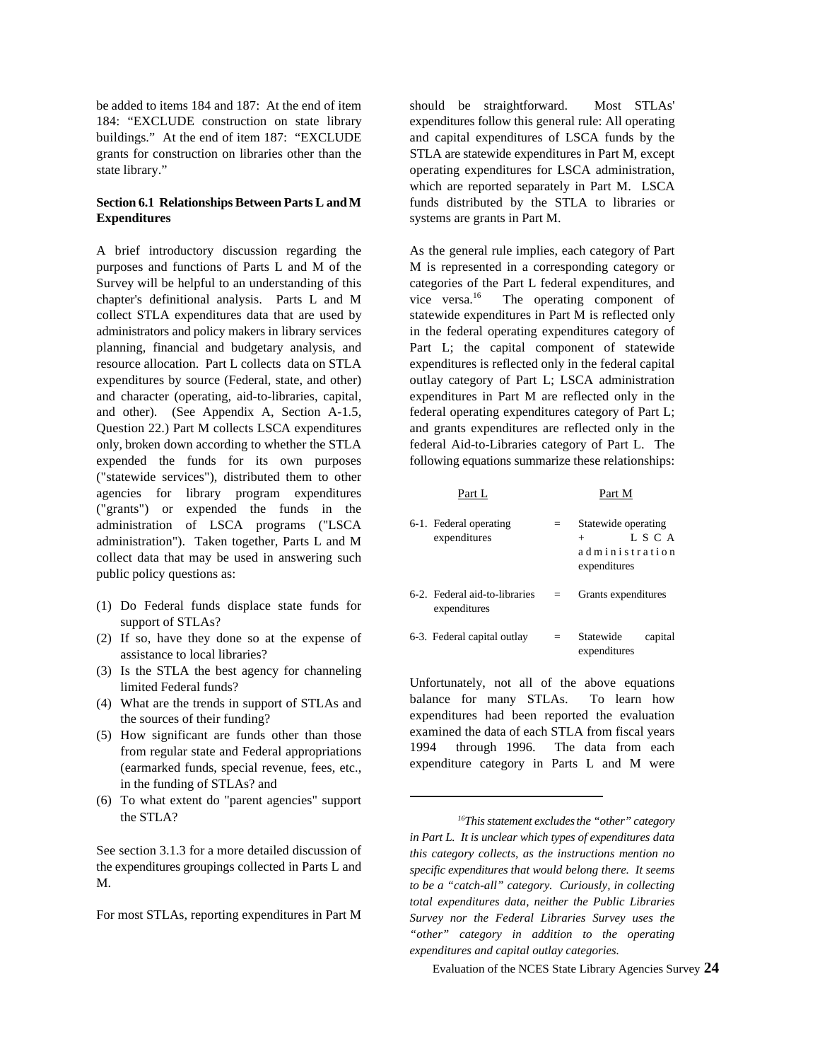be added to items 184 and 187: At the end of item 184: "EXCLUDE construction on state library buildings." At the end of item 187: "EXCLUDE grants for construction on libraries other than the state library."

### Section 6.1 Relationships Between Parts L and M Expenditures

A brief introductory discussion regarding the purposes and functions of Parts L and M of the Survey will be helpful to an understanding of this chapter's definitional analysis. Parts L and M collect STLA expenditures data that are used by administrators and policy makers in library services planning, financial and budgetary analysis, and resource allocation. Part L collects data on STLA expenditures by source (Federal, state, and other) and character (operating, aid-to-libraries, capital, and other). (See Appendix A, Section A-1.5, Question 22.) Part M collects LSCA expenditures only, broken down according to whether the STLA expended the funds for its own purposes ("statewide services"), distributed them to other agencies for library program expenditures ("grants") or expended the funds in the administration of LSCA programs ("LSCA administration"). Taken together, Parts L and M collect data that may be used in answering such public policy questions as:

1. Do Federal funds displace state funds for support of STLAs?
2. If so, have they done so at the expense of assistance to local libraries?
3. Is the STLA the best agency for channeling limited Federal funds?
4. What are the trends in support of STLAs and the sources of their funding?
5. How significant are funds other than those from regular state and Federal appropriations (earmarked funds, special revenue, fees, etc., in the funding of STLAs? and
6. To what extent do "parent agencies" support the STLA?

See section 3.1.3 for a more detailed discussion of the expenditures groupings collected in Parts L and M.

For most STLAs, reporting expenditures in Part M should be straightforward. Most STLAs' expenditures follow this general rule: All operating and capital expenditures of LSCA funds by the STLA are statewide expenditures in Part M, except operating expenditures for LSCA administration, which are reported separately in Part M. LSCA funds distributed by the STLA to libraries or systems are grants in Part M.

As the general rule implies, each category of Part M is represented in a corresponding category or categories of the Part L federal expenditures, and vice versa.[16] The operating component of statewide expenditures in Part M is reflected only in the federal operating expenditures category of Part L; the capital component of statewide expenditures is reflected only in the federal capital outlay category of Part L; LSCA administration expenditures in Part M are reflected only in the federal operating expenditures category of Part L; and grants expenditures are reflected only in the federal Aid-to-Libraries category of Part L. The following equations summarize these relationships:

| | Part L | | Part M |
|---|---|---|---|
| 6-1. | Federal operating expenditures | = | Statewide operating + LSCA administration expenditures |
| 6-2. | Federal aid-to-libraries expenditures | = | Grants expenditures |
| 6-3. | Federal capital outlay | = | Statewide capital expenditures |

Unfortunately, not all of the above equations balance for many STLAs. To learn how expenditures had been reported the evaluation examined the data of each STLA from fiscal years 1994 through 1996. The data from each expenditure category in Parts L and M were

---

[16] *This statement excludes the "other" category in Part L. It is unclear which types of expenditures data this category collects, as the instructions mention no specific expenditures that would belong there. It seems to be a "catch-all" category. Curiously, in collecting total expenditures data, neither the Public Libraries Survey nor the Federal Libraries Survey uses the "other" category in addition to the operating expenditures and capital outlay categories.*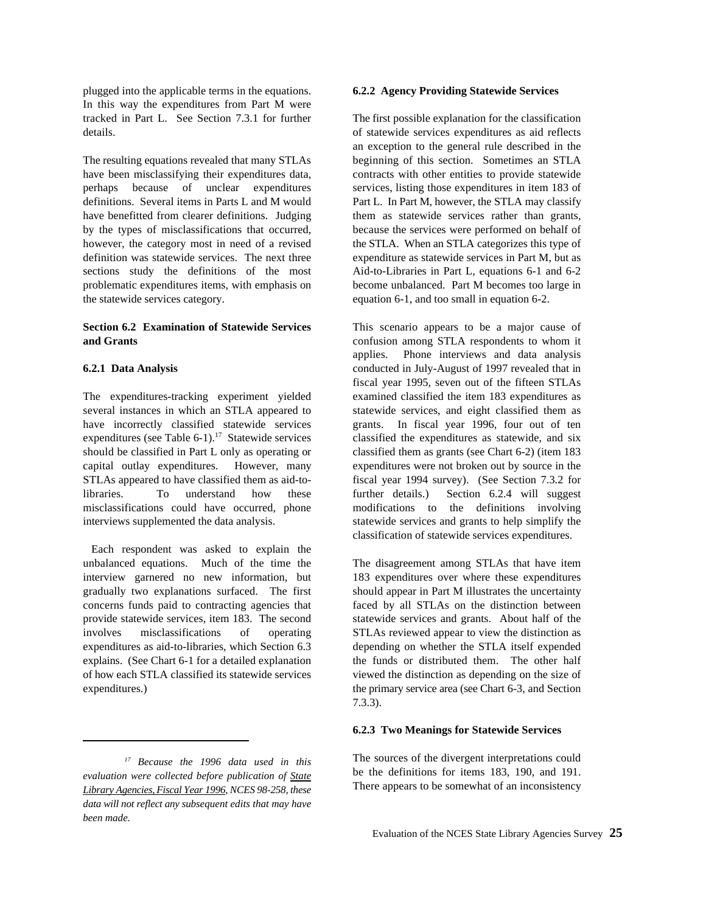plugged into the applicable terms in the equations. In this way the expenditures from Part M were tracked in Part L. See Section 7.3.1 for further details.

The resulting equations revealed that many STLAs have been misclassifying their expenditures data, perhaps because of unclear expenditures definitions. Several items in Parts L and M would have benefitted from clearer definitions. Judging by the types of misclassifications that occurred, however, the category most in need of a revised definition was statewide services. The next three sections study the definitions of the most problematic expenditures items, with emphasis on the statewide services category.

## Section 6.2 Examination of Statewide Services and Grants

### 6.2.1 Data Analysis

The expenditures-tracking experiment yielded several instances in which an STLA appeared to have incorrectly classified statewide services expenditures (see Table 6-1).[17] Statewide services should be classified in Part L only as operating or capital outlay expenditures. However, many STLAs appeared to have classified them as aid-to-libraries. To understand how these misclassifications could have occurred, phone interviews supplemented the data analysis.

Each respondent was asked to explain the unbalanced equations. Much of the time the interview garnered no new information, but gradually two explanations surfaced. The first concerns funds paid to contracting agencies that provide statewide services, item 183. The second involves misclassifications of operating expenditures as aid-to-libraries, which Section 6.3 explains. (See Chart 6-1 for a detailed explanation of how each STLA classified its statewide services expenditures.)

### 6.2.2 Agency Providing Statewide Services

The first possible explanation for the classification of statewide services expenditures as aid reflects an exception to the general rule described in the beginning of this section. Sometimes an STLA contracts with other entities to provide statewide services, listing those expenditures in item 183 of Part L. In Part M, however, the STLA may classify them as statewide services rather than grants, because the services were performed on behalf of the STLA. When an STLA categorizes this type of expenditure as statewide services in Part M, but as Aid-to-Libraries in Part L, equations 6-1 and 6-2 become unbalanced. Part M becomes too large in equation 6-1, and too small in equation 6-2.

This scenario appears to be a major cause of confusion among STLA respondents to whom it applies. Phone interviews and data analysis conducted in July-August of 1997 revealed that in fiscal year 1995, seven out of the fifteen STLAs examined classified the item 183 expenditures as statewide services, and eight classified them as grants. In fiscal year 1996, four out of ten classified the expenditures as statewide, and six classified them as grants (see Chart 6-2) (item 183 expenditures were not broken out by source in the fiscal year 1994 survey). (See Section 7.3.2 for further details.) Section 6.2.4 will suggest modifications to the definitions involving statewide services and grants to help simplify the classification of statewide services expenditures.

The disagreement among STLAs that have item 183 expenditures over where these expenditures should appear in Part M illustrates the uncertainty faced by all STLAs on the distinction between statewide services and grants. About half of the STLAs reviewed appear to view the distinction as depending on whether the STLA itself expended the funds or distributed them. The other half viewed the distinction as depending on the size of the primary service area (see Chart 6-3, and Section 7.3.3).

### 6.2.3 Two Meanings for Statewide Services

The sources of the divergent interpretations could be the definitions for items 183, 190, and 191. There appears to be somewhat of an inconsistency

---

[17] *Because the 1996 data used in this evaluation were collected before publication of* *State Library Agencies, Fiscal Year 1996**, NCES 98-258, these data will not reflect any subsequent edits that may have been made.*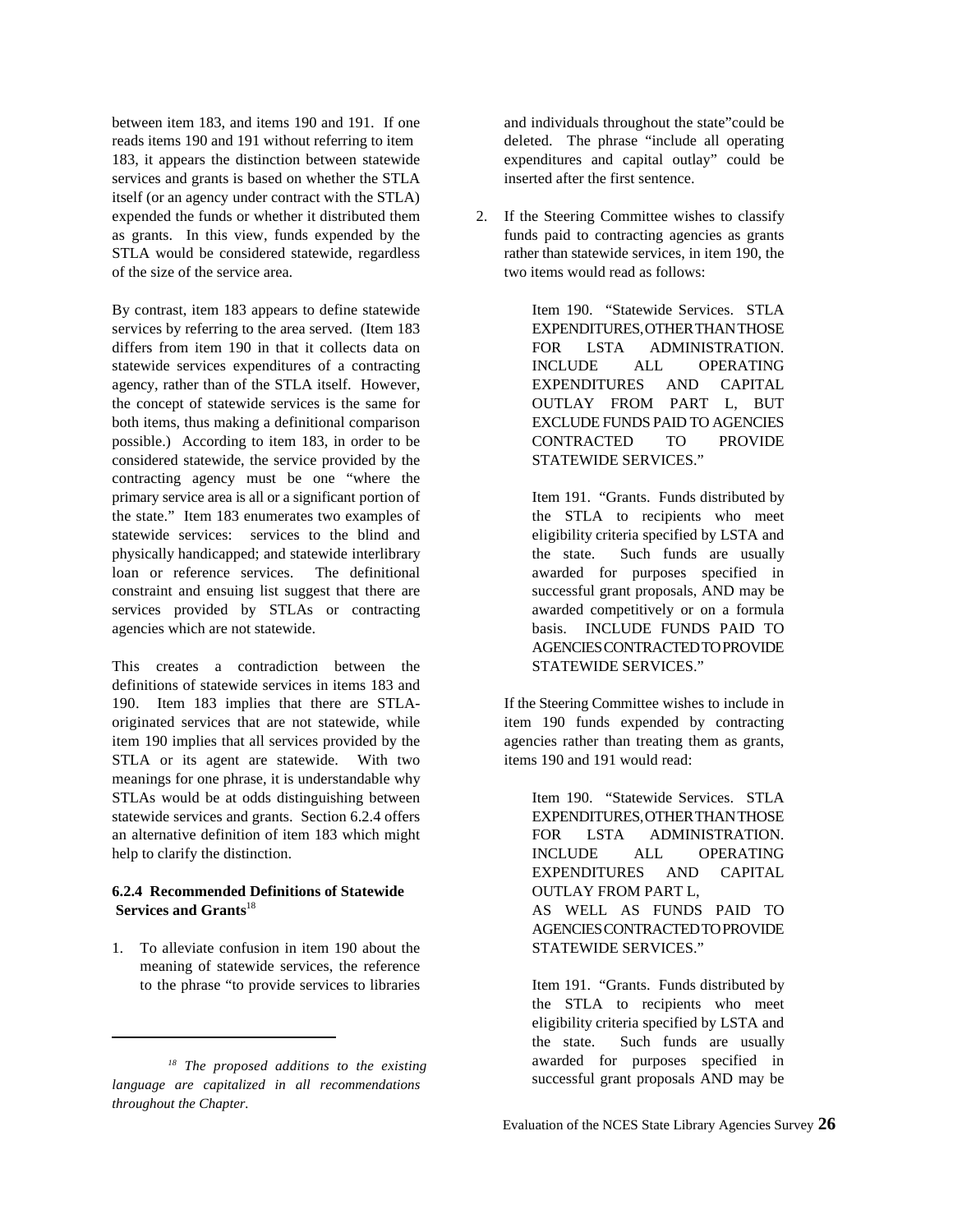between item 183, and items 190 and 191. If one reads items 190 and 191 without referring to item 183, it appears the distinction between statewide services and grants is based on whether the STLA itself (or an agency under contract with the STLA) expended the funds or whether it distributed them as grants. In this view, funds expended by the STLA would be considered statewide, regardless of the size of the service area.

By contrast, item 183 appears to define statewide services by referring to the area served. (Item 183 differs from item 190 in that it collects data on statewide services expenditures of a contracting agency, rather than of the STLA itself. However, the concept of statewide services is the same for both items, thus making a definitional comparison possible.) According to item 183, in order to be considered statewide, the service provided by the contracting agency must be one "where the primary service area is all or a significant portion of the state." Item 183 enumerates two examples of statewide services: services to the blind and physically handicapped; and statewide interlibrary loan or reference services. The definitional constraint and ensuing list suggest that there are services provided by STLAs or contracting agencies which are not statewide.

This creates a contradiction between the definitions of statewide services in items 183 and 190. Item 183 implies that there are STLA-originated services that are not statewide, while item 190 implies that all services provided by the STLA or its agent are statewide. With two meanings for one phrase, it is understandable why STLAs would be at odds distinguishing between statewide services and grants. Section 6.2.4 offers an alternative definition of item 183 which might help to clarify the distinction.

#### 6.2.4 Recommended Definitions of Statewide Services and Grants[18]

1. To alleviate confusion in item 190 about the meaning of statewide services, the reference to the phrase "to provide services to libraries and individuals throughout the state" could be deleted. The phrase "include all operating expenditures and capital outlay" could be inserted after the first sentence.

2. If the Steering Committee wishes to classify funds paid to contracting agencies as grants rather than statewide services, in item 190, the two items would read as follows:

   Item 190. "Statewide Services. STLA EXPENDITURES, OTHER THAN THOSE FOR LSTA ADMINISTRATION. INCLUDE ALL OPERATING EXPENDITURES AND CAPITAL OUTLAY FROM PART L, BUT EXCLUDE FUNDS PAID TO AGENCIES CONTRACTED TO PROVIDE STATEWIDE SERVICES."

   Item 191. "Grants. Funds distributed by the STLA to recipients who meet eligibility criteria specified by LSTA and the state. Such funds are usually awarded for purposes specified in successful grant proposals, AND may be awarded competitively or on a formula basis. INCLUDE FUNDS PAID TO AGENCIES CONTRACTED TO PROVIDE STATEWIDE SERVICES."

   If the Steering Committee wishes to include in item 190 funds expended by contracting agencies rather than treating them as grants, items 190 and 191 would read:

   Item 190. "Statewide Services. STLA EXPENDITURES, OTHER THAN THOSE FOR LSTA ADMINISTRATION. INCLUDE ALL OPERATING EXPENDITURES AND CAPITAL OUTLAY FROM PART L, AS WELL AS FUNDS PAID TO AGENCIES CONTRACTED TO PROVIDE STATEWIDE SERVICES."

   Item 191. "Grants. Funds distributed by the STLA to recipients who meet eligibility criteria specified by LSTA and the state. Such funds are usually awarded for purposes specified in successful grant proposals AND may be

---

[18] *The proposed additions to the existing language are capitalized in all recommendations throughout the Chapter.*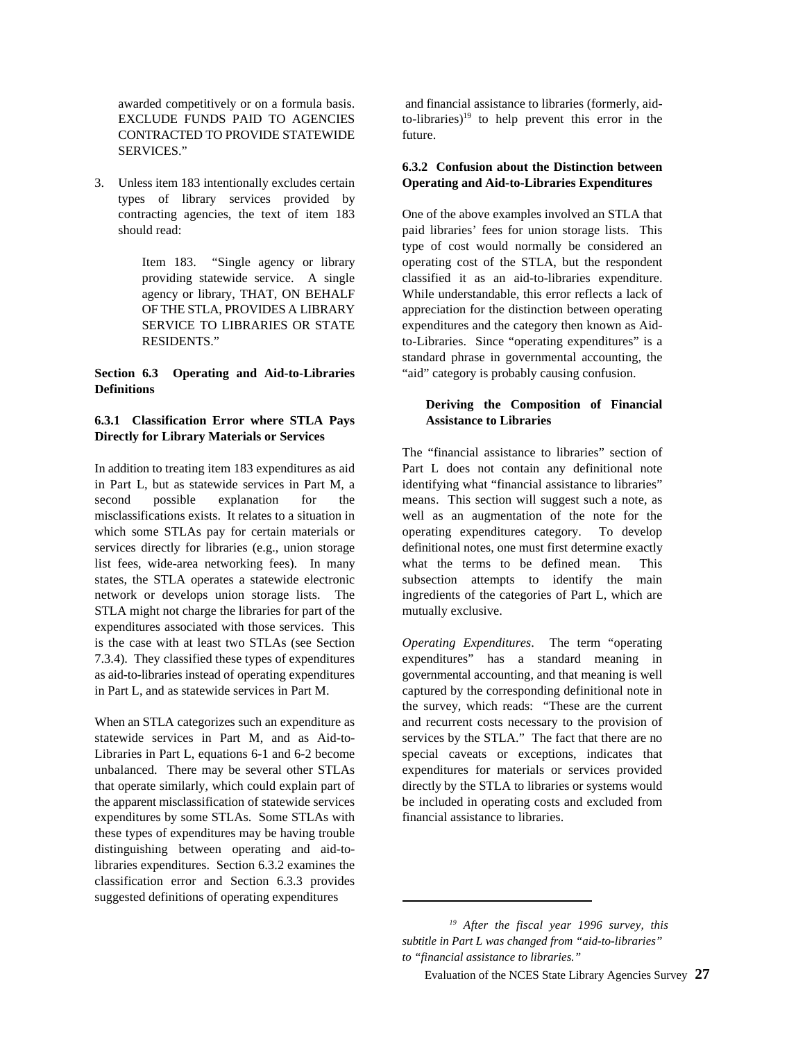awarded competitively or on a formula basis. EXCLUDE FUNDS PAID TO AGENCIES CONTRACTED TO PROVIDE STATEWIDE SERVICES."

3. Unless item 183 intentionally excludes certain types of library services provided by contracting agencies, the text of item 183 should read:

> Item 183. "Single agency or library providing statewide service. A single agency or library, THAT, ON BEHALF OF THE STLA, PROVIDES A LIBRARY SERVICE TO LIBRARIES OR STATE RESIDENTS."

## Section 6.3 Operating and Aid-to-Libraries Definitions

### 6.3.1 Classification Error where STLA Pays Directly for Library Materials or Services

In addition to treating item 183 expenditures as aid in Part L, but as statewide services in Part M, a second possible explanation for the misclassifications exists. It relates to a situation in which some STLAs pay for certain materials or services directly for libraries (e.g., union storage list fees, wide-area networking fees). In many states, the STLA operates a statewide electronic network or develops union storage lists. The STLA might not charge the libraries for part of the expenditures associated with those services. This is the case with at least two STLAs (see Section 7.3.4). They classified these types of expenditures as aid-to-libraries instead of operating expenditures in Part L, and as statewide services in Part M.

When an STLA categorizes such an expenditure as statewide services in Part M, and as Aid-to-Libraries in Part L, equations 6-1 and 6-2 become unbalanced. There may be several other STLAs that operate similarly, which could explain part of the apparent misclassification of statewide services expenditures by some STLAs. Some STLAs with these types of expenditures may be having trouble distinguishing between operating and aid-to-libraries expenditures. Section 6.3.2 examines the classification error and Section 6.3.3 provides suggested definitions of operating expenditures and financial assistance to libraries (formerly, aid-to-libraries)[19] to help prevent this error in the future.

### 6.3.2 Confusion about the Distinction between Operating and Aid-to-Libraries Expenditures

One of the above examples involved an STLA that paid libraries' fees for union storage lists. This type of cost would normally be considered an operating cost of the STLA, but the respondent classified it as an aid-to-libraries expenditure. While understandable, this error reflects a lack of appreciation for the distinction between operating expenditures and the category then known as Aid-to-Libraries. Since "operating expenditures" is a standard phrase in governmental accounting, the "aid" category is probably causing confusion.

**Deriving the Composition of Financial Assistance to Libraries**

The "financial assistance to libraries" section of Part L does not contain any definitional note identifying what "financial assistance to libraries" means. This section will suggest such a note, as well as an augmentation of the note for the operating expenditures category. To develop definitional notes, one must first determine exactly what the terms to be defined mean. This subsection attempts to identify the main ingredients of the categories of Part L, which are mutually exclusive.

*Operating Expenditures*. The term "operating expenditures" has a standard meaning in governmental accounting, and that meaning is well captured by the corresponding definitional note in the survey, which reads: "These are the current and recurrent costs necessary to the provision of services by the STLA." The fact that there are no special caveats or exceptions, indicates that expenditures for materials or services provided directly by the STLA to libraries or systems would be included in operating costs and excluded from financial assistance to libraries.

---

[19] *After the fiscal year 1996 survey, this subtitle in Part L was changed from "aid-to-libraries" to "financial assistance to libraries."*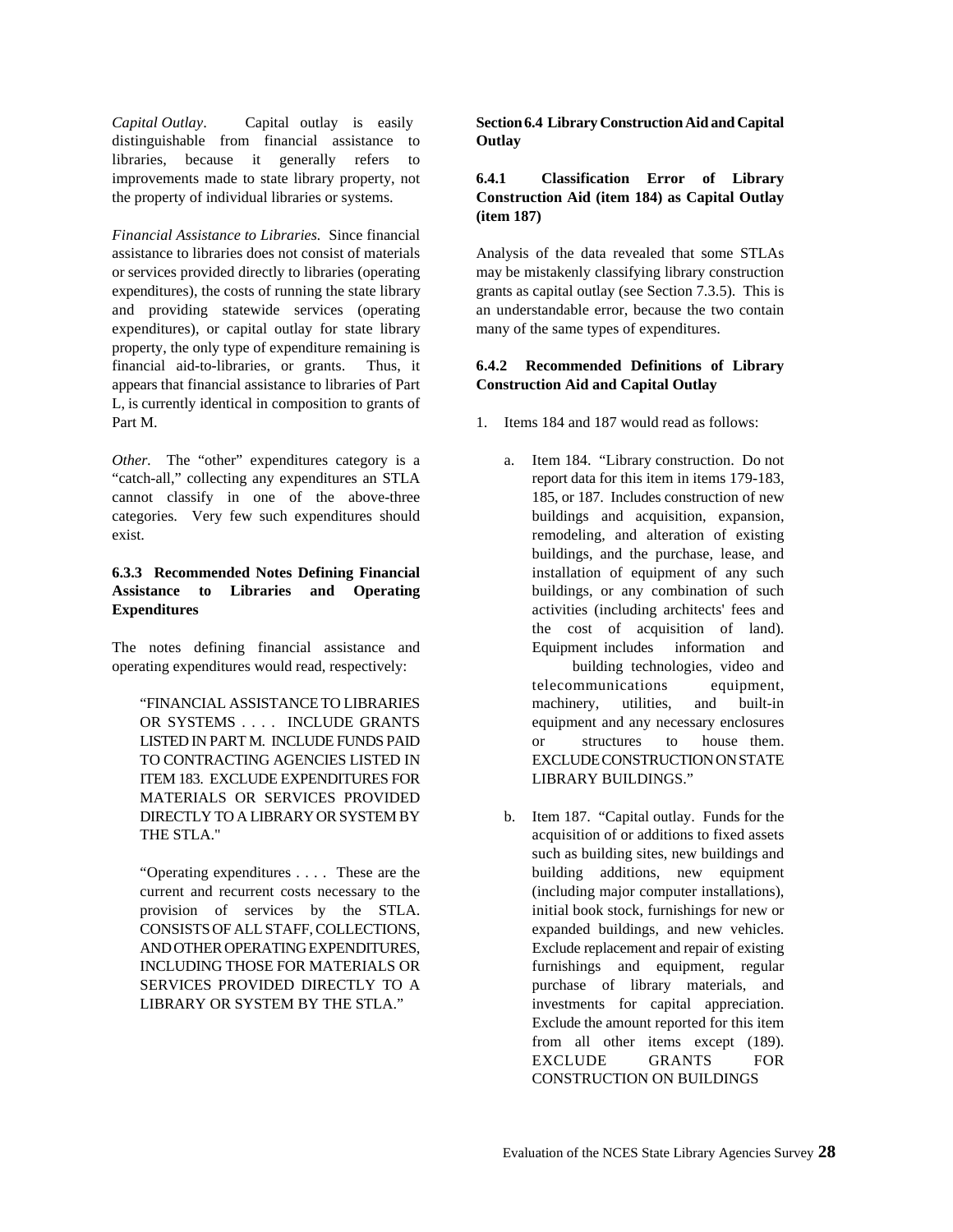*Capital Outlay*. Capital outlay is easily distinguishable from financial assistance to libraries, because it generally refers to improvements made to state library property, not the property of individual libraries or systems.

*Financial Assistance to Libraries.* Since financial assistance to libraries does not consist of materials or services provided directly to libraries (operating expenditures), the costs of running the state library and providing statewide services (operating expenditures), or capital outlay for state library property, the only type of expenditure remaining is financial aid-to-libraries, or grants. Thus, it appears that financial assistance to libraries of Part L, is currently identical in composition to grants of Part M.

*Other.* The "other" expenditures category is a "catch-all," collecting any expenditures an STLA cannot classify in one of the above-three categories. Very few such expenditures should exist.

### 6.3.3 Recommended Notes Defining Financial Assistance to Libraries and Operating Expenditures

The notes defining financial assistance and operating expenditures would read, respectively:

> "FINANCIAL ASSISTANCE TO LIBRARIES OR SYSTEMS . . . . INCLUDE GRANTS LISTED IN PART M. INCLUDE FUNDS PAID TO CONTRACTING AGENCIES LISTED IN ITEM 183. EXCLUDE EXPENDITURES FOR MATERIALS OR SERVICES PROVIDED DIRECTLY TO A LIBRARY OR SYSTEM BY THE STLA."

> "Operating expenditures . . . . These are the current and recurrent costs necessary to the provision of services by the STLA. CONSISTS OF ALL STAFF, COLLECTIONS, AND OTHER OPERATING EXPENDITURES, INCLUDING THOSE FOR MATERIALS OR SERVICES PROVIDED DIRECTLY TO A LIBRARY OR SYSTEM BY THE STLA."

## Section 6.4 Library Construction Aid and Capital Outlay

### 6.4.1 Classification Error of Library Construction Aid (item 184) as Capital Outlay (item 187)

Analysis of the data revealed that some STLAs may be mistakenly classifying library construction grants as capital outlay (see Section 7.3.5). This is an understandable error, because the two contain many of the same types of expenditures.

### 6.4.2 Recommended Definitions of Library Construction Aid and Capital Outlay

1. Items 184 and 187 would read as follows:

   a. Item 184. "Library construction. Do not report data for this item in items 179-183, 185, or 187. Includes construction of new buildings and acquisition, expansion, remodeling, and alteration of existing buildings, and the purchase, lease, and installation of equipment of any such buildings, or any combination of such activities (including architects' fees and the cost of acquisition of land). Equipment includes information and building technologies, video and telecommunications equipment, machinery, utilities, and built-in equipment and any necessary enclosures or structures to house them. EXCLUDE CONSTRUCTION ON STATE LIBRARY BUILDINGS."

   b. Item 187. "Capital outlay. Funds for the acquisition of or additions to fixed assets such as building sites, new buildings and building additions, new equipment (including major computer installations), initial book stock, furnishings for new or expanded buildings, and new vehicles. Exclude replacement and repair of existing furnishings and equipment, regular purchase of library materials, and investments for capital appreciation. Exclude the amount reported for this item from all other items except (189). EXCLUDE GRANTS FOR CONSTRUCTION ON BUILDINGS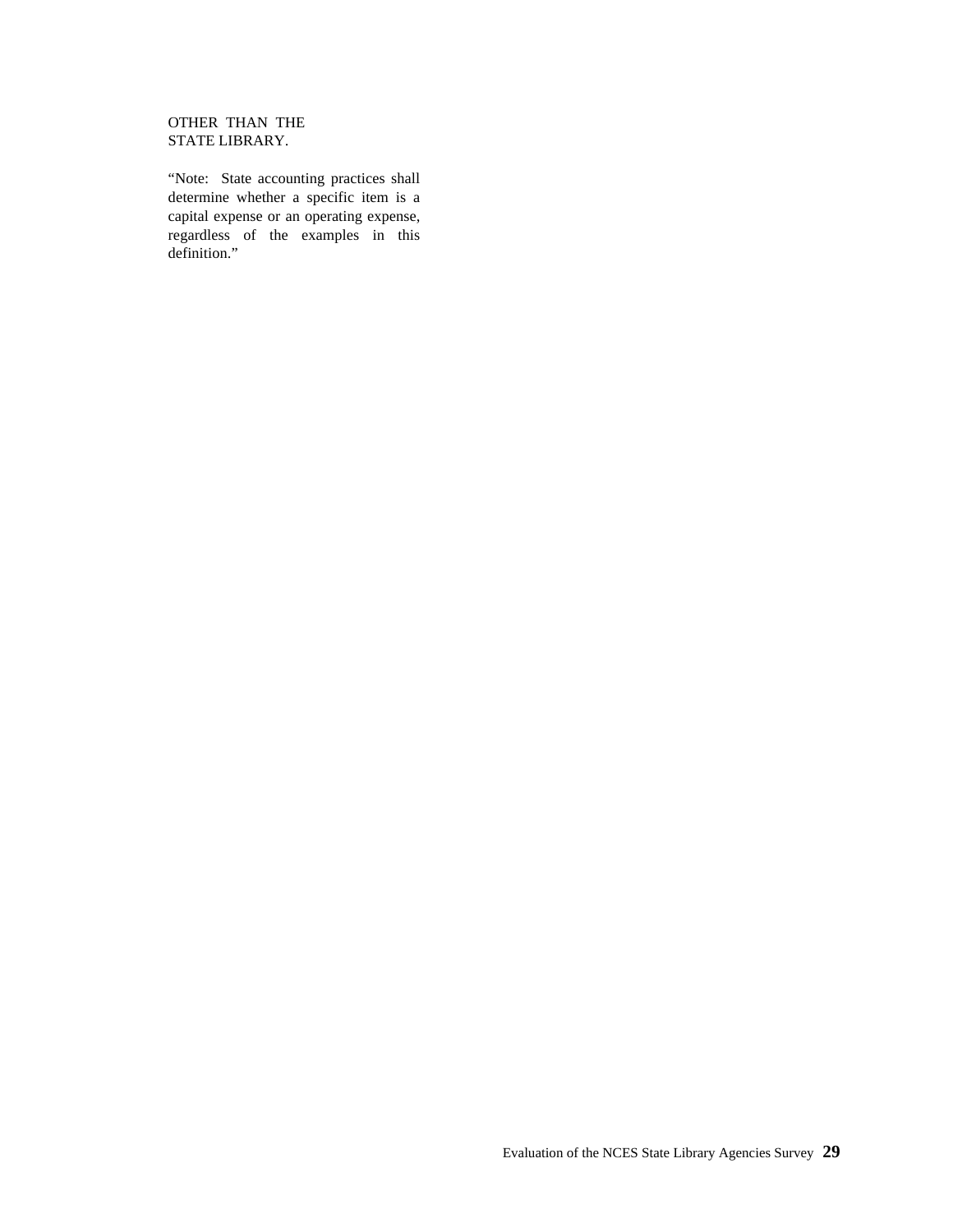OTHER THAN THE STATE LIBRARY.

"Note: State accounting practices shall determine whether a specific item is a capital expense or an operating expense, regardless of the examples in this definition."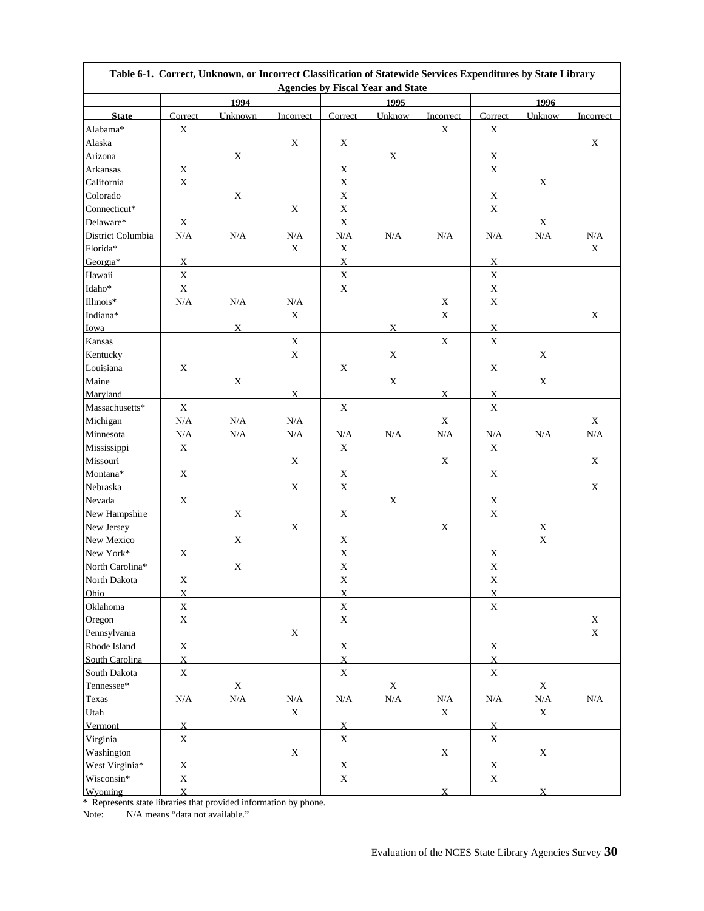**Table 6-1. Correct, Unknown, or Incorrect Classification of Statewide Services Expenditures by State Library Agencies by Fiscal Year and State**

| | 1994 | | | 1995 | | | 1996 | | |
|---|---|---|---|---|---|---|---|---|---|
| State | Correct | Unknown | Incorrect | Correct | Unknow | Incorrect | Correct | Unknow | Incorrect |
| Alabama* | X | | | | | X | X | | |
| Alaska | | | X | X | | | | | X |
| Arizona | | X | | | X | | X | | |
| Arkansas | X | | | X | | | X | | |
| California | X | | | X | | | | X | |
| Colorado | | X | | X | | | X | | |
| Connecticut* | | | X | X | | | X | | |
| Delaware* | X | | | X | | | | X | |
| District Columbia | N/A | N/A | N/A | N/A | N/A | N/A | N/A | N/A | N/A |
| Florida* | | | X | X | | | | | X |
| Georgia* | X | | | X | | | X | | |
| Hawaii | X | | | X | | | X | | |
| Idaho* | X | | | X | | | X | | |
| Illinois* | N/A | N/A | N/A | | | X | X | | |
| Indiana* | | | X | | | X | | | X |
| Iowa | | X | | | X | | X | | |
| Kansas | | | X | | | X | X | | |
| Kentucky | | | X | | X | | | X | |
| Louisiana | X | | | X | | | X | | |
| Maine | | X | | | X | | | X | |
| Maryland | | | X | | | X | X | | |
| Massachusetts* | X | | | X | | | X | | |
| Michigan | N/A | N/A | N/A | | | X | | | X |
| Minnesota | N/A | N/A | N/A | N/A | N/A | N/A | N/A | N/A | N/A |
| Mississippi | X | | | X | | | X | | |
| Missouri | | | X | | | X | | | X |
| Montana* | X | | | X | | | X | | |
| Nebraska | | | X | X | | | | | X |
| Nevada | X | | | | X | | X | | |
| New Hampshire | | X | | X | | | X | | |
| New Jersey | | | X | | | X | | X | |
| New Mexico | | X | | X | | | | X | |
| New York* | X | | | X | | | X | | |
| North Carolina* | | X | | X | | | X | | |
| North Dakota | X | | | X | | | X | | |
| Ohio | X | | | X | | | X | | |
| Oklahoma | X | | | X | | | X | | |
| Oregon | X | | | X | | | | | X |
| Pennsylvania | | | X | | | | | | X |
| Rhode Island | X | | | X | | | X | | |
| South Carolina | X | | | X | | | X | | |
| South Dakota | X | | | X | | | X | | |
| Tennessee* | | X | | | X | | | X | |
| Texas | N/A | N/A | N/A | N/A | N/A | N/A | N/A | N/A | N/A |
| Utah | | | X | | | X | | X | |
| Vermont | X | | | X | | | X | | |
| Virginia | X | | | X | | | X | | |
| Washington | | | X | | | X | | X | |
| West Virginia* | X | | | X | | | X | | |
| Wisconsin* | X | | | X | | | X | | |
| Wyoming | X | | | | | X | | X | |

\* Represents state libraries that provided information by phone.

Note: N/A means "data not available."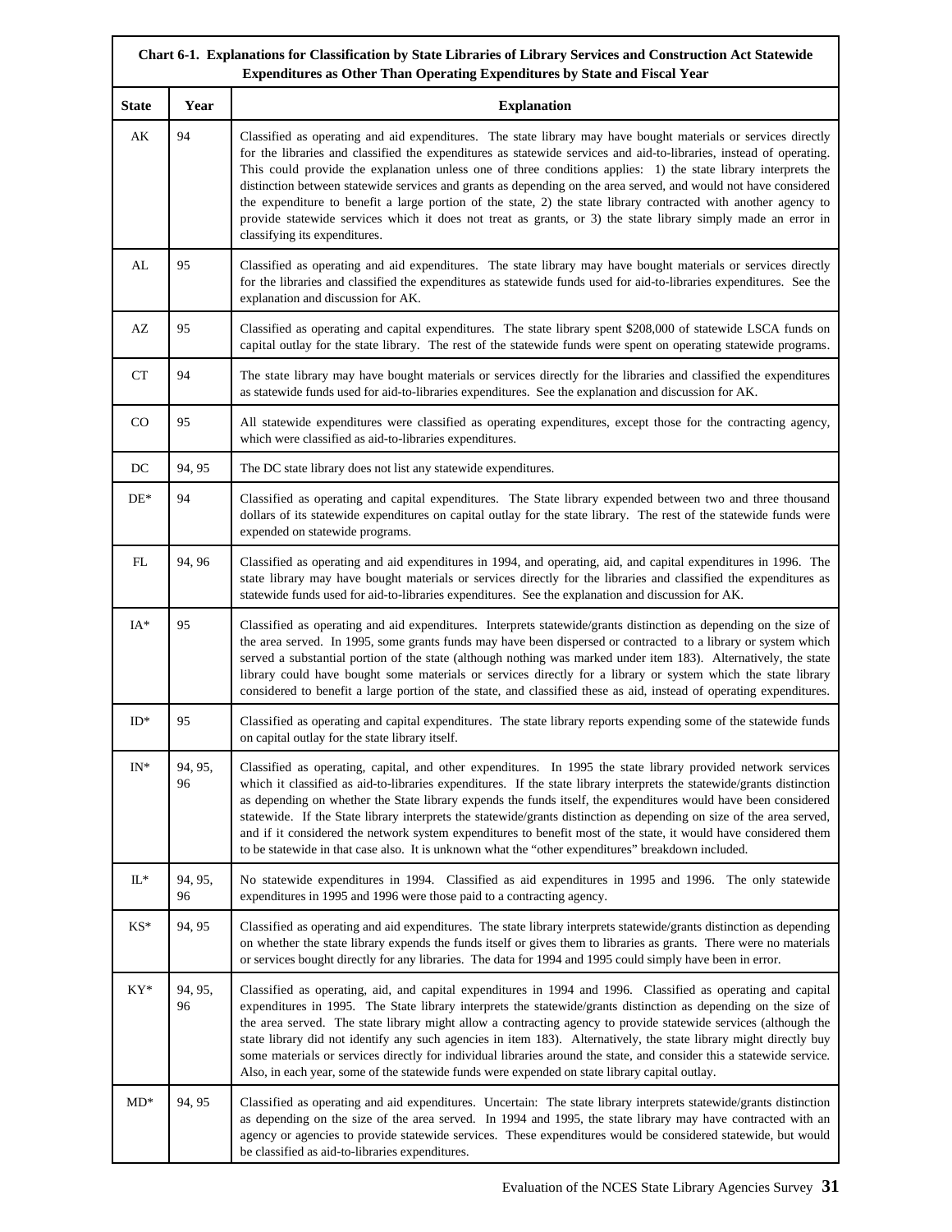| Chart 6-1. Explanations for Classification by State Libraries of Library Services and Construction Act Statewide Expenditures as Other Than Operating Expenditures by State and Fiscal Year | | |
|---|---|---|
| **State** | **Year** | **Explanation** |
| AK | 94 | Classified as operating and aid expenditures. The state library may have bought materials or services directly for the libraries and classified the expenditures as statewide services and aid-to-libraries, instead of operating. This could provide the explanation unless one of three conditions applies: 1) the state library interprets the distinction between statewide services and grants as depending on the area served, and would not have considered the expenditure to benefit a large portion of the state, 2) the state library contracted with another agency to provide statewide services which it does not treat as grants, or 3) the state library simply made an error in classifying its expenditures. |
| AL | 95 | Classified as operating and aid expenditures. The state library may have bought materials or services directly for the libraries and classified the expenditures as statewide funds used for aid-to-libraries expenditures. See the explanation and discussion for AK. |
| AZ | 95 | Classified as operating and capital expenditures. The state library spent $208,000 of statewide LSCA funds on capital outlay for the state library. The rest of the statewide funds were spent on operating statewide programs. |
| CT | 94 | The state library may have bought materials or services directly for the libraries and classified the expenditures as statewide funds used for aid-to-libraries expenditures. See the explanation and discussion for AK. |
| CO | 95 | All statewide expenditures were classified as operating expenditures, except those for the contracting agency, which were classified as aid-to-libraries expenditures. |
| DC | 94, 95 | The DC state library does not list any statewide expenditures. |
| DE* | 94 | Classified as operating and capital expenditures. The State library expended between two and three thousand dollars of its statewide expenditures on capital outlay for the state library. The rest of the statewide funds were expended on statewide programs. |
| FL | 94, 96 | Classified as operating and aid expenditures in 1994, and operating, aid, and capital expenditures in 1996. The state library may have bought materials or services directly for the libraries and classified the expenditures as statewide funds used for aid-to-libraries expenditures. See the explanation and discussion for AK. |
| IA* | 95 | Classified as operating and aid expenditures. Interprets statewide/grants distinction as depending on the size of the area served. In 1995, some grants funds may have been dispersed or contracted to a library or system which served a substantial portion of the state (although nothing was marked under item 183). Alternatively, the state library could have bought some materials or services directly for a library or system which the state library considered to benefit a large portion of the state, and classified these as aid, instead of operating expenditures. |
| ID* | 95 | Classified as operating and capital expenditures. The state library reports expending some of the statewide funds on capital outlay for the state library itself. |
| IN* | 94, 95, 96 | Classified as operating, capital, and other expenditures. In 1995 the state library provided network services which it classified as aid-to-libraries expenditures. If the state library interprets the statewide/grants distinction as depending on whether the State library expends the funds itself, the expenditures would have been considered statewide. If the State library interprets the statewide/grants distinction as depending on size of the area served, and if it considered the network system expenditures to benefit most of the state, it would have considered them to be statewide in that case also. It is unknown what the "other expenditures" breakdown included. |
| IL* | 94, 95, 96 | No statewide expenditures in 1994. Classified as aid expenditures in 1995 and 1996. The only statewide expenditures in 1995 and 1996 were those paid to a contracting agency. |
| KS* | 94, 95 | Classified as operating and aid expenditures. The state library interprets statewide/grants distinction as depending on whether the state library expends the funds itself or gives them to libraries as grants. There were no materials or services bought directly for any libraries. The data for 1994 and 1995 could simply have been in error. |
| KY* | 94, 95, 96 | Classified as operating, aid, and capital expenditures in 1994 and 1996. Classified as operating and capital expenditures in 1995. The State library interprets the statewide/grants distinction as depending on the size of the area served. The state library might allow a contracting agency to provide statewide services (although the state library did not identify any such agencies in item 183). Alternatively, the state library might directly buy some materials or services directly for individual libraries around the state, and consider this a statewide service. Also, in each year, some of the statewide funds were expended on state library capital outlay. |
| MD* | 94, 95 | Classified as operating and aid expenditures. Uncertain: The state library interprets statewide/grants distinction as depending on the size of the area served. In 1994 and 1995, the state library may have contracted with an agency or agencies to provide statewide services. These expenditures would be considered statewide, but would be classified as aid-to-libraries expenditures. |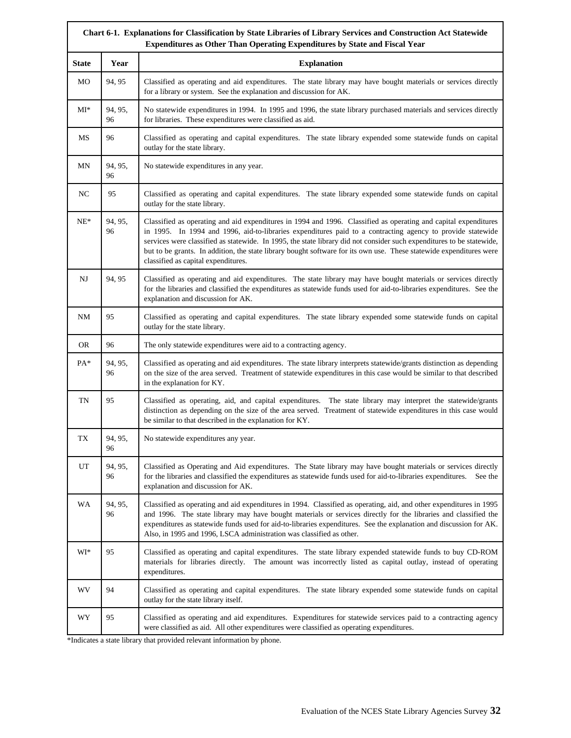| Chart 6-1. Explanations for Classification by State Libraries of Library Services and Construction Act Statewide Expenditures as Other Than Operating Expenditures by State and Fiscal Year | | |
|---|---|---|
| **State** | **Year** | **Explanation** |
| MO | 94, 95 | Classified as operating and aid expenditures. The state library may have bought materials or services directly for a library or system. See the explanation and discussion for AK. |
| MI* | 94, 95, 96 | No statewide expenditures in 1994. In 1995 and 1996, the state library purchased materials and services directly for libraries. These expenditures were classified as aid. |
| MS | 96 | Classified as operating and capital expenditures. The state library expended some statewide funds on capital outlay for the state library. |
| MN | 94, 95, 96 | No statewide expenditures in any year. |
| NC | 95 | Classified as operating and capital expenditures. The state library expended some statewide funds on capital outlay for the state library. |
| NE* | 94, 95, 96 | Classified as operating and aid expenditures in 1994 and 1996. Classified as operating and capital expenditures in 1995. In 1994 and 1996, aid-to-libraries expenditures paid to a contracting agency to provide statewide services were classified as statewide. In 1995, the state library did not consider such expenditures to be statewide, but to be grants. In addition, the state library bought software for its own use. These statewide expenditures were classified as capital expenditures. |
| NJ | 94, 95 | Classified as operating and aid expenditures. The state library may have bought materials or services directly for the libraries and classified the expenditures as statewide funds used for aid-to-libraries expenditures. See the explanation and discussion for AK. |
| NM | 95 | Classified as operating and capital expenditures. The state library expended some statewide funds on capital outlay for the state library. |
| OR | 96 | The only statewide expenditures were aid to a contracting agency. |
| PA* | 94, 95, 96 | Classified as operating and aid expenditures. The state library interprets statewide/grants distinction as depending on the size of the area served. Treatment of statewide expenditures in this case would be similar to that described in the explanation for KY. |
| TN | 95 | Classified as operating, aid, and capital expenditures. The state library may interpret the statewide/grants distinction as depending on the size of the area served. Treatment of statewide expenditures in this case would be similar to that described in the explanation for KY. |
| TX | 94, 95, 96 | No statewide expenditures any year. |
| UT | 94, 95, 96 | Classified as Operating and Aid expenditures. The State library may have bought materials or services directly for the libraries and classified the expenditures as statewide funds used for aid-to-libraries expenditures. See the explanation and discussion for AK. |
| WA | 94, 95, 96 | Classified as operating and aid expenditures in 1994. Classified as operating, aid, and other expenditures in 1995 and 1996. The state library may have bought materials or services directly for the libraries and classified the expenditures as statewide funds used for aid-to-libraries expenditures. See the explanation and discussion for AK. Also, in 1995 and 1996, LSCA administration was classified as other. |
| WI* | 95 | Classified as operating and capital expenditures. The state library expended statewide funds to buy CD-ROM materials for libraries directly. The amount was incorrectly listed as capital outlay, instead of operating expenditures. |
| WV | 94 | Classified as operating and capital expenditures. The state library expended some statewide funds on capital outlay for the state library itself. |
| WY | 95 | Classified as operating and aid expenditures. Expenditures for statewide services paid to a contracting agency were classified as aid. All other expenditures were classified as operating expenditures. |

*Indicates a state library that provided relevant information by phone.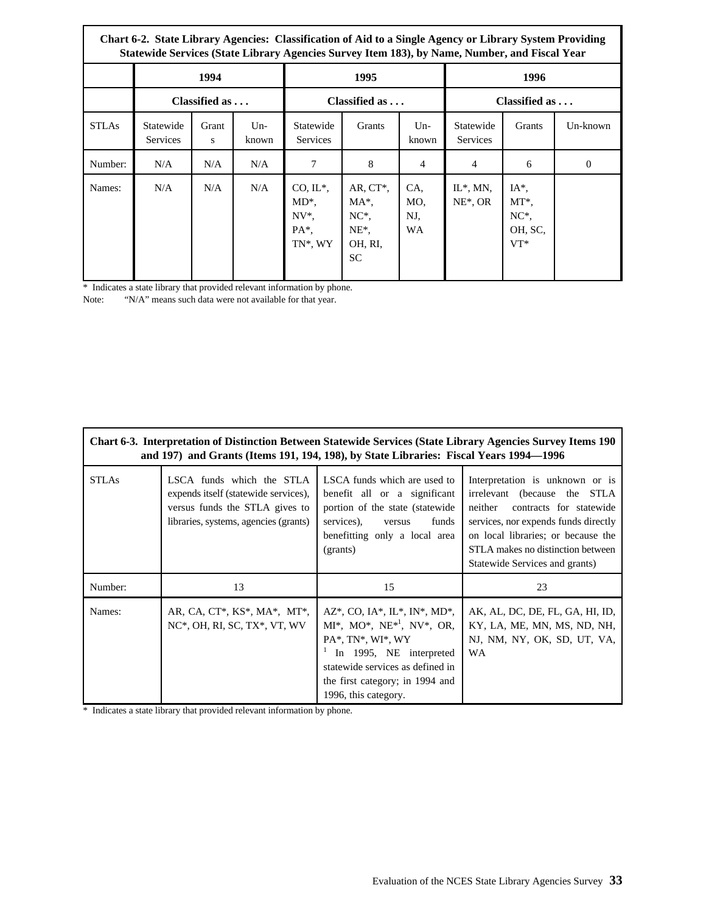**Chart 6-2. State Library Agencies: Classification of Aid to a Single Agency or Library System Providing Statewide Services (State Library Agencies Survey Item 183), by Name, Number, and Fiscal Year**

| | 1994 | | | 1995 | | | 1996 | | |
|---|---|---|---|---|---|---|---|---|---|
| | Classified as . . . | | | Classified as . . . | | | Classified as . . . | | |
| STLAs | Statewide Services | Grants | Un-known | Statewide Services | Grants | Un-known | Statewide Services | Grants | Un-known |
| Number: | N/A | N/A | N/A | 7 | 8 | 4 | 4 | 6 | 0 |
| Names: | N/A | N/A | N/A | CO, IL*, MD*, NV*, PA*, TN*, WY | AR, CT*, MA*, NC*, NE*, OH, RI, SC | CA, MO, NJ, WA | IL*, MN, NE*, OR | IA*, MT*, NC*, OH, SC, VT* | |

* Indicates a state library that provided relevant information by phone.
Note: "N/A" means such data were not available for that year.

**Chart 6-3. Interpretation of Distinction Between Statewide Services (State Library Agencies Survey Items 190 and 197) and Grants (Items 191, 194, 198), by State Libraries: Fiscal Years 1994—1996**

| STLAs | LSCA funds which the STLA expends itself (statewide services), versus funds the STLA gives to libraries, systems, agencies (grants) | LSCA funds which are used to benefit all or a significant portion of the state (statewide services), versus funds benefitting only a local area (grants) | Interpretation is unknown or is irrelevant (because the STLA neither contracts for statewide services, nor expends funds directly on local libraries; or because the STLA makes no distinction between Statewide Services and grants) |
|---|---|---|---|
| Number: | 13 | 15 | 23 |
| Names: | AR, CA, CT*, KS*, MA*, MT*, NC*, OH, RI, SC, TX*, VT, WV | AZ*, CO, IA*, IL*, IN*, MD*, MI*, MO*, NE*[1], NV*, OR, PA*, TN*, WI*, WY<br>[1] In 1995, NE interpreted statewide services as defined in the first category; in 1994 and 1996, this category. | AK, AL, DC, DE, FL, GA, HI, ID, KY, LA, ME, MN, MS, ND, NH, NJ, NM, NY, OK, SD, UT, VA, WA |

* Indicates a state library that provided relevant information by phone.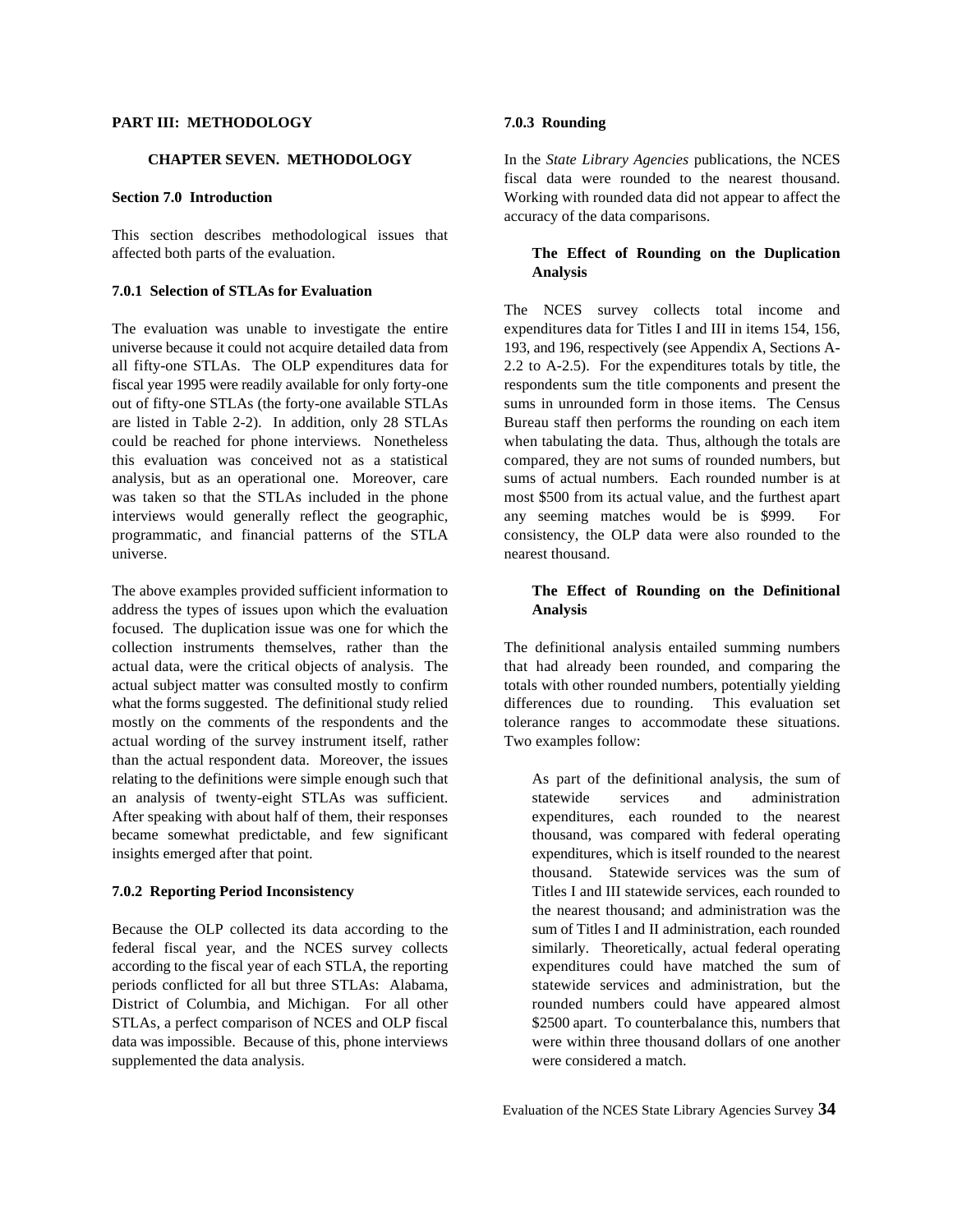# PART III: METHODOLOGY

## CHAPTER SEVEN. METHODOLOGY

### Section 7.0 Introduction

This section describes methodological issues that affected both parts of the evaluation.

#### 7.0.1 Selection of STLAs for Evaluation

The evaluation was unable to investigate the entire universe because it could not acquire detailed data from all fifty-one STLAs. The OLP expenditures data for fiscal year 1995 were readily available for only forty-one out of fifty-one STLAs (the forty-one available STLAs are listed in Table 2-2). In addition, only 28 STLAs could be reached for phone interviews. Nonetheless this evaluation was conceived not as a statistical analysis, but as an operational one. Moreover, care was taken so that the STLAs included in the phone interviews would generally reflect the geographic, programmatic, and financial patterns of the STLA universe.

The above examples provided sufficient information to address the types of issues upon which the evaluation focused. The duplication issue was one for which the collection instruments themselves, rather than the actual data, were the critical objects of analysis. The actual subject matter was consulted mostly to confirm what the forms suggested. The definitional study relied mostly on the comments of the respondents and the actual wording of the survey instrument itself, rather than the actual respondent data. Moreover, the issues relating to the definitions were simple enough such that an analysis of twenty-eight STLAs was sufficient. After speaking with about half of them, their responses became somewhat predictable, and few significant insights emerged after that point.

#### 7.0.2 Reporting Period Inconsistency

Because the OLP collected its data according to the federal fiscal year, and the NCES survey collects according to the fiscal year of each STLA, the reporting periods conflicted for all but three STLAs: Alabama, District of Columbia, and Michigan. For all other STLAs, a perfect comparison of NCES and OLP fiscal data was impossible. Because of this, phone interviews supplemented the data analysis.

#### 7.0.3 Rounding

In the *State Library Agencies* publications, the NCES fiscal data were rounded to the nearest thousand. Working with rounded data did not appear to affect the accuracy of the data comparisons.

**The Effect of Rounding on the Duplication Analysis**

The NCES survey collects total income and expenditures data for Titles I and III in items 154, 156, 193, and 196, respectively (see Appendix A, Sections A-2.2 to A-2.5). For the expenditures totals by title, the respondents sum the title components and present the sums in unrounded form in those items. The Census Bureau staff then performs the rounding on each item when tabulating the data. Thus, although the totals are compared, they are not sums of rounded numbers, but sums of actual numbers. Each rounded number is at most $500 from its actual value, and the furthest apart any seeming matches would be is $999. For consistency, the OLP data were also rounded to the nearest thousand.

**The Effect of Rounding on the Definitional Analysis**

The definitional analysis entailed summing numbers that had already been rounded, and comparing the totals with other rounded numbers, potentially yielding differences due to rounding. This evaluation set tolerance ranges to accommodate these situations. Two examples follow:

> As part of the definitional analysis, the sum of statewide services and administration expenditures, each rounded to the nearest thousand, was compared with federal operating expenditures, which is itself rounded to the nearest thousand. Statewide services was the sum of Titles I and III statewide services, each rounded to the nearest thousand; and administration was the sum of Titles I and II administration, each rounded similarly. Theoretically, actual federal operating expenditures could have matched the sum of statewide services and administration, but the rounded numbers could have appeared almost $2500 apart. To counterbalance this, numbers that were within three thousand dollars of one another were considered a match.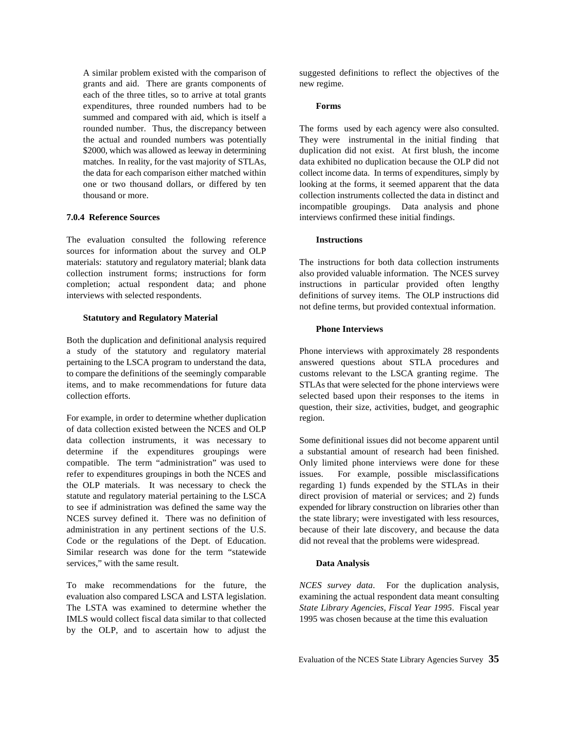A similar problem existed with the comparison of grants and aid. There are grants components of each of the three titles, so to arrive at total grants expenditures, three rounded numbers had to be summed and compared with aid, which is itself a rounded number. Thus, the discrepancy between the actual and rounded numbers was potentially $2000, which was allowed as leeway in determining matches. In reality, for the vast majority of STLAs, the data for each comparison either matched within one or two thousand dollars, or differed by ten thousand or more.

### 7.0.4 Reference Sources

The evaluation consulted the following reference sources for information about the survey and OLP materials: statutory and regulatory material; blank data collection instrument forms; instructions for form completion; actual respondent data; and phone interviews with selected respondents.

#### Statutory and Regulatory Material

Both the duplication and definitional analysis required a study of the statutory and regulatory material pertaining to the LSCA program to understand the data, to compare the definitions of the seemingly comparable items, and to make recommendations for future data collection efforts.

For example, in order to determine whether duplication of data collection existed between the NCES and OLP data collection instruments, it was necessary to determine if the expenditures groupings were compatible. The term "administration" was used to refer to expenditures groupings in both the NCES and the OLP materials. It was necessary to check the statute and regulatory material pertaining to the LSCA to see if administration was defined the same way the NCES survey defined it. There was no definition of administration in any pertinent sections of the U.S. Code or the regulations of the Dept. of Education. Similar research was done for the term "statewide services," with the same result.

To make recommendations for the future, the evaluation also compared LSCA and LSTA legislation. The LSTA was examined to determine whether the IMLS would collect fiscal data similar to that collected by the OLP, and to ascertain how to adjust the suggested definitions to reflect the objectives of the new regime.

#### Forms

The forms used by each agency were also consulted. They were instrumental in the initial finding that duplication did not exist. At first blush, the income data exhibited no duplication because the OLP did not collect income data. In terms of expenditures, simply by looking at the forms, it seemed apparent that the data collection instruments collected the data in distinct and incompatible groupings. Data analysis and phone interviews confirmed these initial findings.

#### Instructions

The instructions for both data collection instruments also provided valuable information. The NCES survey instructions in particular provided often lengthy definitions of survey items. The OLP instructions did not define terms, but provided contextual information.

#### Phone Interviews

Phone interviews with approximately 28 respondents answered questions about STLA procedures and customs relevant to the LSCA granting regime. The STLAs that were selected for the phone interviews were selected based upon their responses to the items in question, their size, activities, budget, and geographic region.

Some definitional issues did not become apparent until a substantial amount of research had been finished. Only limited phone interviews were done for these issues. For example, possible misclassifications regarding 1) funds expended by the STLAs in their direct provision of material or services; and 2) funds expended for library construction on libraries other than the state library; were investigated with less resources, because of their late discovery, and because the data did not reveal that the problems were widespread.

#### Data Analysis

*NCES survey data*. For the duplication analysis, examining the actual respondent data meant consulting *State Library Agencies, Fiscal Year 1995*. Fiscal year 1995 was chosen because at the time this evaluation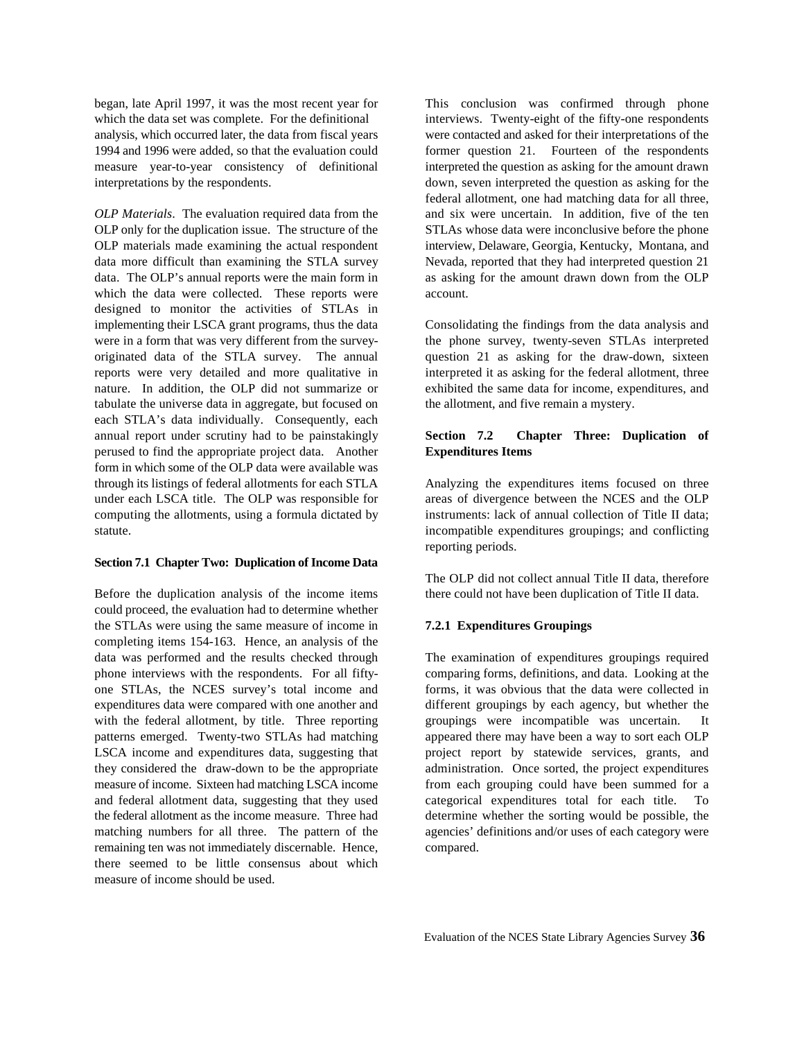began, late April 1997, it was the most recent year for which the data set was complete. For the definitional analysis, which occurred later, the data from fiscal years 1994 and 1996 were added, so that the evaluation could measure year-to-year consistency of definitional interpretations by the respondents.

*OLP Materials*. The evaluation required data from the OLP only for the duplication issue. The structure of the OLP materials made examining the actual respondent data more difficult than examining the STLA survey data. The OLP's annual reports were the main form in which the data were collected. These reports were designed to monitor the activities of STLAs in implementing their LSCA grant programs, thus the data were in a form that was very different from the survey-originated data of the STLA survey. The annual reports were very detailed and more qualitative in nature. In addition, the OLP did not summarize or tabulate the universe data in aggregate, but focused on each STLA's data individually. Consequently, each annual report under scrutiny had to be painstakingly perused to find the appropriate project data. Another form in which some of the OLP data were available was through its listings of federal allotments for each STLA under each LSCA title. The OLP was responsible for computing the allotments, using a formula dictated by statute.

### Section 7.1 Chapter Two: Duplication of Income Data

Before the duplication analysis of the income items could proceed, the evaluation had to determine whether the STLAs were using the same measure of income in completing items 154-163. Hence, an analysis of the data was performed and the results checked through phone interviews with the respondents. For all fifty-one STLAs, the NCES survey's total income and expenditures data were compared with one another and with the federal allotment, by title. Three reporting patterns emerged. Twenty-two STLAs had matching LSCA income and expenditures data, suggesting that they considered the draw-down to be the appropriate measure of income. Sixteen had matching LSCA income and federal allotment data, suggesting that they used the federal allotment as the income measure. Three had matching numbers for all three. The pattern of the remaining ten was not immediately discernable. Hence, there seemed to be little consensus about which measure of income should be used.

This conclusion was confirmed through phone interviews. Twenty-eight of the fifty-one respondents were contacted and asked for their interpretations of the former question 21. Fourteen of the respondents interpreted the question as asking for the amount drawn down, seven interpreted the question as asking for the federal allotment, one had matching data for all three, and six were uncertain. In addition, five of the ten STLAs whose data were inconclusive before the phone interview, Delaware, Georgia, Kentucky, Montana, and Nevada, reported that they had interpreted question 21 as asking for the amount drawn down from the OLP account.

Consolidating the findings from the data analysis and the phone survey, twenty-seven STLAs interpreted question 21 as asking for the draw-down, sixteen interpreted it as asking for the federal allotment, three exhibited the same data for income, expenditures, and the allotment, and five remain a mystery.

### Section 7.2 Chapter Three: Duplication of Expenditures Items

Analyzing the expenditures items focused on three areas of divergence between the NCES and the OLP instruments: lack of annual collection of Title II data; incompatible expenditures groupings; and conflicting reporting periods.

The OLP did not collect annual Title II data, therefore there could not have been duplication of Title II data.

#### 7.2.1 Expenditures Groupings

The examination of expenditures groupings required comparing forms, definitions, and data. Looking at the forms, it was obvious that the data were collected in different groupings by each agency, but whether the groupings were incompatible was uncertain. It appeared there may have been a way to sort each OLP project report by statewide services, grants, and administration. Once sorted, the project expenditures from each grouping could have been summed for a categorical expenditures total for each title. To determine whether the sorting would be possible, the agencies' definitions and/or uses of each category were compared.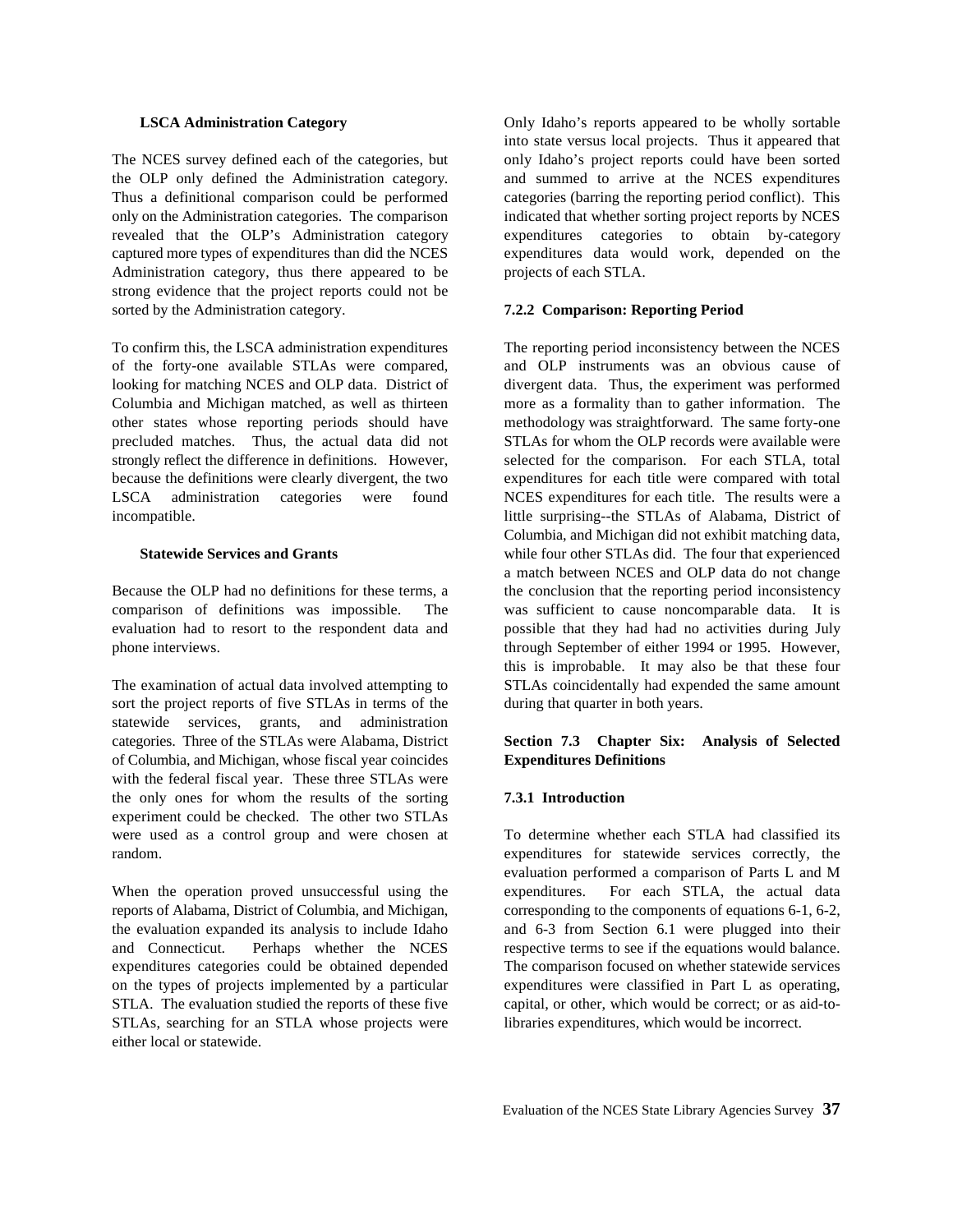#### LSCA Administration Category

The NCES survey defined each of the categories, but the OLP only defined the Administration category. Thus a definitional comparison could be performed only on the Administration categories. The comparison revealed that the OLP's Administration category captured more types of expenditures than did the NCES Administration category, thus there appeared to be strong evidence that the project reports could not be sorted by the Administration category.

To confirm this, the LSCA administration expenditures of the forty-one available STLAs were compared, looking for matching NCES and OLP data. District of Columbia and Michigan matched, as well as thirteen other states whose reporting periods should have precluded matches. Thus, the actual data did not strongly reflect the difference in definitions. However, because the definitions were clearly divergent, the two LSCA administration categories were found incompatible.

#### Statewide Services and Grants

Because the OLP had no definitions for these terms, a comparison of definitions was impossible. The evaluation had to resort to the respondent data and phone interviews.

The examination of actual data involved attempting to sort the project reports of five STLAs in terms of the statewide services, grants, and administration categories. Three of the STLAs were Alabama, District of Columbia, and Michigan, whose fiscal year coincides with the federal fiscal year. These three STLAs were the only ones for whom the results of the sorting experiment could be checked. The other two STLAs were used as a control group and were chosen at random.

When the operation proved unsuccessful using the reports of Alabama, District of Columbia, and Michigan, the evaluation expanded its analysis to include Idaho and Connecticut. Perhaps whether the NCES expenditures categories could be obtained depended on the types of projects implemented by a particular STLA. The evaluation studied the reports of these five STLAs, searching for an STLA whose projects were either local or statewide.

Only Idaho's reports appeared to be wholly sortable into state versus local projects. Thus it appeared that only Idaho's project reports could have been sorted and summed to arrive at the NCES expenditures categories (barring the reporting period conflict). This indicated that whether sorting project reports by NCES expenditures categories to obtain by-category expenditures data would work, depended on the projects of each STLA.

### 7.2.2 Comparison: Reporting Period

The reporting period inconsistency between the NCES and OLP instruments was an obvious cause of divergent data. Thus, the experiment was performed more as a formality than to gather information. The methodology was straightforward. The same forty-one STLAs for whom the OLP records were available were selected for the comparison. For each STLA, total expenditures for each title were compared with total NCES expenditures for each title. The results were a little surprising--the STLAs of Alabama, District of Columbia, and Michigan did not exhibit matching data, while four other STLAs did. The four that experienced a match between NCES and OLP data do not change the conclusion that the reporting period inconsistency was sufficient to cause noncomparable data. It is possible that they had had no activities during July through September of either 1994 or 1995. However, this is improbable. It may also be that these four STLAs coincidentally had expended the same amount during that quarter in both years.

## Section 7.3 Chapter Six: Analysis of Selected Expenditures Definitions

### 7.3.1 Introduction

To determine whether each STLA had classified its expenditures for statewide services correctly, the evaluation performed a comparison of Parts L and M expenditures. For each STLA, the actual data corresponding to the components of equations 6-1, 6-2, and 6-3 from Section 6.1 were plugged into their respective terms to see if the equations would balance. The comparison focused on whether statewide services expenditures were classified in Part L as operating, capital, or other, which would be correct; or as aid-to-libraries expenditures, which would be incorrect.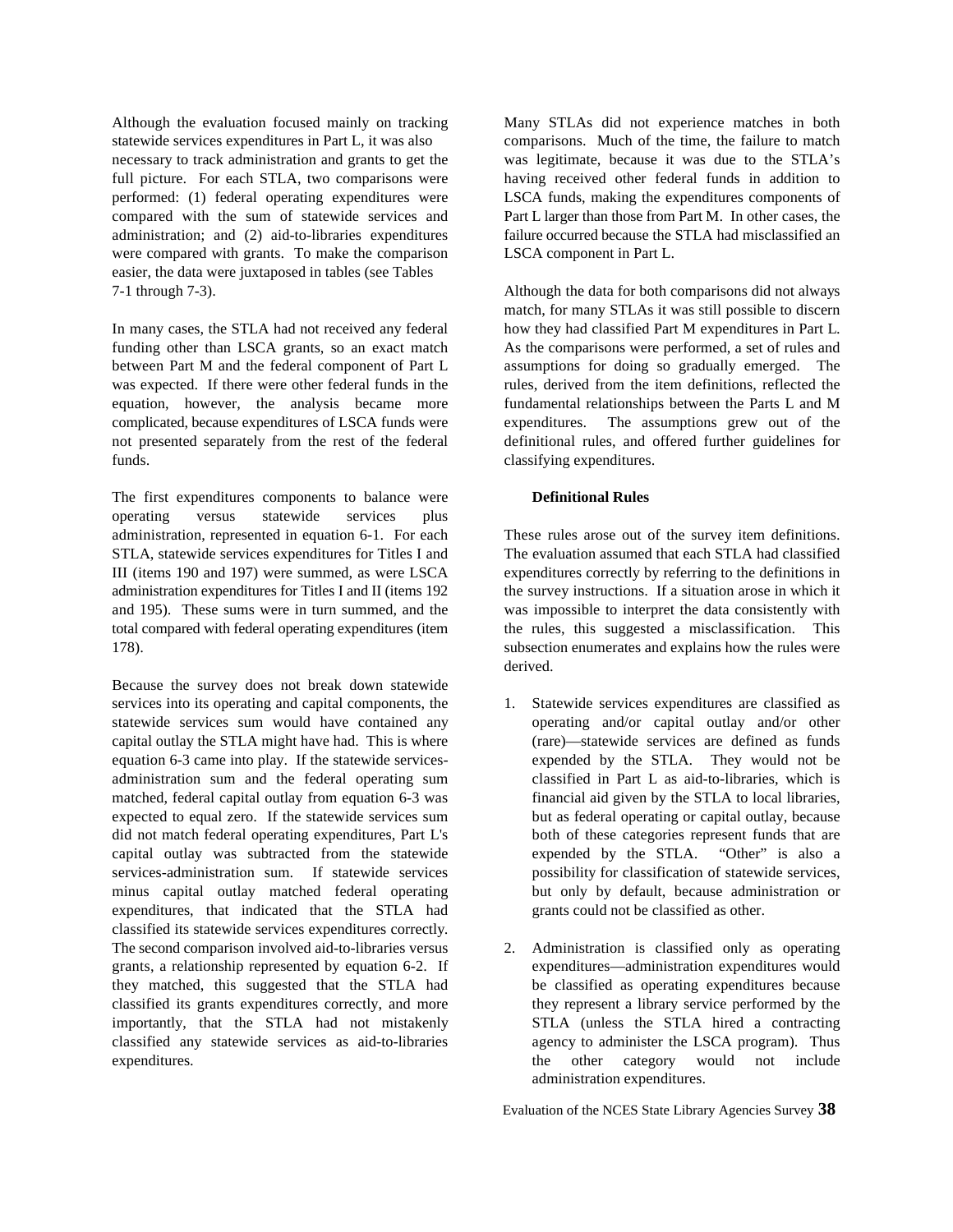Although the evaluation focused mainly on tracking statewide services expenditures in Part L, it was also necessary to track administration and grants to get the full picture. For each STLA, two comparisons were performed: (1) federal operating expenditures were compared with the sum of statewide services and administration; and (2) aid-to-libraries expenditures were compared with grants. To make the comparison easier, the data were juxtaposed in tables (see Tables 7-1 through 7-3).

In many cases, the STLA had not received any federal funding other than LSCA grants, so an exact match between Part M and the federal component of Part L was expected. If there were other federal funds in the equation, however, the analysis became more complicated, because expenditures of LSCA funds were not presented separately from the rest of the federal funds.

The first expenditures components to balance were operating versus statewide services plus administration, represented in equation 6-1. For each STLA, statewide services expenditures for Titles I and III (items 190 and 197) were summed, as were LSCA administration expenditures for Titles I and II (items 192 and 195). These sums were in turn summed, and the total compared with federal operating expenditures (item 178).

Because the survey does not break down statewide services into its operating and capital components, the statewide services sum would have contained any capital outlay the STLA might have had. This is where equation 6-3 came into play. If the statewide services-administration sum and the federal operating sum matched, federal capital outlay from equation 6-3 was expected to equal zero. If the statewide services sum did not match federal operating expenditures, Part L's capital outlay was subtracted from the statewide services-administration sum. If statewide services minus capital outlay matched federal operating expenditures, that indicated that the STLA had classified its statewide services expenditures correctly. The second comparison involved aid-to-libraries versus grants, a relationship represented by equation 6-2. If they matched, this suggested that the STLA had classified its grants expenditures correctly, and more importantly, that the STLA had not mistakenly classified any statewide services as aid-to-libraries expenditures.

Many STLAs did not experience matches in both comparisons. Much of the time, the failure to match was legitimate, because it was due to the STLA's having received other federal funds in addition to LSCA funds, making the expenditures components of Part L larger than those from Part M. In other cases, the failure occurred because the STLA had misclassified an LSCA component in Part L.

Although the data for both comparisons did not always match, for many STLAs it was still possible to discern how they had classified Part M expenditures in Part L. As the comparisons were performed, a set of rules and assumptions for doing so gradually emerged. The rules, derived from the item definitions, reflected the fundamental relationships between the Parts L and M expenditures. The assumptions grew out of the definitional rules, and offered further guidelines for classifying expenditures.

**Definitional Rules**

These rules arose out of the survey item definitions. The evaluation assumed that each STLA had classified expenditures correctly by referring to the definitions in the survey instructions. If a situation arose in which it was impossible to interpret the data consistently with the rules, this suggested a misclassification. This subsection enumerates and explains how the rules were derived.

1. Statewide services expenditures are classified as operating and/or capital outlay and/or other (rare)—statewide services are defined as funds expended by the STLA. They would not be classified in Part L as aid-to-libraries, which is financial aid given by the STLA to local libraries, but as federal operating or capital outlay, because both of these categories represent funds that are expended by the STLA. "Other" is also a possibility for classification of statewide services, but only by default, because administration or grants could not be classified as other.

2. Administration is classified only as operating expenditures—administration expenditures would be classified as operating expenditures because they represent a library service performed by the STLA (unless the STLA hired a contracting agency to administer the LSCA program). Thus the other category would not include administration expenditures.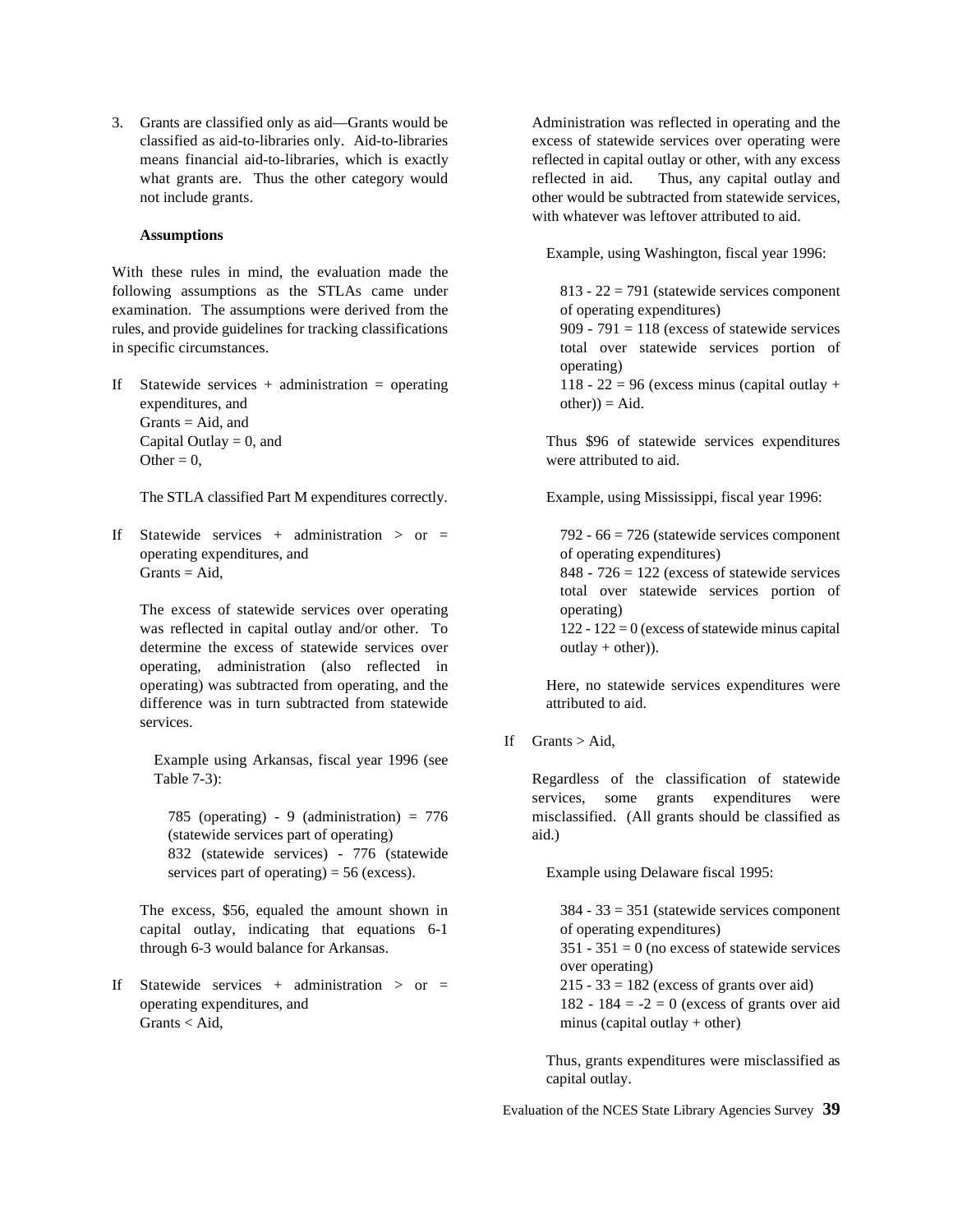3. Grants are classified only as aid—Grants would be classified as aid-to-libraries only. Aid-to-libraries means financial aid-to-libraries, which is exactly what grants are. Thus the other category would not include grants.

**Assumptions**

With these rules in mind, the evaluation made the following assumptions as the STLAs came under examination. The assumptions were derived from the rules, and provide guidelines for tracking classifications in specific circumstances.

If Statewide services + administration = operating expenditures, and
Grants = Aid, and
Capital Outlay = 0, and
Other = 0,

The STLA classified Part M expenditures correctly.

If Statewide services + administration > or = operating expenditures, and
Grants = Aid,

The excess of statewide services over operating was reflected in capital outlay and/or other. To determine the excess of statewide services over operating, administration (also reflected in operating) was subtracted from operating, and the difference was in turn subtracted from statewide services.

Example using Arkansas, fiscal year 1996 (see Table 7-3):

785 (operating) - 9 (administration) = 776 (statewide services part of operating)
832 (statewide services) - 776 (statewide services part of operating) = 56 (excess).

The excess, $56, equaled the amount shown in capital outlay, indicating that equations 6-1 through 6-3 would balance for Arkansas.

If Statewide services + administration > or = operating expenditures, and
Grants < Aid,

Administration was reflected in operating and the excess of statewide services over operating were reflected in capital outlay or other, with any excess reflected in aid. Thus, any capital outlay and other would be subtracted from statewide services, with whatever was leftover attributed to aid.

Example, using Washington, fiscal year 1996:

813 - 22 = 791 (statewide services component of operating expenditures)
909 - 791 = 118 (excess of statewide services total over statewide services portion of operating)
118 - 22 = 96 (excess minus (capital outlay + other)) = Aid.

Thus $96 of statewide services expenditures were attributed to aid.

Example, using Mississippi, fiscal year 1996:

792 - 66 = 726 (statewide services component of operating expenditures)
848 - 726 = 122 (excess of statewide services total over statewide services portion of operating)
122 - 122 = 0 (excess of statewide minus capital outlay + other)).

Here, no statewide services expenditures were attributed to aid.

If Grants > Aid,

Regardless of the classification of statewide services, some grants expenditures were misclassified. (All grants should be classified as aid.)

Example using Delaware fiscal 1995:

384 - 33 = 351 (statewide services component of operating expenditures)
351 - 351 = 0 (no excess of statewide services over operating)
215 - 33 = 182 (excess of grants over aid)
182 - 184 = -2 = 0 (excess of grants over aid minus (capital outlay + other)

Thus, grants expenditures were misclassified as capital outlay.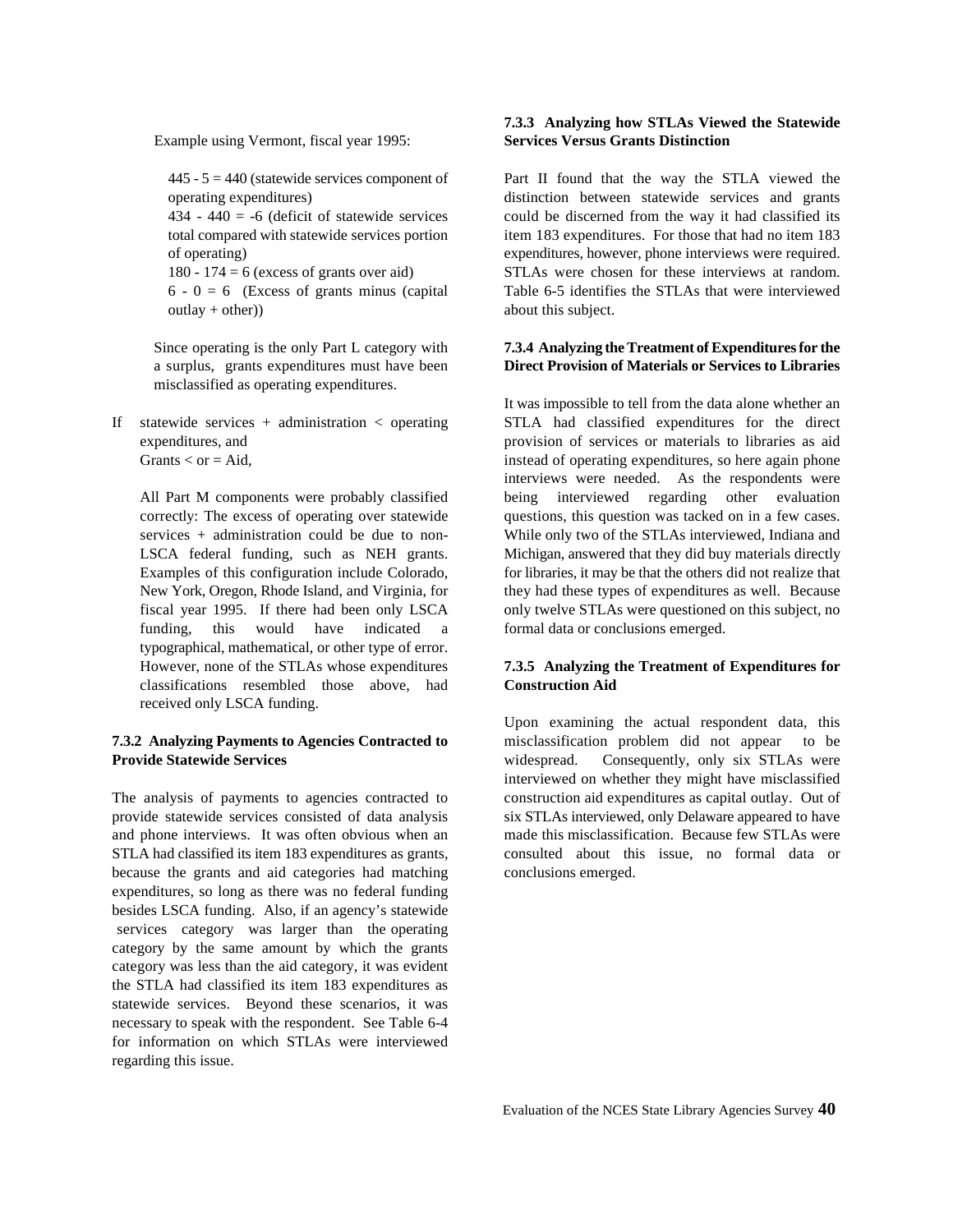Example using Vermont, fiscal year 1995:

445 - 5 = 440 (statewide services component of operating expenditures)
434 - 440 = -6 (deficit of statewide services total compared with statewide services portion of operating)
180 - 174 = 6 (excess of grants over aid)
6 - 0 = 6 (Excess of grants minus (capital outlay + other))

Since operating is the only Part L category with a surplus, grants expenditures must have been misclassified as operating expenditures.

If statewide services + administration < operating expenditures, and
Grants < or = Aid,

All Part M components were probably classified correctly: The excess of operating over statewide services + administration could be due to non-LSCA federal funding, such as NEH grants. Examples of this configuration include Colorado, New York, Oregon, Rhode Island, and Virginia, for fiscal year 1995. If there had been only LSCA funding, this would have indicated a typographical, mathematical, or other type of error. However, none of the STLAs whose expenditures classifications resembled those above, had received only LSCA funding.

### 7.3.2 Analyzing Payments to Agencies Contracted to Provide Statewide Services

The analysis of payments to agencies contracted to provide statewide services consisted of data analysis and phone interviews. It was often obvious when an STLA had classified its item 183 expenditures as grants, because the grants and aid categories had matching expenditures, so long as there was no federal funding besides LSCA funding. Also, if an agency's statewide services category was larger than the operating category by the same amount by which the grants category was less than the aid category, it was evident the STLA had classified its item 183 expenditures as statewide services. Beyond these scenarios, it was necessary to speak with the respondent. See Table 6-4 for information on which STLAs were interviewed regarding this issue.

### 7.3.3 Analyzing how STLAs Viewed the Statewide Services Versus Grants Distinction

Part II found that the way the STLA viewed the distinction between statewide services and grants could be discerned from the way it had classified its item 183 expenditures. For those that had no item 183 expenditures, however, phone interviews were required. STLAs were chosen for these interviews at random. Table 6-5 identifies the STLAs that were interviewed about this subject.

### 7.3.4 Analyzing the Treatment of Expenditures for the Direct Provision of Materials or Services to Libraries

It was impossible to tell from the data alone whether an STLA had classified expenditures for the direct provision of services or materials to libraries as aid instead of operating expenditures, so here again phone interviews were needed. As the respondents were being interviewed regarding other evaluation questions, this question was tacked on in a few cases. While only two of the STLAs interviewed, Indiana and Michigan, answered that they did buy materials directly for libraries, it may be that the others did not realize that they had these types of expenditures as well. Because only twelve STLAs were questioned on this subject, no formal data or conclusions emerged.

### 7.3.5 Analyzing the Treatment of Expenditures for Construction Aid

Upon examining the actual respondent data, this misclassification problem did not appear to be widespread. Consequently, only six STLAs were interviewed on whether they might have misclassified construction aid expenditures as capital outlay. Out of six STLAs interviewed, only Delaware appeared to have made this misclassification. Because few STLAs were consulted about this issue, no formal data or conclusions emerged.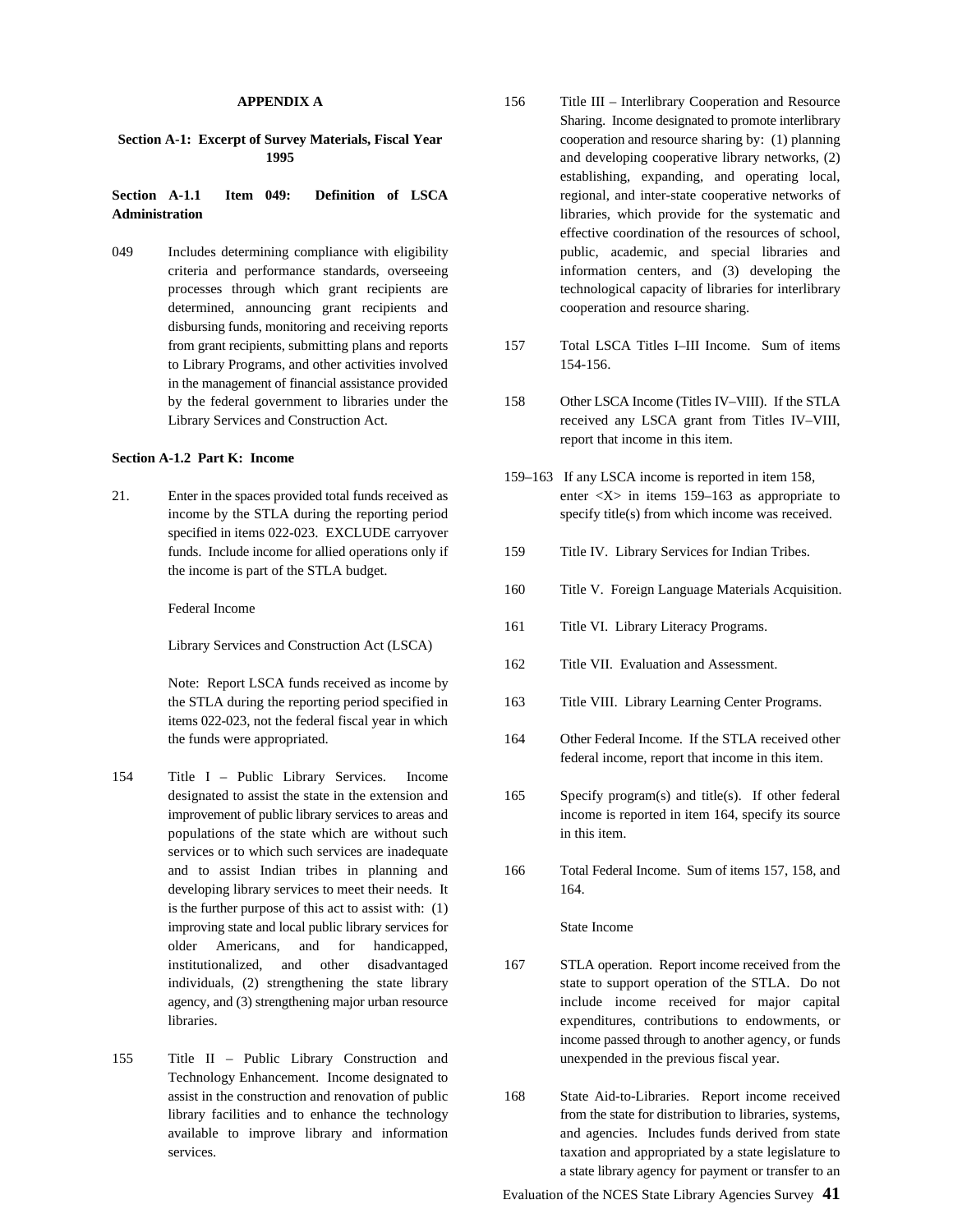## APPENDIX A

### Section A-1: Excerpt of Survey Materials, Fiscal Year 1995

#### Section A-1.1 Item 049: Definition of LSCA Administration

049 Includes determining compliance with eligibility criteria and performance standards, overseeing processes through which grant recipients are determined, announcing grant recipients and disbursing funds, monitoring and receiving reports from grant recipients, submitting plans and reports to Library Programs, and other activities involved in the management of financial assistance provided by the federal government to libraries under the Library Services and Construction Act.

#### Section A-1.2 Part K: Income

21. Enter in the spaces provided total funds received as income by the STLA during the reporting period specified in items 022-023. EXCLUDE carryover funds. Include income for allied operations only if the income is part of the STLA budget.

Federal Income

Library Services and Construction Act (LSCA)

Note: Report LSCA funds received as income by the STLA during the reporting period specified in items 022-023, not the federal fiscal year in which the funds were appropriated.

154 Title I – Public Library Services. Income designated to assist the state in the extension and improvement of public library services to areas and populations of the state which are without such services or to which such services are inadequate and to assist Indian tribes in planning and developing library services to meet their needs. It is the further purpose of this act to assist with: (1) improving state and local public library services for older Americans, and for handicapped, institutionalized, and other disadvantaged individuals, (2) strengthening the state library agency, and (3) strengthening major urban resource libraries.

155 Title II – Public Library Construction and Technology Enhancement. Income designated to assist in the construction and renovation of public library facilities and to enhance the technology available to improve library and information services.

156 Title III – Interlibrary Cooperation and Resource Sharing. Income designated to promote interlibrary cooperation and resource sharing by: (1) planning and developing cooperative library networks, (2) establishing, expanding, and operating local, regional, and inter-state cooperative networks of libraries, which provide for the systematic and effective coordination of the resources of school, public, academic, and special libraries and information centers, and (3) developing the technological capacity of libraries for interlibrary cooperation and resource sharing.

157 Total LSCA Titles I–III Income. Sum of items 154-156.

158 Other LSCA Income (Titles IV–VIII). If the STLA received any LSCA grant from Titles IV–VIII, report that income in this item.

159–163 If any LSCA income is reported in item 158, enter <X> in items 159–163 as appropriate to specify title(s) from which income was received.

159 Title IV. Library Services for Indian Tribes.

160 Title V. Foreign Language Materials Acquisition.

161 Title VI. Library Literacy Programs.

162 Title VII. Evaluation and Assessment.

163 Title VIII. Library Learning Center Programs.

164 Other Federal Income. If the STLA received other federal income, report that income in this item.

165 Specify program(s) and title(s). If other federal income is reported in item 164, specify its source in this item.

166 Total Federal Income. Sum of items 157, 158, and 164.

State Income

167 STLA operation. Report income received from the state to support operation of the STLA. Do not include income received for major capital expenditures, contributions to endowments, or income passed through to another agency, or funds unexpended in the previous fiscal year.

168 State Aid-to-Libraries. Report income received from the state for distribution to libraries, systems, and agencies. Includes funds derived from state taxation and appropriated by a state legislature to a state library agency for payment or transfer to an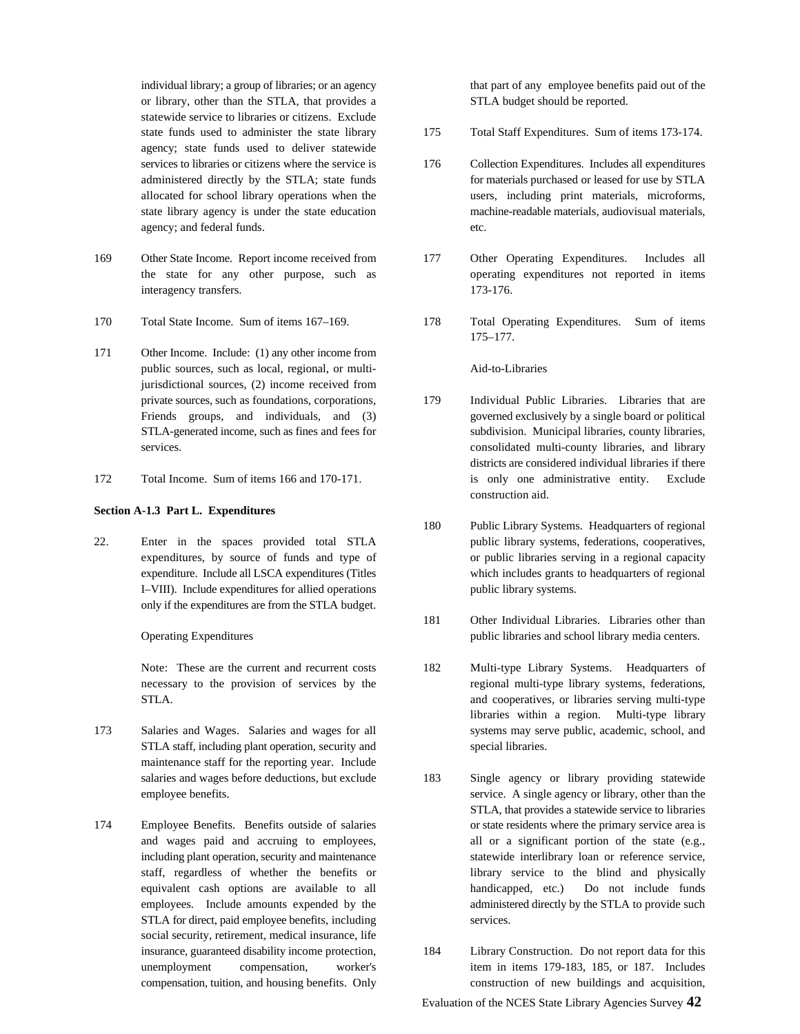individual library; a group of libraries; or an agency or library, other than the STLA, that provides a statewide service to libraries or citizens. Exclude state funds used to administer the state library agency; state funds used to deliver statewide services to libraries or citizens where the service is administered directly by the STLA; state funds allocated for school library operations when the state library agency is under the state education agency; and federal funds.

169 Other State Income. Report income received from the state for any other purpose, such as interagency transfers.

170 Total State Income. Sum of items 167–169.

171 Other Income. Include: (1) any other income from public sources, such as local, regional, or multi-jurisdictional sources, (2) income received from private sources, such as foundations, corporations, Friends groups, and individuals, and (3) STLA-generated income, such as fines and fees for services.

172 Total Income. Sum of items 166 and 170-171.

**Section A-1.3 Part L. Expenditures**

22. Enter in the spaces provided total STLA expenditures, by source of funds and type of expenditure. Include all LSCA expenditures (Titles I–VIII). Include expenditures for allied operations only if the expenditures are from the STLA budget.

Operating Expenditures

Note: These are the current and recurrent costs necessary to the provision of services by the STLA.

173 Salaries and Wages. Salaries and wages for all STLA staff, including plant operation, security and maintenance staff for the reporting year. Include salaries and wages before deductions, but exclude employee benefits.

174 Employee Benefits. Benefits outside of salaries and wages paid and accruing to employees, including plant operation, security and maintenance staff, regardless of whether the benefits or equivalent cash options are available to all employees. Include amounts expended by the STLA for direct, paid employee benefits, including social security, retirement, medical insurance, life insurance, guaranteed disability income protection, unemployment compensation, worker's compensation, tuition, and housing benefits. Only that part of any employee benefits paid out of the STLA budget should be reported.

175 Total Staff Expenditures. Sum of items 173-174.

176 Collection Expenditures. Includes all expenditures for materials purchased or leased for use by STLA users, including print materials, microforms, machine-readable materials, audiovisual materials, etc.

177 Other Operating Expenditures. Includes all operating expenditures not reported in items 173-176.

178 Total Operating Expenditures. Sum of items 175–177.

Aid-to-Libraries

179 Individual Public Libraries. Libraries that are governed exclusively by a single board or political subdivision. Municipal libraries, county libraries, consolidated multi-county libraries, and library districts are considered individual libraries if there is only one administrative entity. Exclude construction aid.

180 Public Library Systems. Headquarters of regional public library systems, federations, cooperatives, or public libraries serving in a regional capacity which includes grants to headquarters of regional public library systems.

181 Other Individual Libraries. Libraries other than public libraries and school library media centers.

182 Multi-type Library Systems. Headquarters of regional multi-type library systems, federations, and cooperatives, or libraries serving multi-type libraries within a region. Multi-type library systems may serve public, academic, school, and special libraries.

183 Single agency or library providing statewide service. A single agency or library, other than the STLA, that provides a statewide service to libraries or state residents where the primary service area is all or a significant portion of the state (e.g., statewide interlibrary loan or reference service, library service to the blind and physically handicapped, etc.) Do not include funds administered directly by the STLA to provide such services.

184 Library Construction. Do not report data for this item in items 179-183, 185, or 187. Includes construction of new buildings and acquisition,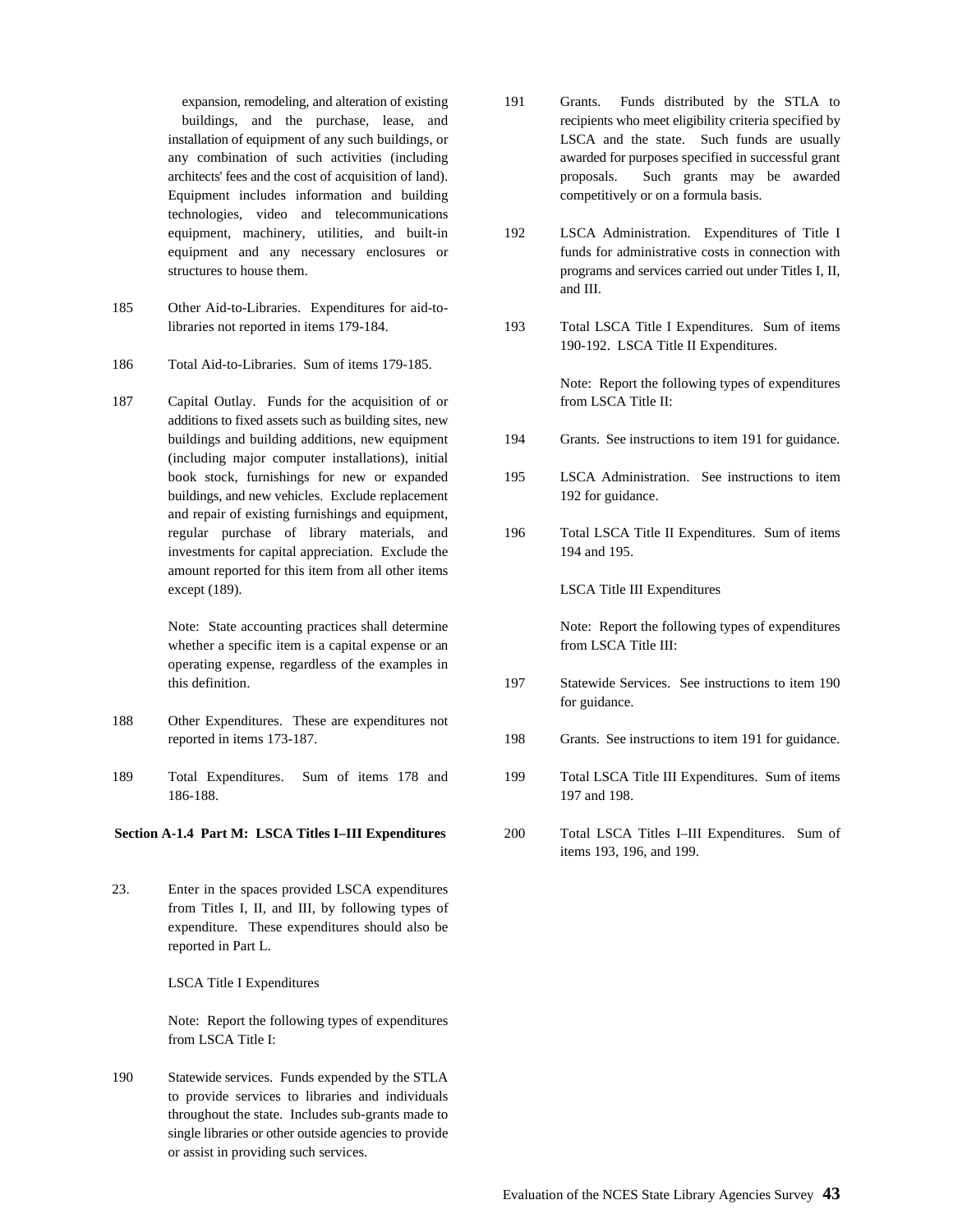expansion, remodeling, and alteration of existing buildings, and the purchase, lease, and installation of equipment of any such buildings, or any combination of such activities (including architects' fees and the cost of acquisition of land). Equipment includes information and building technologies, video and telecommunications equipment, machinery, utilities, and built-in equipment and any necessary enclosures or structures to house them.

185 Other Aid-to-Libraries. Expenditures for aid-to-libraries not reported in items 179-184.

186 Total Aid-to-Libraries. Sum of items 179-185.

187 Capital Outlay. Funds for the acquisition of or additions to fixed assets such as building sites, new buildings and building additions, new equipment (including major computer installations), initial book stock, furnishings for new or expanded buildings, and new vehicles. Exclude replacement and repair of existing furnishings and equipment, regular purchase of library materials, and investments for capital appreciation. Exclude the amount reported for this item from all other items except (189).

Note: State accounting practices shall determine whether a specific item is a capital expense or an operating expense, regardless of the examples in this definition.

188 Other Expenditures. These are expenditures not reported in items 173-187.

189 Total Expenditures. Sum of items 178 and 186-188.

**Section A-1.4 Part M: LSCA Titles I–III Expenditures**

23. Enter in the spaces provided LSCA expenditures from Titles I, II, and III, by following types of expenditure. These expenditures should also be reported in Part L.

LSCA Title I Expenditures

Note: Report the following types of expenditures from LSCA Title I:

190 Statewide services. Funds expended by the STLA to provide services to libraries and individuals throughout the state. Includes sub-grants made to single libraries or other outside agencies to provide or assist in providing such services.

191 Grants. Funds distributed by the STLA to recipients who meet eligibility criteria specified by LSCA and the state. Such funds are usually awarded for purposes specified in successful grant proposals. Such grants may be awarded competitively or on a formula basis.

192 LSCA Administration. Expenditures of Title I funds for administrative costs in connection with programs and services carried out under Titles I, II, and III.

193 Total LSCA Title I Expenditures. Sum of items 190-192. LSCA Title II Expenditures.

Note: Report the following types of expenditures from LSCA Title II:

194 Grants. See instructions to item 191 for guidance.

195 LSCA Administration. See instructions to item 192 for guidance.

196 Total LSCA Title II Expenditures. Sum of items 194 and 195.

LSCA Title III Expenditures

Note: Report the following types of expenditures from LSCA Title III:

197 Statewide Services. See instructions to item 190 for guidance.

198 Grants. See instructions to item 191 for guidance.

199 Total LSCA Title III Expenditures. Sum of items 197 and 198.

200 Total LSCA Titles I–III Expenditures. Sum of items 193, 196, and 199.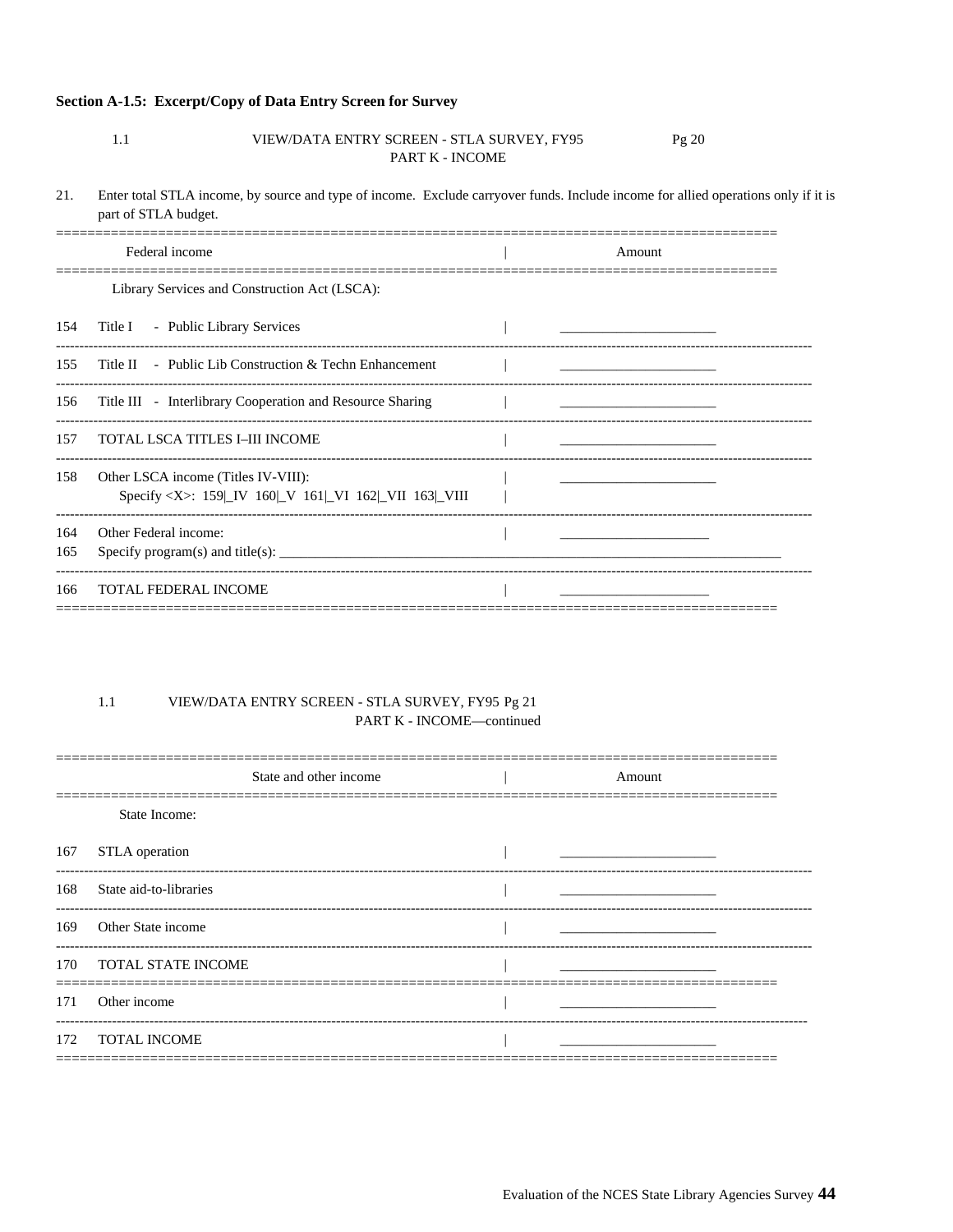### Section A-1.5: Excerpt/Copy of Data Entry Screen for Survey

1.1 VIEW/DATA ENTRY SCREEN - STLA SURVEY, FY95 Pg 20
PART K - INCOME

21. Enter total STLA income, by source and type of income. Exclude carryover funds. Include income for allied operations only if it is part of STLA budget.

| | Federal income | Amount |
|---|---|---|
| | Library Services and Construction Act (LSCA): | |
| 154 | Title I - Public Library Services | ____________________ |
| 155 | Title II - Public Lib Construction & Techn Enhancement | ____________________ |
| 156 | Title III - Interlibrary Cooperation and Resource Sharing | ____________________ |
| 157 | TOTAL LSCA TITLES I–III INCOME | ____________________ |
| 158 | Other LSCA income (Titles IV-VIII): Specify <X>: 159\|_IV 160\|_V 161\|_VI 162\|_VII 163\|_VIII | ____________________ |
| 164 | Other Federal income: | ____________________ |
| 165 | Specify program(s) and title(s): ____________________ | |
| 166 | TOTAL FEDERAL INCOME | ____________________ |

1.1 VIEW/DATA ENTRY SCREEN - STLA SURVEY, FY95 Pg 21
PART K - INCOME—continued

| | State and other income | Amount |
|---|---|---|
| | State Income: | |
| 167 | STLA operation | ____________________ |
| 168 | State aid-to-libraries | ____________________ |
| 169 | Other State income | ____________________ |
| 170 | TOTAL STATE INCOME | ____________________ |
| 171 | Other income | ____________________ |
| 172 | TOTAL INCOME | ____________________ |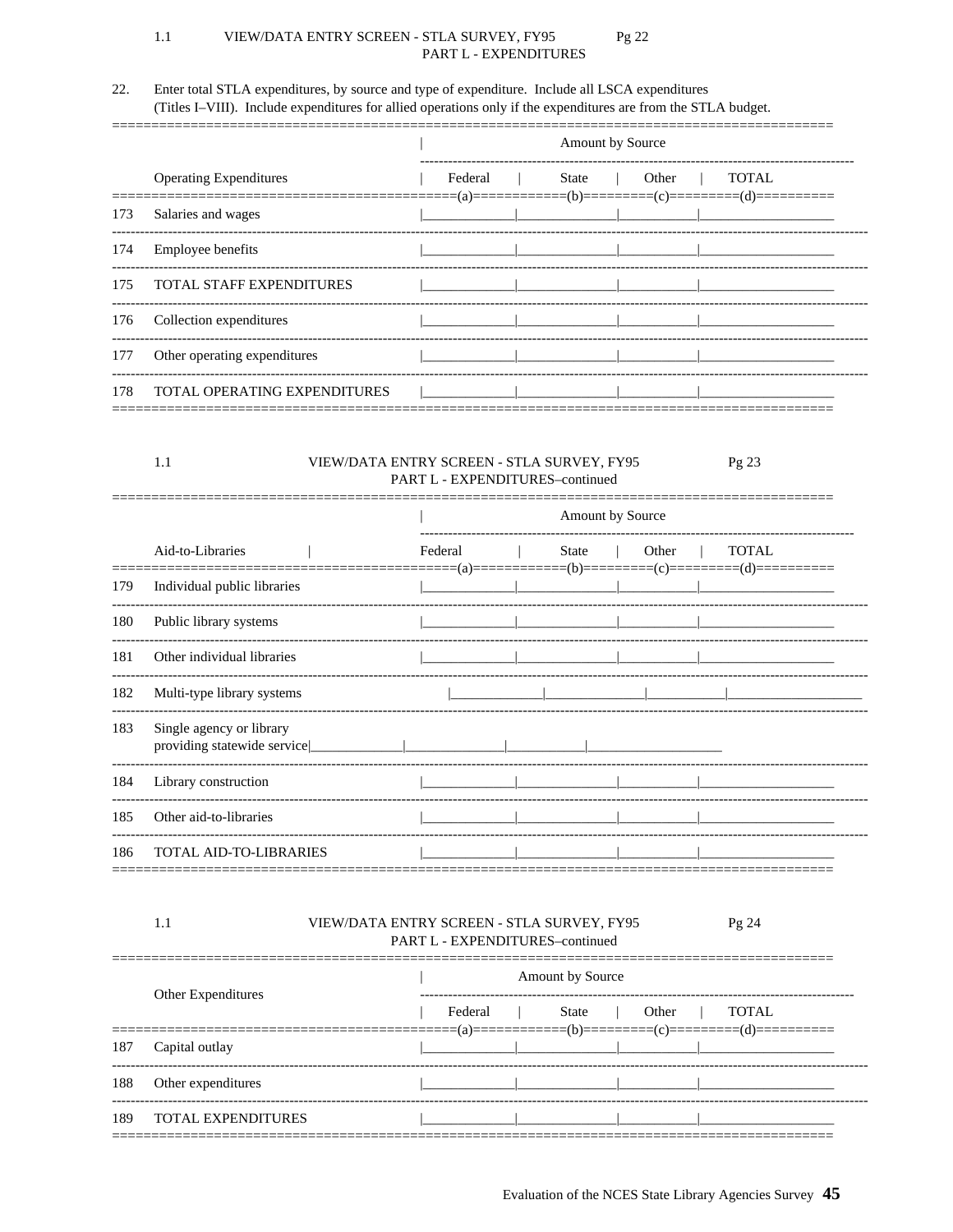1.1 VIEW/DATA ENTRY SCREEN - STLA SURVEY, FY95 Pg 22

PART L - EXPENDITURES

22. Enter total STLA expenditures, by source and type of expenditure. Include all LSCA expenditures (Titles I–VIII). Include expenditures for allied operations only if the expenditures are from the STLA budget.

| | | Amount by Source | | | |
|---|---|---|---|---|---|
| | Operating Expenditures | Federal (a) | State (b) | Other (c) | TOTAL (d) |
| 173 | Salaries and wages | | | | |
| 174 | Employee benefits | | | | |
| 175 | TOTAL STAFF EXPENDITURES | | | | |
| 176 | Collection expenditures | | | | |
| 177 | Other operating expenditures | | | | |
| 178 | TOTAL OPERATING EXPENDITURES | | | | |

1.1 VIEW/DATA ENTRY SCREEN - STLA SURVEY, FY95 Pg 23

PART L - EXPENDITURES–continued

| | | Amount by Source | | | |
|---|---|---|---|---|---|
| | Aid-to-Libraries | Federal (a) | State (b) | Other (c) | TOTAL (d) |
| 179 | Individual public libraries | | | | |
| 180 | Public library systems | | | | |
| 181 | Other individual libraries | | | | |
| 182 | Multi-type library systems | | | | |
| 183 | Single agency or library providing statewide service | | | | |
| 184 | Library construction | | | | |
| 185 | Other aid-to-libraries | | | | |
| 186 | TOTAL AID-TO-LIBRARIES | | | | |

1.1 VIEW/DATA ENTRY SCREEN - STLA SURVEY, FY95 Pg 24

PART L - EXPENDITURES–continued

| | | Amount by Source | | | |
|---|---|---|---|---|---|
| | Other Expenditures | Federal (a) | State (b) | Other (c) | TOTAL (d) |
| 187 | Capital outlay | | | | |
| 188 | Other expenditures | | | | |
| 189 | TOTAL EXPENDITURES | | | | |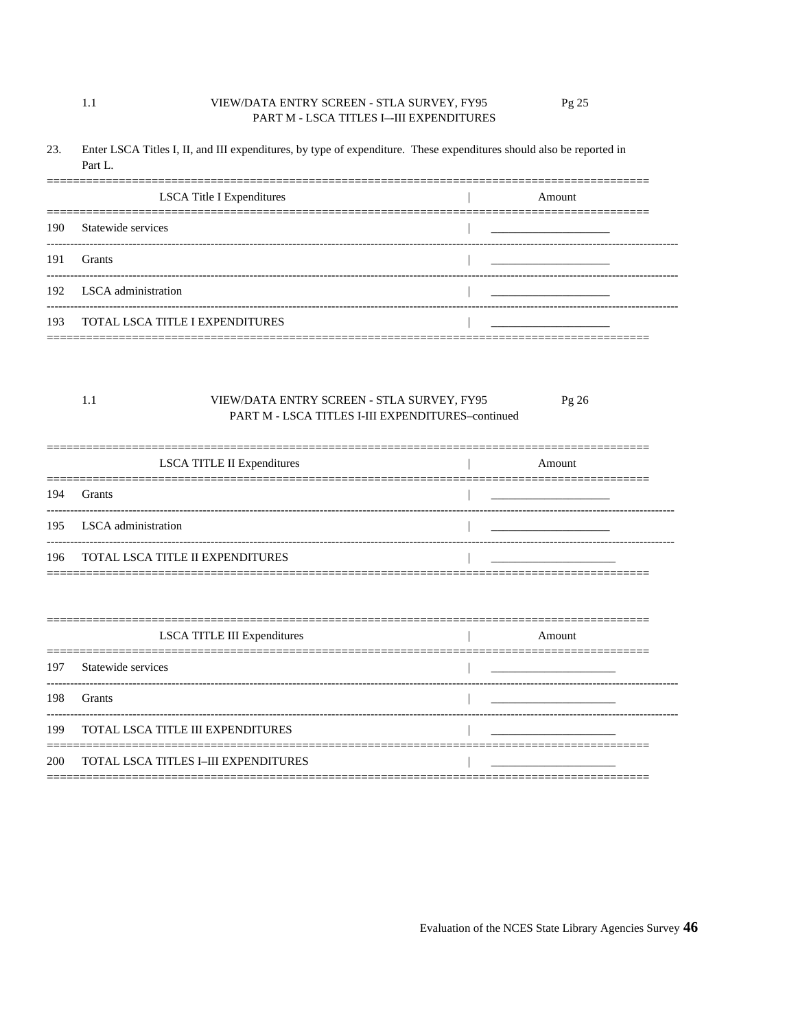1.1 VIEW/DATA ENTRY SCREEN - STLA SURVEY, FY95 Pg 25

PART M - LSCA TITLES I--III EXPENDITURES

23. Enter LSCA Titles I, II, and III expenditures, by type of expenditure. These expenditures should also be reported in Part L.

| | LSCA Title I Expenditures | Amount |
|---|---|---|
| 190 | Statewide services | ____________________ |
| 191 | Grants | ____________________ |
| 192 | LSCA administration | ____________________ |
| 193 | TOTAL LSCA TITLE I EXPENDITURES | ____________________ |

1.1 VIEW/DATA ENTRY SCREEN - STLA SURVEY, FY95 Pg 26

PART M - LSCA TITLES I-III EXPENDITURES–continued

| | LSCA TITLE II Expenditures | Amount |
|---|---|---|
| 194 | Grants | ____________________ |
| 195 | LSCA administration | ____________________ |
| 196 | TOTAL LSCA TITLE II EXPENDITURES | ____________________ |

| | LSCA TITLE III Expenditures | Amount |
|---|---|---|
| 197 | Statewide services | ____________________ |
| 198 | Grants | ____________________ |
| 199 | TOTAL LSCA TITLE III EXPENDITURES | ____________________ |
| 200 | TOTAL LSCA TITLES I–III EXPENDITURES | ____________________ |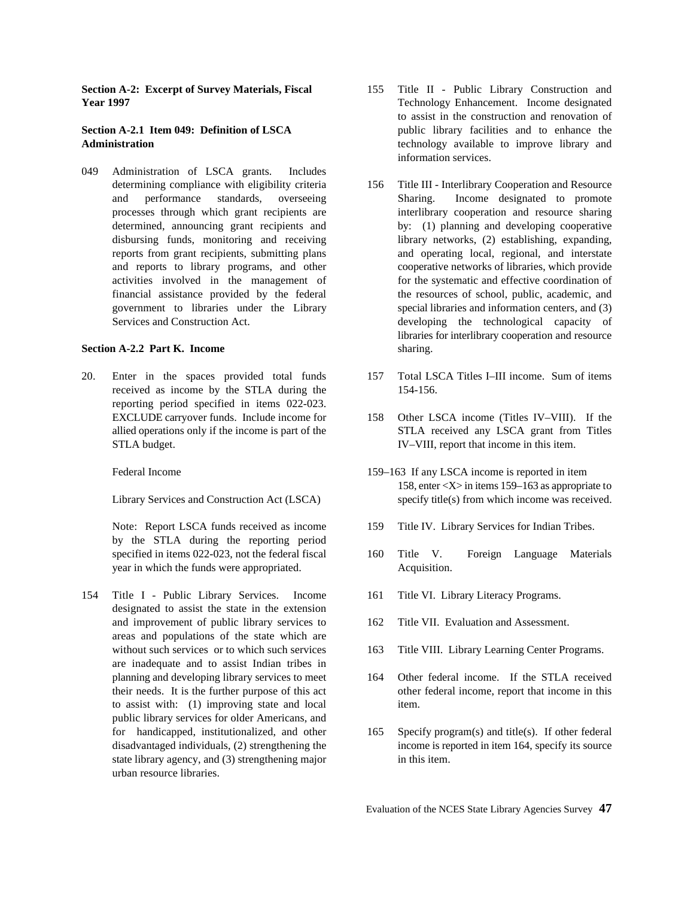**Section A-2: Excerpt of Survey Materials, Fiscal Year 1997**

**Section A-2.1 Item 049: Definition of LSCA Administration**

049 Administration of LSCA grants. Includes determining compliance with eligibility criteria and performance standards, overseeing processes through which grant recipients are determined, announcing grant recipients and disbursing funds, monitoring and receiving reports from grant recipients, submitting plans and reports to library programs, and other activities involved in the management of financial assistance provided by the federal government to libraries under the Library Services and Construction Act.

**Section A-2.2 Part K. Income**

20. Enter in the spaces provided total funds received as income by the STLA during the reporting period specified in items 022-023. EXCLUDE carryover funds. Include income for allied operations only if the income is part of the STLA budget.

Federal Income

Library Services and Construction Act (LSCA)

Note: Report LSCA funds received as income by the STLA during the reporting period specified in items 022-023, not the federal fiscal year in which the funds were appropriated.

154 Title I - Public Library Services. Income designated to assist the state in the extension and improvement of public library services to areas and populations of the state which are without such services or to which such services are inadequate and to assist Indian tribes in planning and developing library services to meet their needs. It is the further purpose of this act to assist with: (1) improving state and local public library services for older Americans, and for handicapped, institutionalized, and other disadvantaged individuals, (2) strengthening the state library agency, and (3) strengthening major urban resource libraries.

155 Title II - Public Library Construction and Technology Enhancement. Income designated to assist in the construction and renovation of public library facilities and to enhance the technology available to improve library and information services.

156 Title III - Interlibrary Cooperation and Resource Sharing. Income designated to promote interlibrary cooperation and resource sharing by: (1) planning and developing cooperative library networks, (2) establishing, expanding, and operating local, regional, and interstate cooperative networks of libraries, which provide for the systematic and effective coordination of the resources of school, public, academic, and special libraries and information centers, and (3) developing the technological capacity of libraries for interlibrary cooperation and resource sharing.

157 Total LSCA Titles I–III income. Sum of items 154-156.

158 Other LSCA income (Titles IV–VIII). If the STLA received any LSCA grant from Titles IV–VIII, report that income in this item.

159–163 If any LSCA income is reported in item 158, enter <X> in items 159–163 as appropriate to specify title(s) from which income was received.

159 Title IV. Library Services for Indian Tribes.

160 Title V. Foreign Language Materials Acquisition.

161 Title VI. Library Literacy Programs.

162 Title VII. Evaluation and Assessment.

163 Title VIII. Library Learning Center Programs.

164 Other federal income. If the STLA received other federal income, report that income in this item.

165 Specify program(s) and title(s). If other federal income is reported in item 164, specify its source in this item.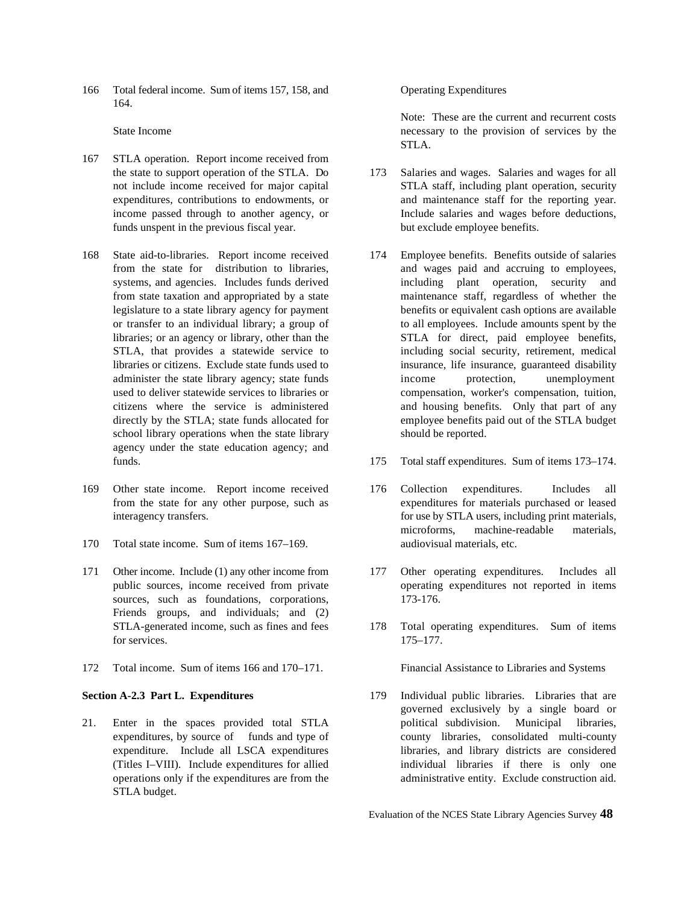166 Total federal income. Sum of items 157, 158, and 164.

State Income

167 STLA operation. Report income received from the state to support operation of the STLA. Do not include income received for major capital expenditures, contributions to endowments, or income passed through to another agency, or funds unspent in the previous fiscal year.

168 State aid-to-libraries. Report income received from the state for distribution to libraries, systems, and agencies. Includes funds derived from state taxation and appropriated by a state legislature to a state library agency for payment or transfer to an individual library; a group of libraries; or an agency or library, other than the STLA, that provides a statewide service to libraries or citizens. Exclude state funds used to administer the state library agency; state funds used to deliver statewide services to libraries or citizens where the service is administered directly by the STLA; state funds allocated for school library operations when the state library agency under the state education agency; and funds.

169 Other state income. Report income received from the state for any other purpose, such as interagency transfers.

170 Total state income. Sum of items 167–169.

171 Other income. Include (1) any other income from public sources, income received from private sources, such as foundations, corporations, Friends groups, and individuals; and (2) STLA-generated income, such as fines and fees for services.

172 Total income. Sum of items 166 and 170–171.

**Section A-2.3 Part L. Expenditures**

21. Enter in the spaces provided total STLA expenditures, by source of funds and type of expenditure. Include all LSCA expenditures (Titles I–VIII). Include expenditures for allied operations only if the expenditures are from the STLA budget.

Operating Expenditures

Note: These are the current and recurrent costs necessary to the provision of services by the STLA.

173 Salaries and wages. Salaries and wages for all STLA staff, including plant operation, security and maintenance staff for the reporting year. Include salaries and wages before deductions, but exclude employee benefits.

174 Employee benefits. Benefits outside of salaries and wages paid and accruing to employees, including plant operation, security and maintenance staff, regardless of whether the benefits or equivalent cash options are available to all employees. Include amounts spent by the STLA for direct, paid employee benefits, including social security, retirement, medical insurance, life insurance, guaranteed disability income protection, unemployment compensation, worker's compensation, tuition, and housing benefits. Only that part of any employee benefits paid out of the STLA budget should be reported.

175 Total staff expenditures. Sum of items 173–174.

176 Collection expenditures. Includes all expenditures for materials purchased or leased for use by STLA users, including print materials, microforms, machine-readable materials, audiovisual materials, etc.

177 Other operating expenditures. Includes all operating expenditures not reported in items 173-176.

178 Total operating expenditures. Sum of items 175–177.

Financial Assistance to Libraries and Systems

179 Individual public libraries. Libraries that are governed exclusively by a single board or political subdivision. Municipal libraries, county libraries, consolidated multi-county libraries, and library districts are considered individual libraries if there is only one administrative entity. Exclude construction aid.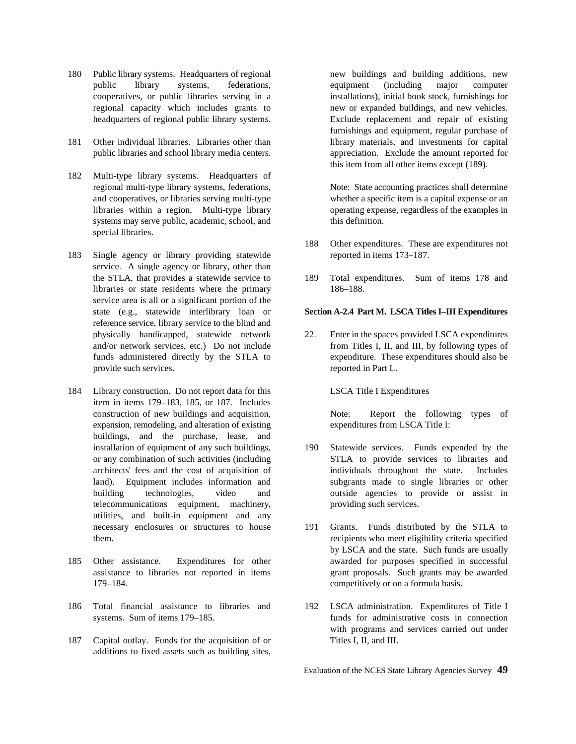180 Public library systems. Headquarters of regional public library systems, federations, cooperatives, or public libraries serving in a regional capacity which includes grants to headquarters of regional public library systems.

181 Other individual libraries. Libraries other than public libraries and school library media centers.

182 Multi-type library systems. Headquarters of regional multi-type library systems, federations, and cooperatives, or libraries serving multi-type libraries within a region. Multi-type library systems may serve public, academic, school, and special libraries.

183 Single agency or library providing statewide service. A single agency or library, other than the STLA, that provides a statewide service to libraries or state residents where the primary service area is all or a significant portion of the state (e.g., statewide interlibrary loan or reference service, library service to the blind and physically handicapped, statewide network and/or network services, etc.) Do not include funds administered directly by the STLA to provide such services.

184 Library construction. Do not report data for this item in items 179–183, 185, or 187. Includes construction of new buildings and acquisition, expansion, remodeling, and alteration of existing buildings, and the purchase, lease, and installation of equipment of any such buildings, or any combination of such activities (including architects' fees and the cost of acquisition of land). Equipment includes information and building technologies, video and telecommunications equipment, machinery, utilities, and built-in equipment and any necessary enclosures or structures to house them.

185 Other assistance. Expenditures for other assistance to libraries not reported in items 179–184.

186 Total financial assistance to libraries and systems. Sum of items 179–185.

187 Capital outlay. Funds for the acquisition of or additions to fixed assets such as building sites, new buildings and building additions, new equipment (including major computer installations), initial book stock, furnishings for new or expanded buildings, and new vehicles. Exclude replacement and repair of existing furnishings and equipment, regular purchase of library materials, and investments for capital appreciation. Exclude the amount reported for this item from all other items except (189).

Note: State accounting practices shall determine whether a specific item is a capital expense or an operating expense, regardless of the examples in this definition.

188 Other expenditures. These are expenditures not reported in items 173–187.

189 Total expenditures. Sum of items 178 and 186–188.

**Section A-2.4 Part M. LSCA Titles I–III Expenditures**

22. Enter in the spaces provided LSCA expenditures from Titles I, II, and III, by following types of expenditure. These expenditures should also be reported in Part L.

LSCA Title I Expenditures

Note: Report the following types of expenditures from LSCA Title I:

190 Statewide services. Funds expended by the STLA to provide services to libraries and individuals throughout the state. Includes subgrants made to single libraries or other outside agencies to provide or assist in providing such services.

191 Grants. Funds distributed by the STLA to recipients who meet eligibility criteria specified by LSCA and the state. Such funds are usually awarded for purposes specified in successful grant proposals. Such grants may be awarded competitively or on a formula basis.

192 LSCA administration. Expenditures of Title I funds for administrative costs in connection with programs and services carried out under Titles I, II, and III.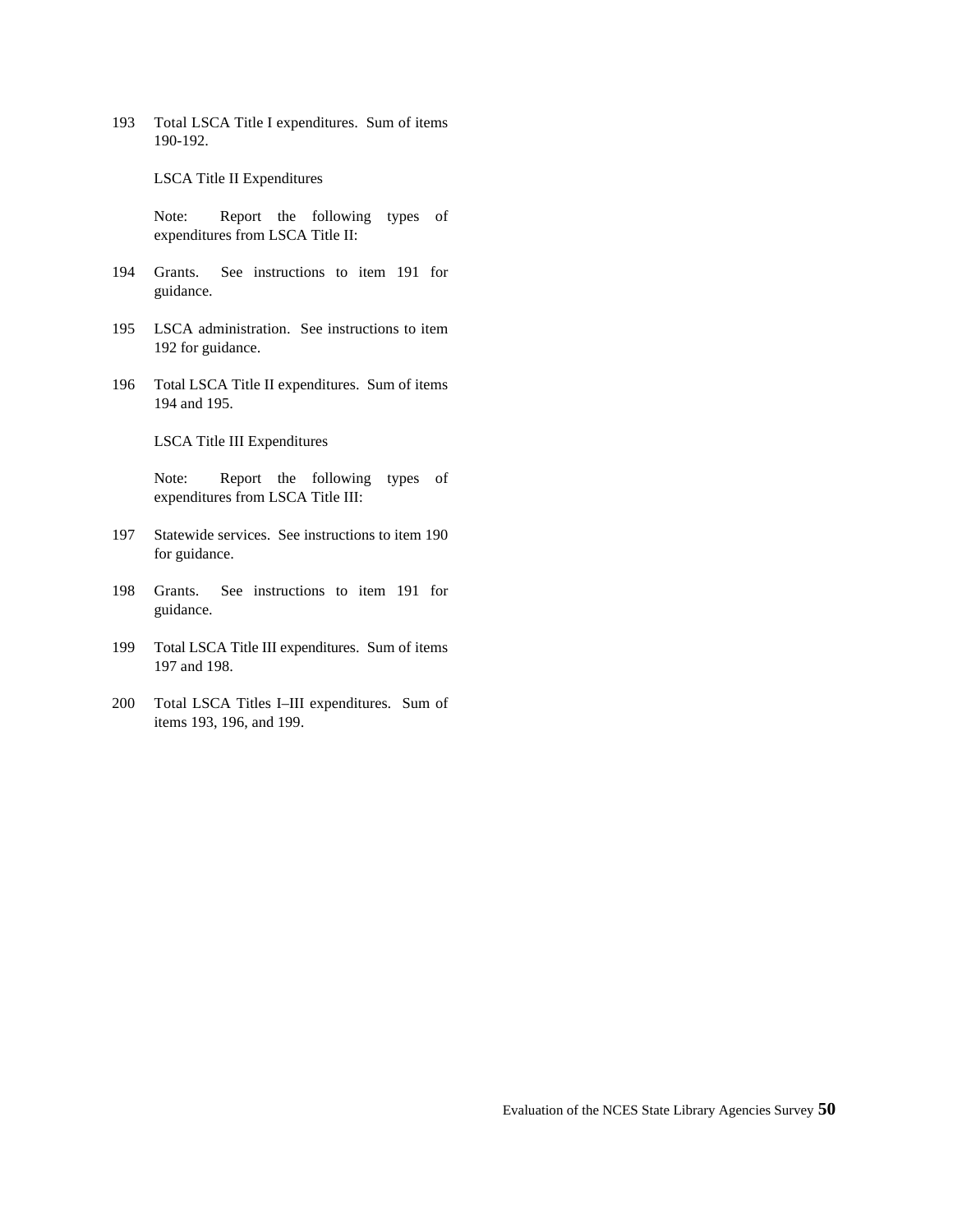193 Total LSCA Title I expenditures. Sum of items 190-192.

LSCA Title II Expenditures

Note: Report the following types of expenditures from LSCA Title II:

194 Grants. See instructions to item 191 for guidance.

195 LSCA administration. See instructions to item 192 for guidance.

196 Total LSCA Title II expenditures. Sum of items 194 and 195.

LSCA Title III Expenditures

Note: Report the following types of expenditures from LSCA Title III:

197 Statewide services. See instructions to item 190 for guidance.

198 Grants. See instructions to item 191 for guidance.

199 Total LSCA Title III expenditures. Sum of items 197 and 198.

200 Total LSCA Titles I–III expenditures. Sum of items 193, 196, and 199.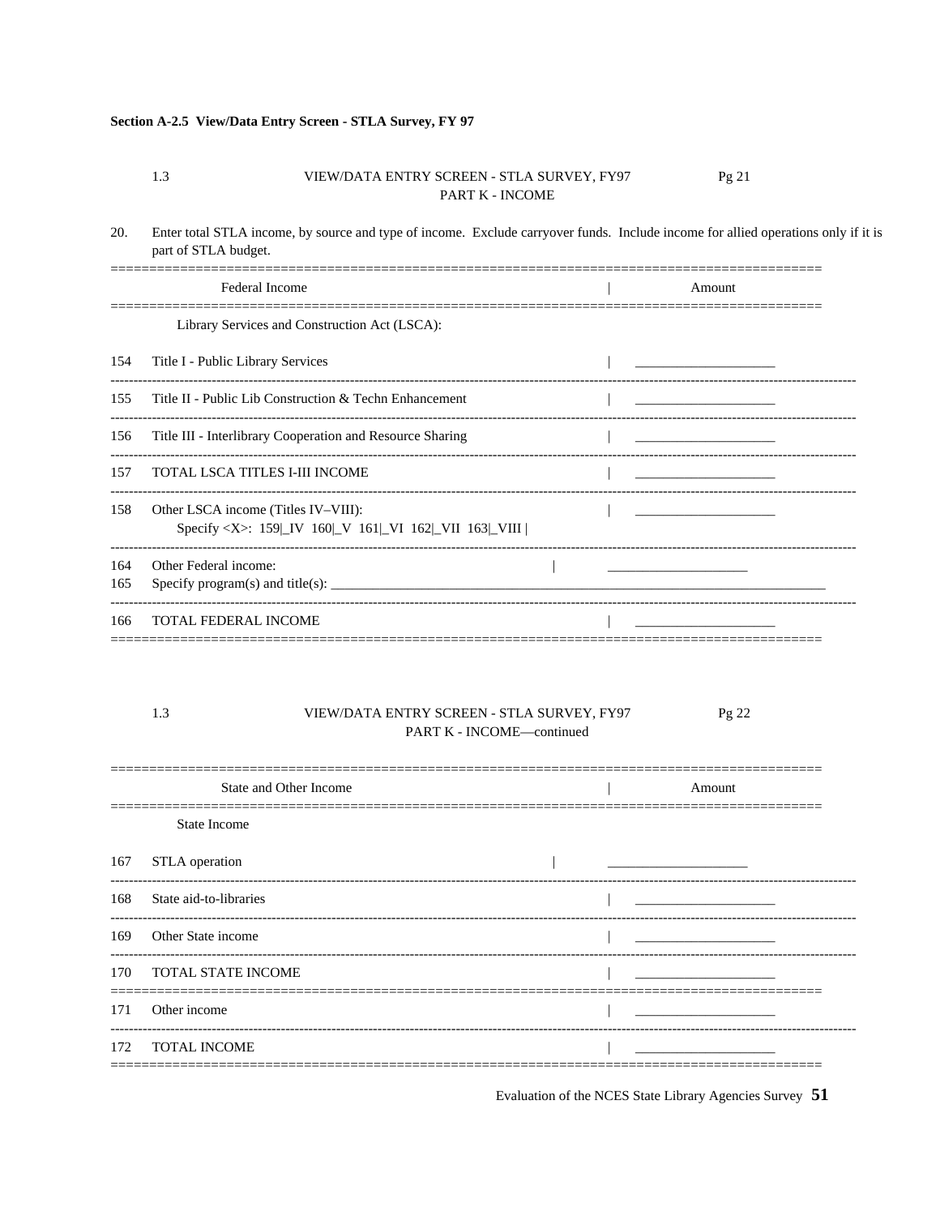**Section A-2.5 View/Data Entry Screen - STLA Survey, FY 97**

1.3 VIEW/DATA ENTRY SCREEN - STLA SURVEY, FY97 Pg 21

PART K - INCOME

20. Enter total STLA income, by source and type of income. Exclude carryover funds. Include income for allied operations only if it is part of STLA budget.

| | Federal Income | Amount |
|---|---|---|
| | Library Services and Construction Act (LSCA): | |
| 154 | Title I - Public Library Services | ____________________ |
| 155 | Title II - Public Lib Construction & Techn Enhancement | ____________________ |
| 156 | Title III - Interlibrary Cooperation and Resource Sharing | ____________________ |
| 157 | TOTAL LSCA TITLES I-III INCOME | ____________________ |
| 158 | Other LSCA income (Titles IV–VIII): Specify <X>: 159\|_IV 160\|_V 161\|_VI 162\|_VII 163\|_VIII \| | ____________________ |
| 164 | Other Federal income: | ____________________ |
| 165 | Specify program(s) and title(s): ____________________ | |
| 166 | TOTAL FEDERAL INCOME | ____________________ |

1.3 VIEW/DATA ENTRY SCREEN - STLA SURVEY, FY97 Pg 22

PART K - INCOME—continued

| | State and Other Income | Amount |
|---|---|---|
| | State Income | |
| 167 | STLA operation | ____________________ |
| 168 | State aid-to-libraries | ____________________ |
| 169 | Other State income | ____________________ |
| 170 | TOTAL STATE INCOME | ____________________ |
| 171 | Other income | ____________________ |
| 172 | TOTAL INCOME | ____________________ |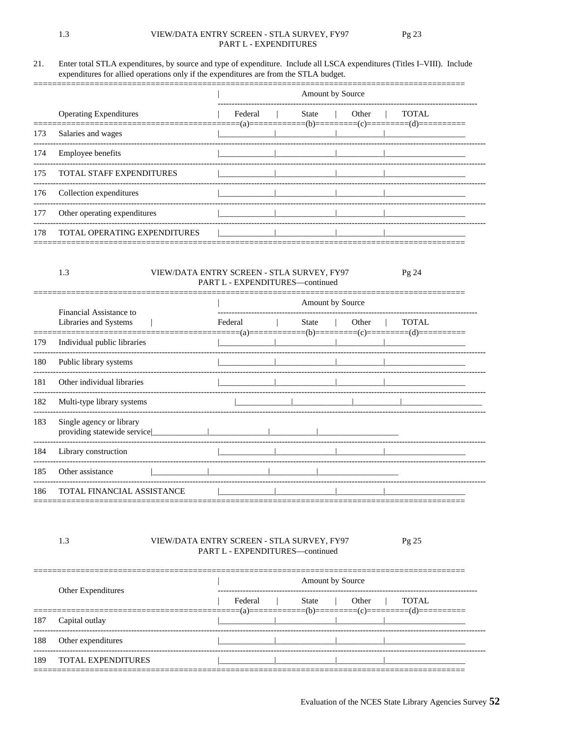1.3 VIEW/DATA ENTRY SCREEN - STLA SURVEY, FY97 Pg 23
PART L - EXPENDITURES

21. Enter total STLA expenditures, by source and type of expenditure. Include all LSCA expenditures (Titles I–VIII). Include expenditures for allied operations only if the expenditures are from the STLA budget.

| | Operating Expenditures | Amount by Source | | | |
|---|---|---|---|---|---|
| | | Federal (a) | State (b) | Other (c) | TOTAL (d) |
| 173 | Salaries and wages | | | | |
| 174 | Employee benefits | | | | |
| 175 | TOTAL STAFF EXPENDITURES | | | | |
| 176 | Collection expenditures | | | | |
| 177 | Other operating expenditures | | | | |
| 178 | TOTAL OPERATING EXPENDITURES | | | | |

1.3 VIEW/DATA ENTRY SCREEN - STLA SURVEY, FY97 Pg 24
PART L - EXPENDITURES—continued

| | Financial Assistance to Libraries and Systems | Amount by Source | | | |
|---|---|---|---|---|---|
| | | Federal (a) | State (b) | Other (c) | TOTAL (d) |
| 179 | Individual public libraries | | | | |
| 180 | Public library systems | | | | |
| 181 | Other individual libraries | | | | |
| 182 | Multi-type library systems | | | | |
| 183 | Single agency or library providing statewide service | | | | |
| 184 | Library construction | | | | |
| 185 | Other assistance | | | | |
| 186 | TOTAL FINANCIAL ASSISTANCE | | | | |

1.3 VIEW/DATA ENTRY SCREEN - STLA SURVEY, FY97 Pg 25
PART L - EXPENDITURES—continued

| | Other Expenditures | Amount by Source | | | |
|---|---|---|---|---|---|
| | | Federal (a) | State (b) | Other (c) | TOTAL (d) |
| 187 | Capital outlay | | | | |
| 188 | Other expenditures | | | | |
| 189 | TOTAL EXPENDITURES | | | | |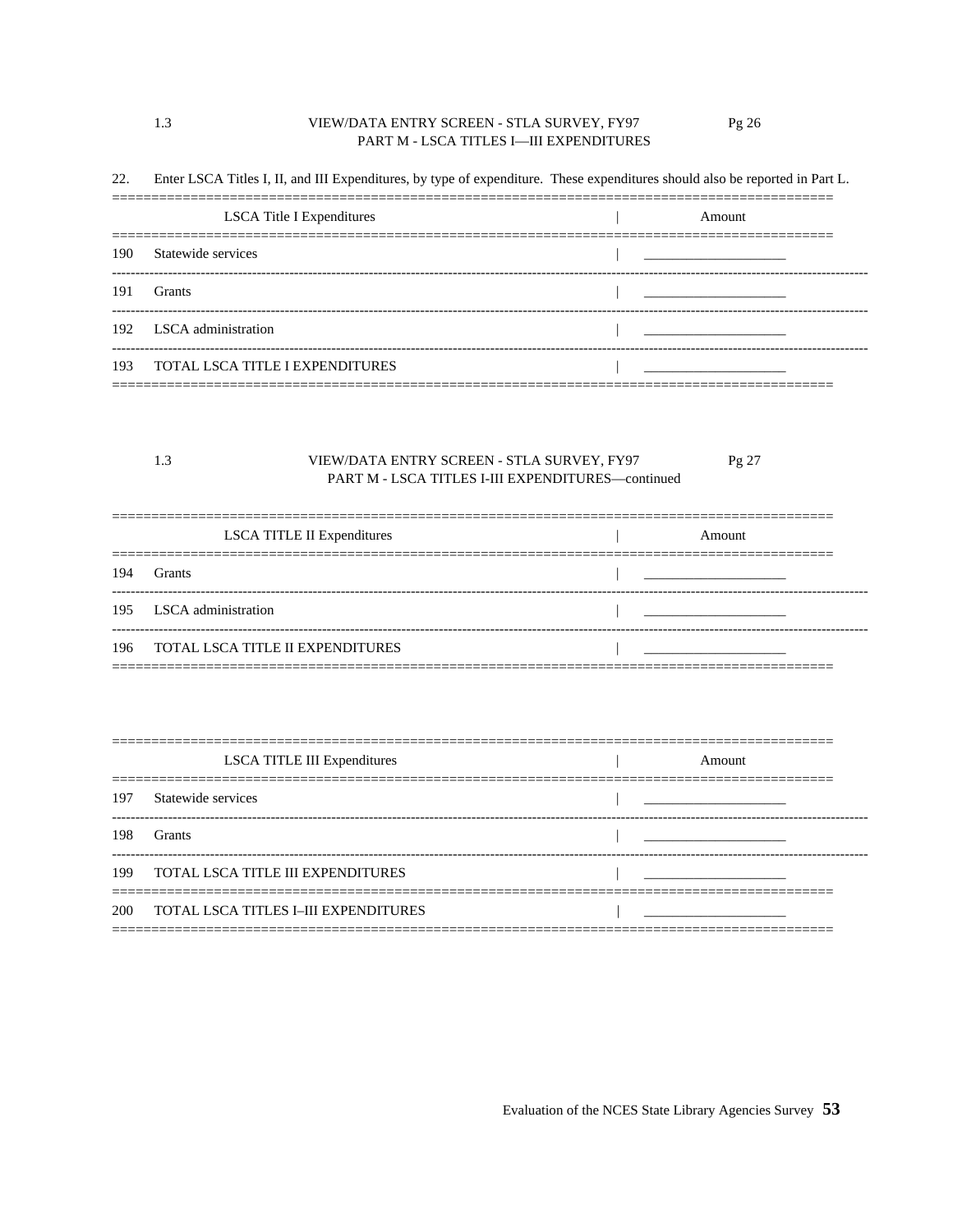1.3 VIEW/DATA ENTRY SCREEN - STLA SURVEY, FY97 Pg 26

PART M - LSCA TITLES I—III EXPENDITURES

22. Enter LSCA Titles I, II, and III Expenditures, by type of expenditure. These expenditures should also be reported in Part L.

| | LSCA Title I Expenditures | Amount |
|---|---|---|
| 190 | Statewide services | ____________________ |
| 191 | Grants | ____________________ |
| 192 | LSCA administration | ____________________ |
| 193 | TOTAL LSCA TITLE I EXPENDITURES | ____________________ |

1.3 VIEW/DATA ENTRY SCREEN - STLA SURVEY, FY97 Pg 27

PART M - LSCA TITLES I-III EXPENDITURES—continued

| | LSCA TITLE II Expenditures | Amount |
|---|---|---|
| 194 | Grants | ____________________ |
| 195 | LSCA administration | ____________________ |
| 196 | TOTAL LSCA TITLE II EXPENDITURES | ____________________ |

| | LSCA TITLE III Expenditures | Amount |
|---|---|---|
| 197 | Statewide services | ____________________ |
| 198 | Grants | ____________________ |
| 199 | TOTAL LSCA TITLE III EXPENDITURES | ____________________ |
| 200 | TOTAL LSCA TITLES I–III EXPENDITURES | ____________________ |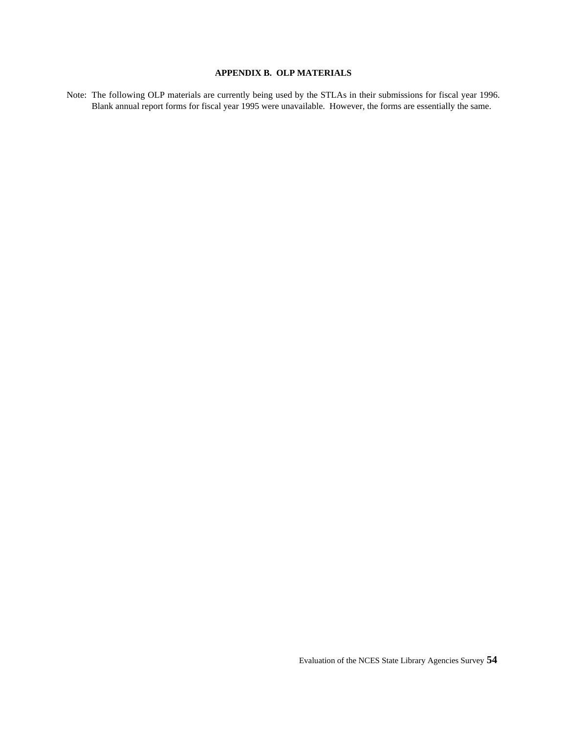## APPENDIX B. OLP MATERIALS

Note: The following OLP materials are currently being used by the STLAs in their submissions for fiscal year 1996. Blank annual report forms for fiscal year 1995 were unavailable. However, the forms are essentially the same.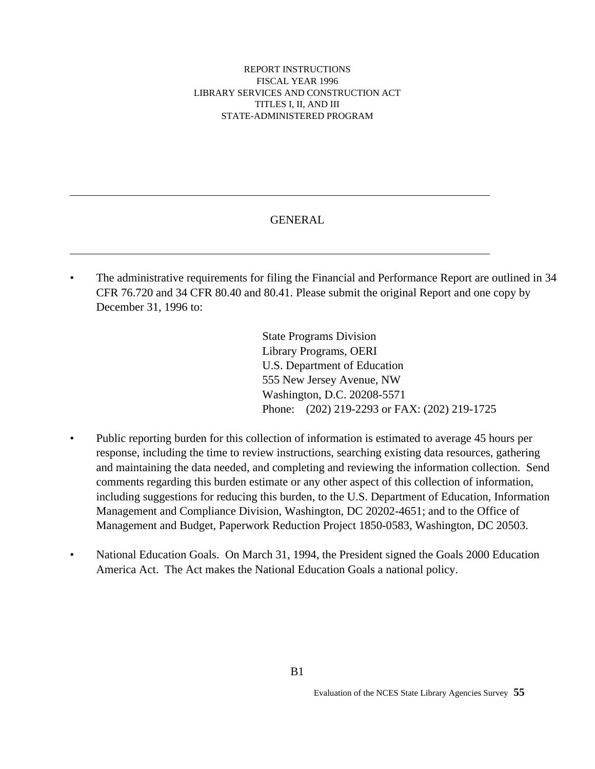REPORT INSTRUCTIONS
FISCAL YEAR 1996
LIBRARY SERVICES AND CONSTRUCTION ACT
TITLES I, II, AND III
STATE-ADMINISTERED PROGRAM

---

## GENERAL

---

- The administrative requirements for filing the Financial and Performance Report are outlined in 34 CFR 76.720 and 34 CFR 80.40 and 80.41. Please submit the original Report and one copy by December 31, 1996 to:

  State Programs Division
  Library Programs, OERI
  U.S. Department of Education
  555 New Jersey Avenue, NW
  Washington, D.C. 20208-5571
  Phone: (202) 219-2293 or FAX: (202) 219-1725

- Public reporting burden for this collection of information is estimated to average 45 hours per response, including the time to review instructions, searching existing data resources, gathering and maintaining the data needed, and completing and reviewing the information collection. Send comments regarding this burden estimate or any other aspect of this collection of information, including suggestions for reducing this burden, to the U.S. Department of Education, Information Management and Compliance Division, Washington, DC 20202-4651; and to the Office of Management and Budget, Paperwork Reduction Project 1850-0583, Washington, DC 20503.

- National Education Goals. On March 31, 1994, the President signed the Goals 2000 Education America Act. The Act makes the National Education Goals a national policy.

B1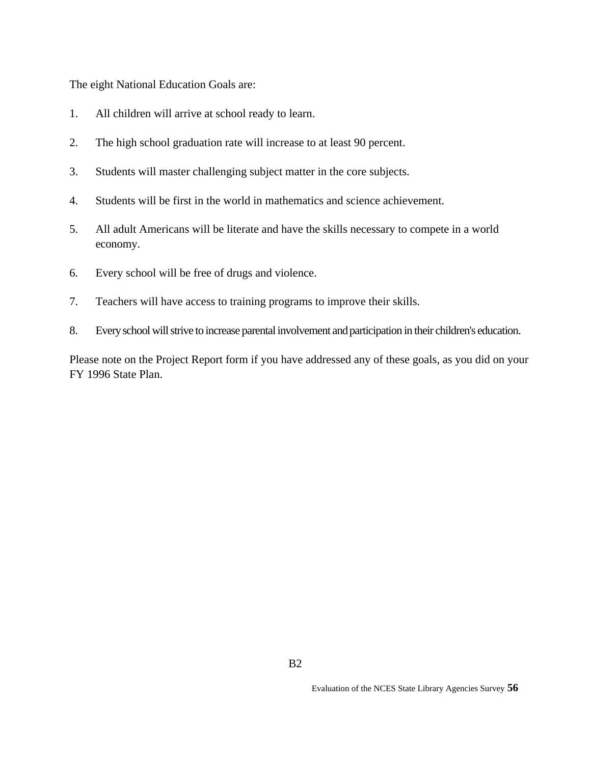The eight National Education Goals are:

1. All children will arrive at school ready to learn.

2. The high school graduation rate will increase to at least 90 percent.

3. Students will master challenging subject matter in the core subjects.

4. Students will be first in the world in mathematics and science achievement.

5. All adult Americans will be literate and have the skills necessary to compete in a world economy.

6. Every school will be free of drugs and violence.

7. Teachers will have access to training programs to improve their skills.

8. Every school will strive to increase parental involvement and participation in their children's education.

Please note on the Project Report form if you have addressed any of these goals, as you did on your FY 1996 State Plan.

B2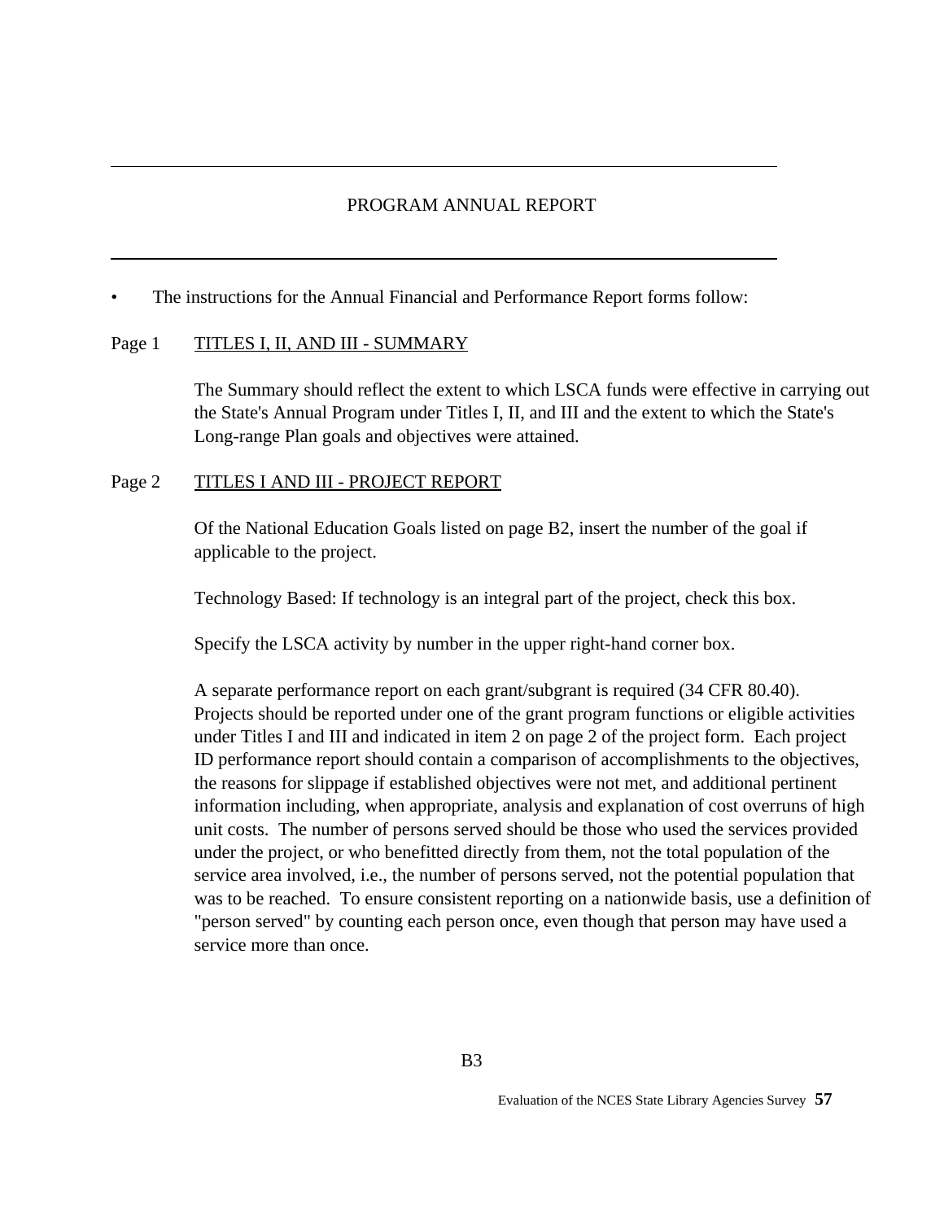# PROGRAM ANNUAL REPORT

- The instructions for the Annual Financial and Performance Report forms follow:

Page 1 TITLES I, II, AND III - SUMMARY

The Summary should reflect the extent to which LSCA funds were effective in carrying out the State's Annual Program under Titles I, II, and III and the extent to which the State's Long-range Plan goals and objectives were attained.

Page 2 TITLES I AND III - PROJECT REPORT

Of the National Education Goals listed on page B2, insert the number of the goal if applicable to the project.

Technology Based: If technology is an integral part of the project, check this box.

Specify the LSCA activity by number in the upper right-hand corner box.

A separate performance report on each grant/subgrant is required (34 CFR 80.40). Projects should be reported under one of the grant program functions or eligible activities under Titles I and III and indicated in item 2 on page 2 of the project form. Each project ID performance report should contain a comparison of accomplishments to the objectives, the reasons for slippage if established objectives were not met, and additional pertinent information including, when appropriate, analysis and explanation of cost overruns of high unit costs. The number of persons served should be those who used the services provided under the project, or who benefitted directly from them, not the total population of the service area involved, i.e., the number of persons served, not the potential population that was to be reached. To ensure consistent reporting on a nationwide basis, use a definition of "person served" by counting each person once, even though that person may have used a service more than once.

B3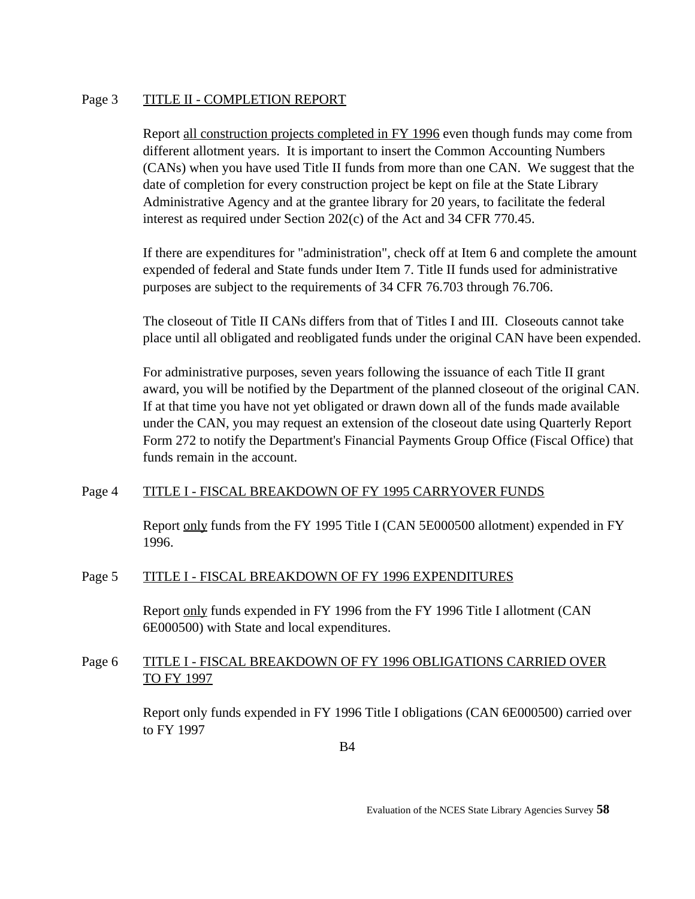Page 3 TITLE II - COMPLETION REPORT

Report all construction projects completed in FY 1996 even though funds may come from different allotment years. It is important to insert the Common Accounting Numbers (CANs) when you have used Title II funds from more than one CAN. We suggest that the date of completion for every construction project be kept on file at the State Library Administrative Agency and at the grantee library for 20 years, to facilitate the federal interest as required under Section 202(c) of the Act and 34 CFR 770.45.

If there are expenditures for "administration", check off at Item 6 and complete the amount expended of federal and State funds under Item 7. Title II funds used for administrative purposes are subject to the requirements of 34 CFR 76.703 through 76.706.

The closeout of Title II CANs differs from that of Titles I and III. Closeouts cannot take place until all obligated and reobligated funds under the original CAN have been expended.

For administrative purposes, seven years following the issuance of each Title II grant award, you will be notified by the Department of the planned closeout of the original CAN. If at that time you have not yet obligated or drawn down all of the funds made available under the CAN, you may request an extension of the closeout date using Quarterly Report Form 272 to notify the Department's Financial Payments Group Office (Fiscal Office) that funds remain in the account.

Page 4 TITLE I - FISCAL BREAKDOWN OF FY 1995 CARRYOVER FUNDS

Report only funds from the FY 1995 Title I (CAN 5E000500 allotment) expended in FY 1996.

Page 5 TITLE I - FISCAL BREAKDOWN OF FY 1996 EXPENDITURES

Report only funds expended in FY 1996 from the FY 1996 Title I allotment (CAN 6E000500) with State and local expenditures.

Page 6 TITLE I - FISCAL BREAKDOWN OF FY 1996 OBLIGATIONS CARRIED OVER TO FY 1997

Report only funds expended in FY 1996 Title I obligations (CAN 6E000500) carried over to FY 1997

B4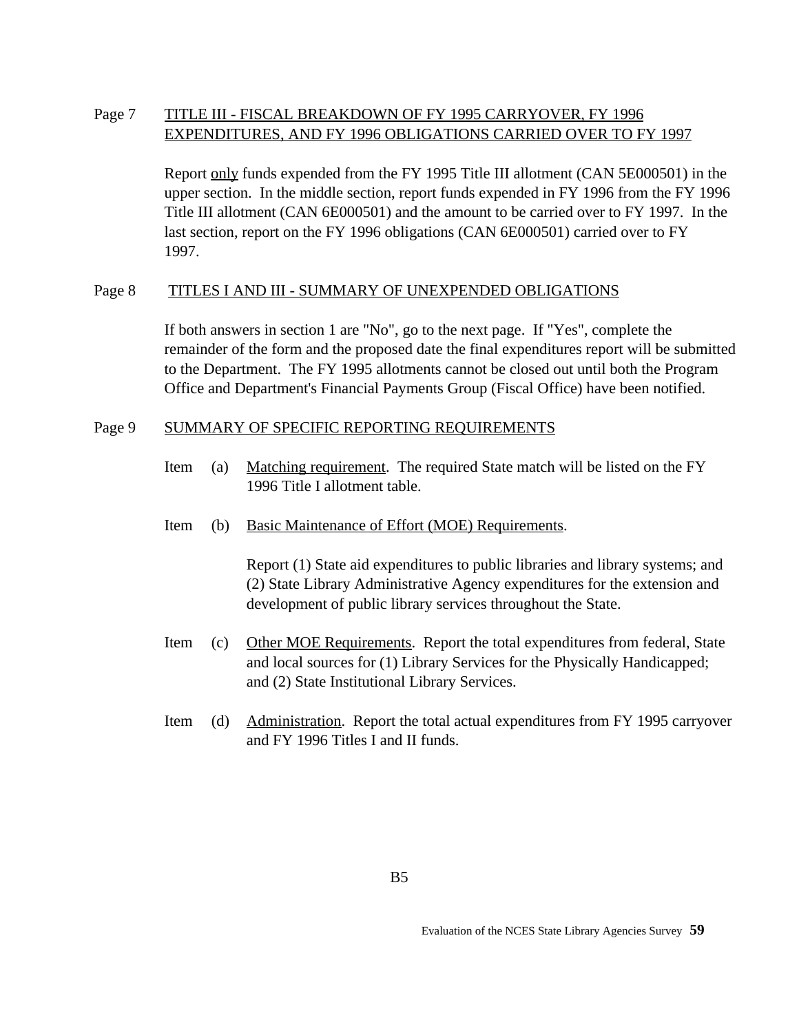Page 7 TITLE III - FISCAL BREAKDOWN OF FY 1995 CARRYOVER, FY 1996 EXPENDITURES, AND FY 1996 OBLIGATIONS CARRIED OVER TO FY 1997

Report only funds expended from the FY 1995 Title III allotment (CAN 5E000501) in the upper section. In the middle section, report funds expended in FY 1996 from the FY 1996 Title III allotment (CAN 6E000501) and the amount to be carried over to FY 1997. In the last section, report on the FY 1996 obligations (CAN 6E000501) carried over to FY 1997.

Page 8 TITLES I AND III - SUMMARY OF UNEXPENDED OBLIGATIONS

If both answers in section 1 are "No", go to the next page. If "Yes", complete the remainder of the form and the proposed date the final expenditures report will be submitted to the Department. The FY 1995 allotments cannot be closed out until both the Program Office and Department's Financial Payments Group (Fiscal Office) have been notified.

Page 9 SUMMARY OF SPECIFIC REPORTING REQUIREMENTS

Item (a) Matching requirement. The required State match will be listed on the FY 1996 Title I allotment table.

Item (b) Basic Maintenance of Effort (MOE) Requirements.

Report (1) State aid expenditures to public libraries and library systems; and (2) State Library Administrative Agency expenditures for the extension and development of public library services throughout the State.

Item (c) Other MOE Requirements. Report the total expenditures from federal, State and local sources for (1) Library Services for the Physically Handicapped; and (2) State Institutional Library Services.

Item (d) Administration. Report the total actual expenditures from FY 1995 carryover and FY 1996 Titles I and II funds.

B5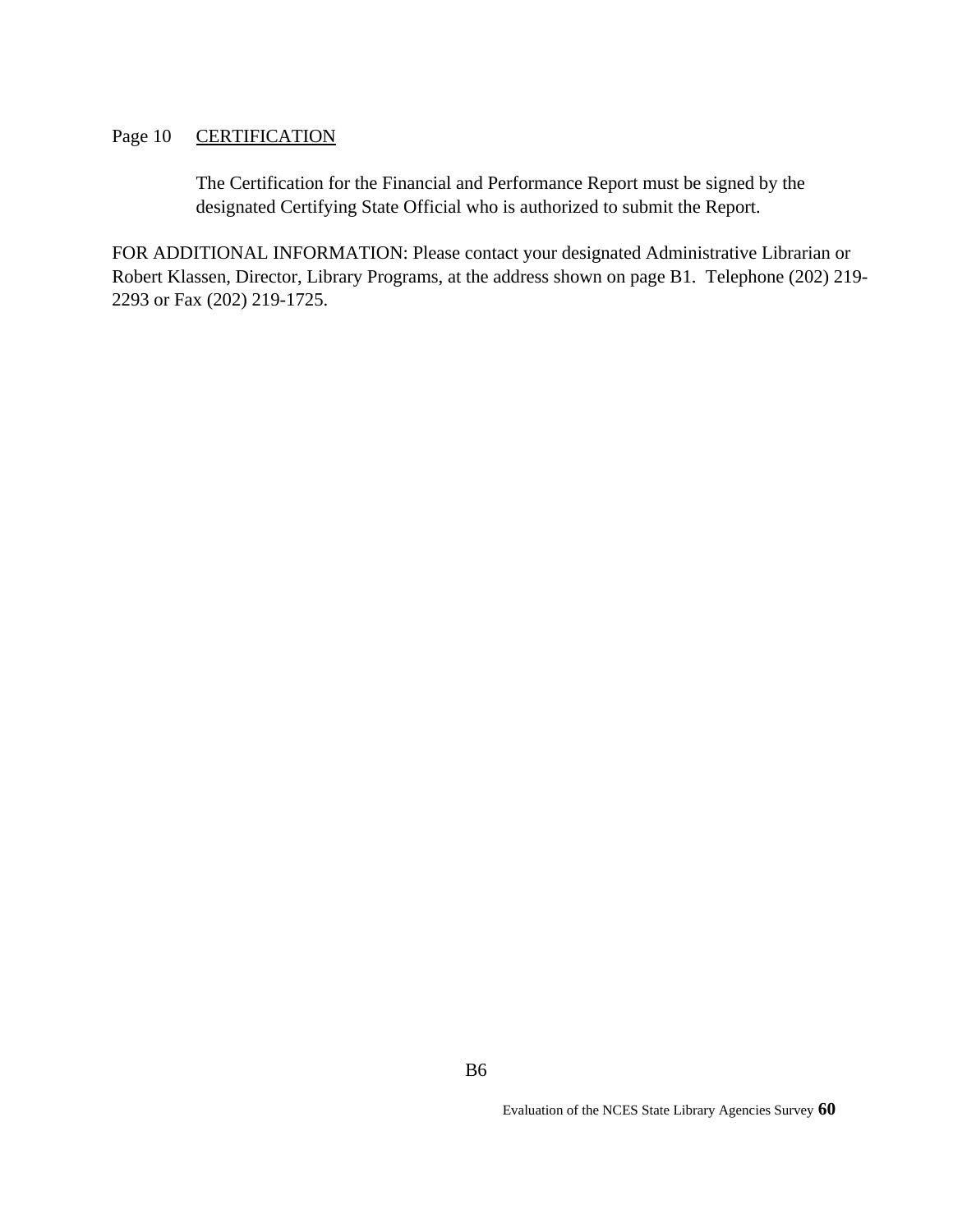Page 10    CERTIFICATION

The Certification for the Financial and Performance Report must be signed by the designated Certifying State Official who is authorized to submit the Report.

FOR ADDITIONAL INFORMATION: Please contact your designated Administrative Librarian or Robert Klassen, Director, Library Programs, at the address shown on page B1. Telephone (202) 219-2293 or Fax (202) 219-1725.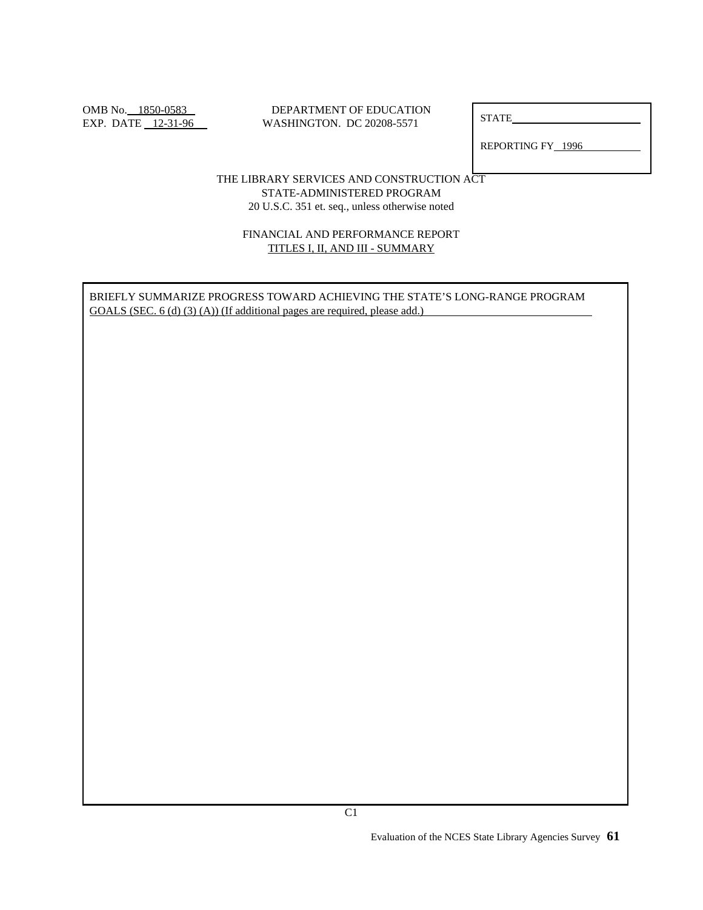OMB No. 1850-0583
EXP. DATE 12-31-96

DEPARTMENT OF EDUCATION
WASHINGTON. DC 20208-5571

STATE\_\_\_\_\_\_\_\_\_\_\_\_\_\_\_\_\_\_\_\_

REPORTING FY 1996

THE LIBRARY SERVICES AND CONSTRUCTION ACT
STATE-ADMINISTERED PROGRAM
20 U.S.C. 351 et. seq., unless otherwise noted

FINANCIAL AND PERFORMANCE REPORT
TITLES I, II, AND III - SUMMARY

BRIEFLY SUMMARIZE PROGRESS TOWARD ACHIEVING THE STATE'S LONG-RANGE PROGRAM GOALS (SEC. 6 (d) (3) (A)) (If additional pages are required, please add.)

C1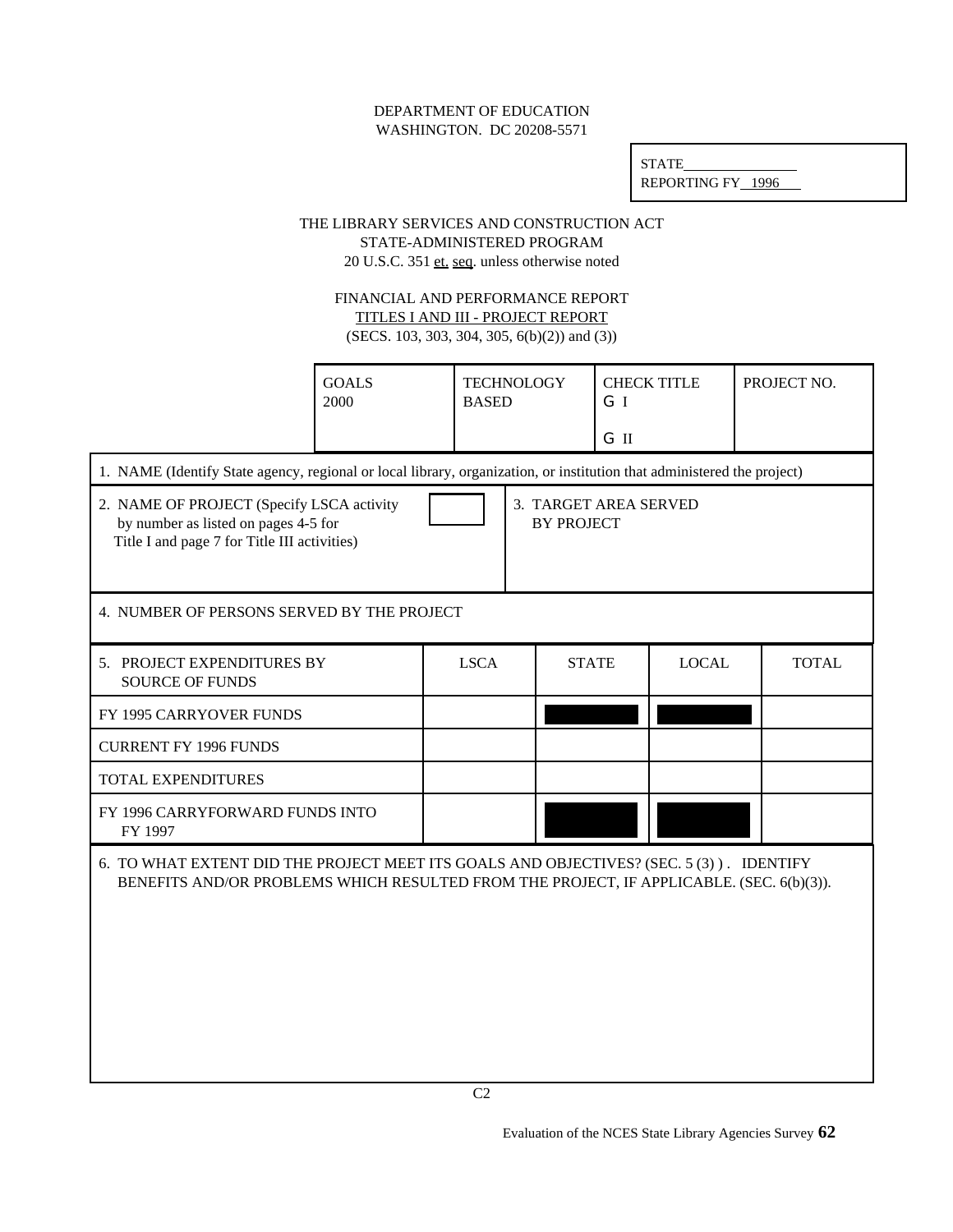DEPARTMENT OF EDUCATION
WASHINGTON. DC 20208-5571

STATE________________
REPORTING FY 1996

THE LIBRARY SERVICES AND CONSTRUCTION ACT
STATE-ADMINISTERED PROGRAM
20 U.S.C. 351 et. seq. unless otherwise noted

FINANCIAL AND PERFORMANCE REPORT
TITLES I AND III - PROJECT REPORT
(SECS. 103, 303, 304, 305, 6(b)(2)) and (3))

| GOALS 2000 | TECHNOLOGY BASED | CHECK TITLE<br>G I<br>G II | PROJECT NO. |
|---|---|---|---|
| | | | |

1. NAME (Identify State agency, regional or local library, organization, or institution that administered the project)

2. NAME OF PROJECT (Specify LSCA activity by number as listed on pages 4-5 for Title I and page 7 for Title III activities) [ ]

3. TARGET AREA SERVED BY PROJECT

4. NUMBER OF PERSONS SERVED BY THE PROJECT

| 5. PROJECT EXPENDITURES BY SOURCE OF FUNDS | LSCA | STATE | LOCAL | TOTAL |
|---|---|---|---|---|
| FY 1995 CARRYOVER FUNDS | | ■ | ■ | |
| CURRENT FY 1996 FUNDS | | | | |
| TOTAL EXPENDITURES | | | | |
| FY 1996 CARRYFORWARD FUNDS INTO FY 1997 | | ■ | ■ | |

6. TO WHAT EXTENT DID THE PROJECT MEET ITS GOALS AND OBJECTIVES? (SEC. 5 (3) ) . IDENTIFY BENEFITS AND/OR PROBLEMS WHICH RESULTED FROM THE PROJECT, IF APPLICABLE. (SEC. 6(b)(3)).

C2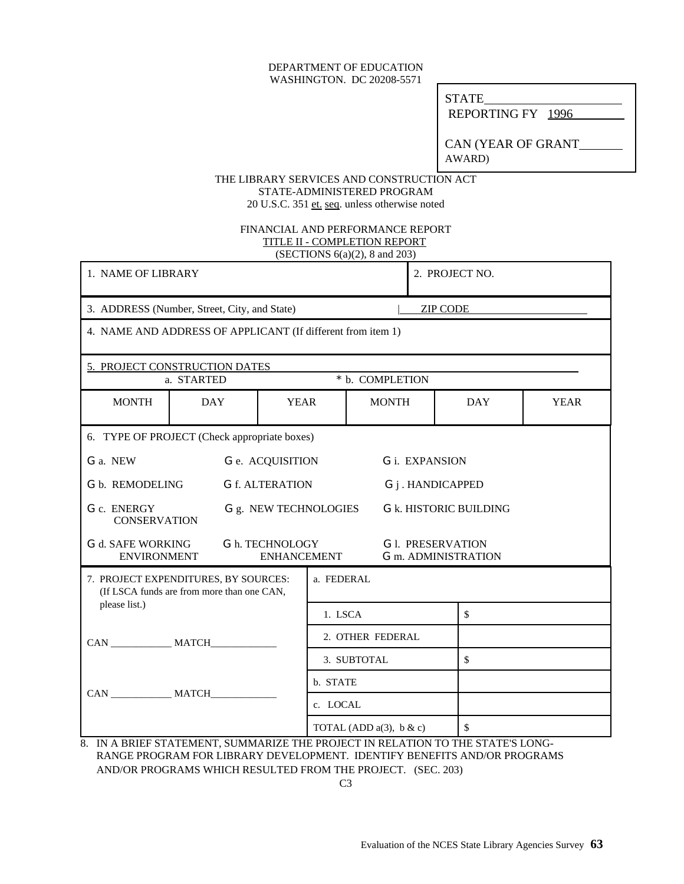DEPARTMENT OF EDUCATION
WASHINGTON. DC 20208-5571

STATE\_\_\_\_\_\_\_\_\_\_\_\_\_\_\_\_\_\_\_\_\_\_
REPORTING FY 1996

CAN (YEAR OF GRANT\_\_\_\_\_\_\_ AWARD)

THE LIBRARY SERVICES AND CONSTRUCTION ACT
STATE-ADMINISTERED PROGRAM
20 U.S.C. 351 et. seq. unless otherwise noted

FINANCIAL AND PERFORMANCE REPORT
TITLE II - COMPLETION REPORT
(SECTIONS 6(a)(2), 8 and 203)

| 1. NAME OF LIBRARY | | | | 2. PROJECT NO. | |
|---|---|---|---|---|---|
| 3. ADDRESS (Number, Street, City, and State) | | | | ZIP CODE | |
| 4. NAME AND ADDRESS OF APPLICANT (If different from item 1) | | | | | |
| 5. PROJECT CONSTRUCTION DATES | | | | | |
| a. STARTED | | | * b. COMPLETION | | |
| MONTH | DAY | YEAR | MONTH | DAY | YEAR |
| | | | | | |

6. TYPE OF PROJECT (Check appropriate boxes)

- G a. NEW
- G b. REMODELING
- G c. ENERGY CONSERVATION
- G d. SAFE WORKING ENVIRONMENT
- G e. ACQUISITION
- G f. ALTERATION
- G g. NEW TECHNOLOGIES
- G h. TECHNOLOGY ENHANCEMENT
- G i. EXPANSION
- G j . HANDICAPPED
- G k. HISTORIC BUILDING
- G l. PRESERVATION
- G m. ADMINISTRATION

| 7. PROJECT EXPENDITURES, BY SOURCES: (If LSCA funds are from more than one CAN, please list.) | a. FEDERAL | |
|---|---|---|
| | 1. LSCA | $ |
| CAN \_\_\_\_\_\_\_\_\_\_\_\_ MATCH\_\_\_\_\_\_\_\_\_\_\_\_\_ | 2. OTHER FEDERAL | |
| | 3. SUBTOTAL | $ |
| CAN \_\_\_\_\_\_\_\_\_\_\_\_ MATCH\_\_\_\_\_\_\_\_\_\_\_\_\_ | b. STATE | |
| | c. LOCAL | |
| | TOTAL (ADD a(3), b & c) | $ |

8. IN A BRIEF STATEMENT, SUMMARIZE THE PROJECT IN RELATION TO THE STATE'S LONG-RANGE PROGRAM FOR LIBRARY DEVELOPMENT. IDENTIFY BENEFITS AND/OR PROGRAMS AND/OR PROGRAMS WHICH RESULTED FROM THE PROJECT. (SEC. 203)

C3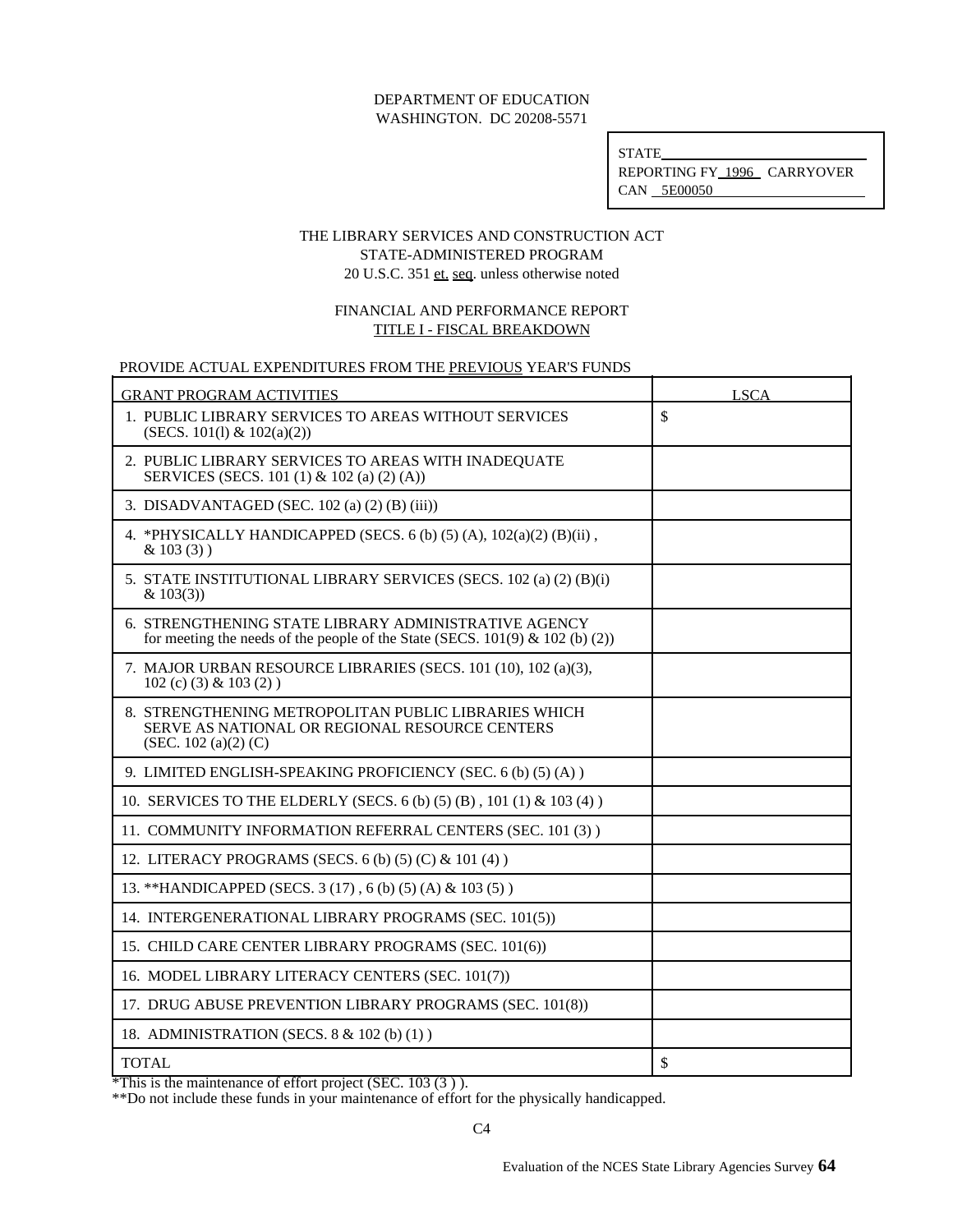DEPARTMENT OF EDUCATION
WASHINGTON. DC 20208-5571

STATE\_\_\_\_\_\_\_\_\_\_\_\_\_\_\_\_\_\_\_\_\_\_\_\_\_\_\_\_\_\_
REPORTING FY 1996 CARRYOVER
CAN 5E00050

THE LIBRARY SERVICES AND CONSTRUCTION ACT
STATE-ADMINISTERED PROGRAM
20 U.S.C. 351 et. seq. unless otherwise noted

FINANCIAL AND PERFORMANCE REPORT
TITLE I - FISCAL BREAKDOWN

PROVIDE ACTUAL EXPENDITURES FROM THE PREVIOUS YEAR'S FUNDS

| GRANT PROGRAM ACTIVITIES | LSCA |
|---|---|
| 1. PUBLIC LIBRARY SERVICES TO AREAS WITHOUT SERVICES (SECS. 101(l) & 102(a)(2)) | $ |
| 2. PUBLIC LIBRARY SERVICES TO AREAS WITH INADEQUATE SERVICES (SECS. 101 (1) & 102 (a) (2) (A)) | |
| 3. DISADVANTAGED (SEC. 102 (a) (2) (B) (iii)) | |
| 4. *PHYSICALLY HANDICAPPED (SECS. 6 (b) (5) (A), 102(a)(2) (B)(ii) , & 103 (3) ) | |
| 5. STATE INSTITUTIONAL LIBRARY SERVICES (SECS. 102 (a) (2) (B)(i) & 103(3)) | |
| 6. STRENGTHENING STATE LIBRARY ADMINISTRATIVE AGENCY for meeting the needs of the people of the State (SECS. 101(9) & 102 (b) (2)) | |
| 7. MAJOR URBAN RESOURCE LIBRARIES (SECS. 101 (10), 102 (a)(3), 102 (c) (3) & 103 (2) ) | |
| 8. STRENGTHENING METROPOLITAN PUBLIC LIBRARIES WHICH SERVE AS NATIONAL OR REGIONAL RESOURCE CENTERS (SEC. 102 (a)(2) (C) | |
| 9. LIMITED ENGLISH-SPEAKING PROFICIENCY (SEC. 6 (b) (5) (A) ) | |
| 10. SERVICES TO THE ELDERLY (SECS. 6 (b) (5) (B) , 101 (1) & 103 (4) ) | |
| 11. COMMUNITY INFORMATION REFERRAL CENTERS (SEC. 101 (3) ) | |
| 12. LITERACY PROGRAMS (SECS. 6 (b) (5) (C) & 101 (4) ) | |
| 13. **HANDICAPPED (SECS. 3 (17) , 6 (b) (5) (A) & 103 (5) ) | |
| 14. INTERGENERATIONAL LIBRARY PROGRAMS (SEC. 101(5)) | |
| 15. CHILD CARE CENTER LIBRARY PROGRAMS (SEC. 101(6)) | |
| 16. MODEL LIBRARY LITERACY CENTERS (SEC. 101(7)) | |
| 17. DRUG ABUSE PREVENTION LIBRARY PROGRAMS (SEC. 101(8)) | |
| 18. ADMINISTRATION (SECS. 8 & 102 (b) (1) ) | |
| TOTAL | $ |

*This is the maintenance of effort project (SEC. 103 (3 ) ).
**Do not include these funds in your maintenance of effort for the physically handicapped.

C4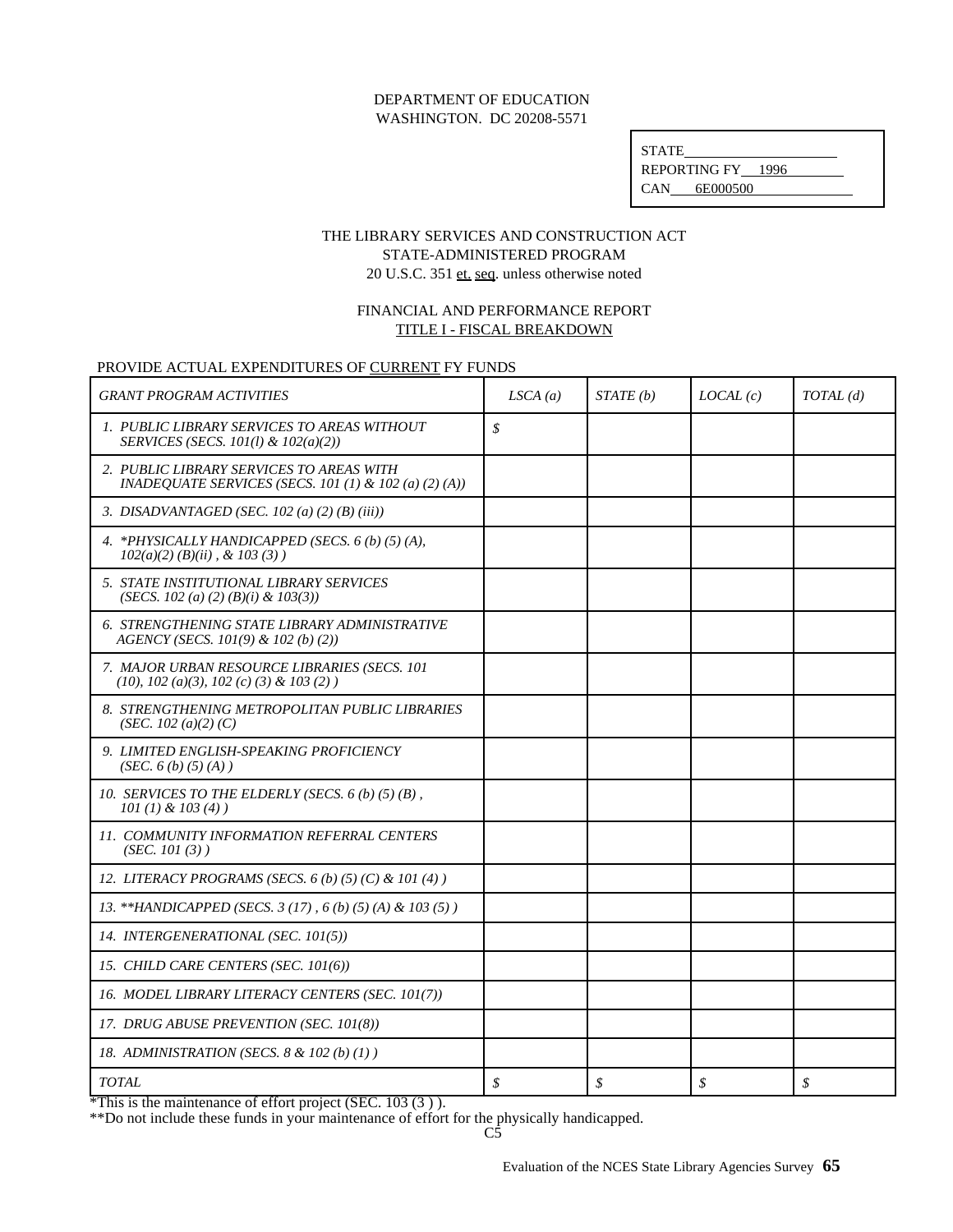DEPARTMENT OF EDUCATION
WASHINGTON. DC 20208-5571

STATE______________
REPORTING FY 1996
CAN 6E000500

THE LIBRARY SERVICES AND CONSTRUCTION ACT
STATE-ADMINISTERED PROGRAM
20 U.S.C. 351 et. seq. unless otherwise noted

FINANCIAL AND PERFORMANCE REPORT
TITLE I - FISCAL BREAKDOWN

PROVIDE ACTUAL EXPENDITURES OF CURRENT FY FUNDS

| *GRANT PROGRAM ACTIVITIES* | *LSCA (a)* | *STATE (b)* | *LOCAL (c)* | *TOTAL (d)* |
|---|---|---|---|---|
| *1. PUBLIC LIBRARY SERVICES TO AREAS WITHOUT SERVICES (SECS. 101(l) & 102(a)(2))* | *$* | | | |
| *2. PUBLIC LIBRARY SERVICES TO AREAS WITH INADEQUATE SERVICES (SECS. 101 (1) & 102 (a) (2) (A))* | | | | |
| *3. DISADVANTAGED (SEC. 102 (a) (2) (B) (iii))* | | | | |
| *4. *PHYSICALLY HANDICAPPED (SECS. 6 (b) (5) (A), 102(a)(2) (B)(ii) , & 103 (3) )* | | | | |
| *5. STATE INSTITUTIONAL LIBRARY SERVICES (SECS. 102 (a) (2) (B)(i) & 103(3))* | | | | |
| *6. STRENGTHENING STATE LIBRARY ADMINISTRATIVE AGENCY (SECS. 101(9) & 102 (b) (2))* | | | | |
| *7. MAJOR URBAN RESOURCE LIBRARIES (SECS. 101 (10), 102 (a)(3), 102 (c) (3) & 103 (2) )* | | | | |
| *8. STRENGTHENING METROPOLITAN PUBLIC LIBRARIES (SEC. 102 (a)(2) (C)* | | | | |
| *9. LIMITED ENGLISH-SPEAKING PROFICIENCY (SEC. 6 (b) (5) (A) )* | | | | |
| *10. SERVICES TO THE ELDERLY (SECS. 6 (b) (5) (B) , 101 (1) & 103 (4) )* | | | | |
| *11. COMMUNITY INFORMATION REFERRAL CENTERS (SEC. 101 (3) )* | | | | |
| *12. LITERACY PROGRAMS (SECS. 6 (b) (5) (C) & 101 (4) )* | | | | |
| *13. **HANDICAPPED (SECS. 3 (17) , 6 (b) (5) (A) & 103 (5) )* | | | | |
| *14. INTERGENERATIONAL (SEC. 101(5))* | | | | |
| *15. CHILD CARE CENTERS (SEC. 101(6))* | | | | |
| *16. MODEL LIBRARY LITERACY CENTERS (SEC. 101(7))* | | | | |
| *17. DRUG ABUSE PREVENTION (SEC. 101(8))* | | | | |
| *18. ADMINISTRATION (SECS. 8 & 102 (b) (1) )* | | | | |
| *TOTAL* | *$* | *$* | *$* | *$* |

*This is the maintenance of effort project (SEC. 103 (3 ) ).

**Do not include these funds in your maintenance of effort for the physically handicapped.

C5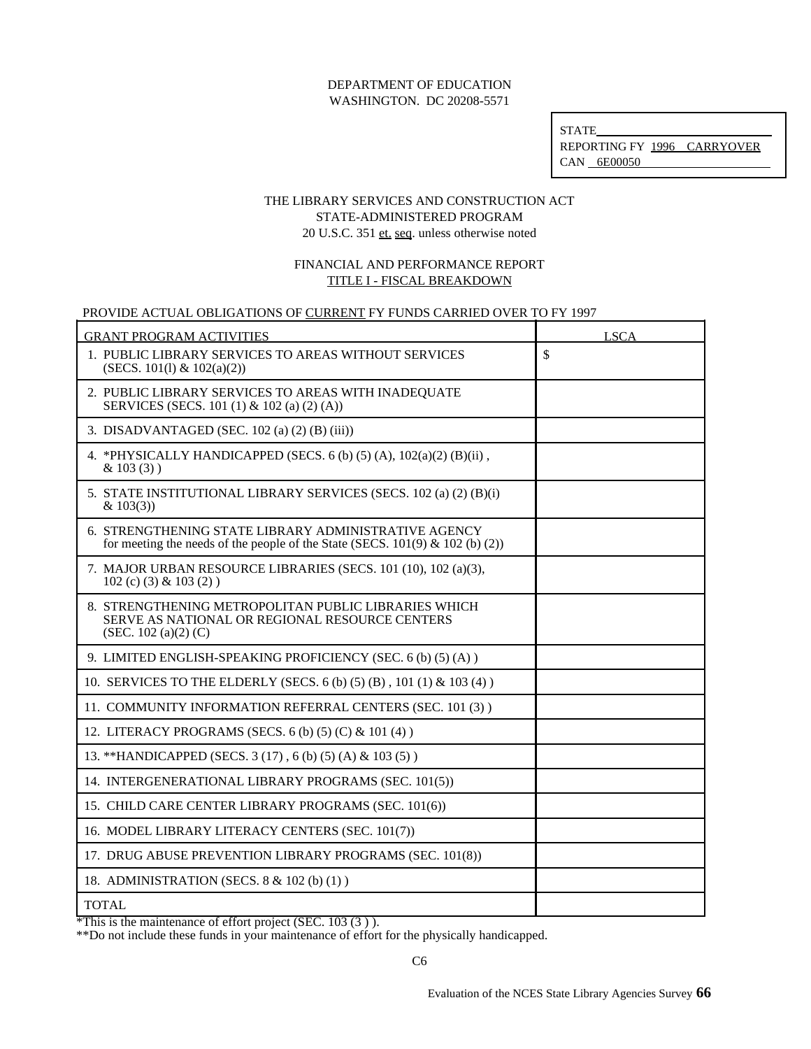DEPARTMENT OF EDUCATION
WASHINGTON. DC 20208-5571

STATE\_\_\_\_\_\_\_\_\_\_\_\_\_\_\_\_\_\_\_\_\_\_\_\_
REPORTING FY 1996 CARRYOVER
CAN 6E00050

THE LIBRARY SERVICES AND CONSTRUCTION ACT
STATE-ADMINISTERED PROGRAM
20 U.S.C. 351 et. seq. unless otherwise noted

FINANCIAL AND PERFORMANCE REPORT
TITLE I - FISCAL BREAKDOWN

PROVIDE ACTUAL OBLIGATIONS OF CURRENT FY FUNDS CARRIED OVER TO FY 1997

| GRANT PROGRAM ACTIVITIES | LSCA |
|---|---|
| 1. PUBLIC LIBRARY SERVICES TO AREAS WITHOUT SERVICES (SECS. 101(l) & 102(a)(2)) | $ |
| 2. PUBLIC LIBRARY SERVICES TO AREAS WITH INADEQUATE SERVICES (SECS. 101 (1) & 102 (a) (2) (A)) | |
| 3. DISADVANTAGED (SEC. 102 (a) (2) (B) (iii)) | |
| 4. *PHYSICALLY HANDICAPPED (SECS. 6 (b) (5) (A), 102(a)(2) (B)(ii) , & 103 (3) ) | |
| 5. STATE INSTITUTIONAL LIBRARY SERVICES (SECS. 102 (a) (2) (B)(i) & 103(3)) | |
| 6. STRENGTHENING STATE LIBRARY ADMINISTRATIVE AGENCY for meeting the needs of the people of the State (SECS. 101(9) & 102 (b) (2)) | |
| 7. MAJOR URBAN RESOURCE LIBRARIES (SECS. 101 (10), 102 (a)(3), 102 (c) (3) & 103 (2) ) | |
| 8. STRENGTHENING METROPOLITAN PUBLIC LIBRARIES WHICH SERVE AS NATIONAL OR REGIONAL RESOURCE CENTERS (SEC. 102 (a)(2) (C) | |
| 9. LIMITED ENGLISH-SPEAKING PROFICIENCY (SEC. 6 (b) (5) (A) ) | |
| 10. SERVICES TO THE ELDERLY (SECS. 6 (b) (5) (B) , 101 (1) & 103 (4) ) | |
| 11. COMMUNITY INFORMATION REFERRAL CENTERS (SEC. 101 (3) ) | |
| 12. LITERACY PROGRAMS (SECS. 6 (b) (5) (C) & 101 (4) ) | |
| 13. **HANDICAPPED (SECS. 3 (17) , 6 (b) (5) (A) & 103 (5) ) | |
| 14. INTERGENERATIONAL LIBRARY PROGRAMS (SEC. 101(5)) | |
| 15. CHILD CARE CENTER LIBRARY PROGRAMS (SEC. 101(6)) | |
| 16. MODEL LIBRARY LITERACY CENTERS (SEC. 101(7)) | |
| 17. DRUG ABUSE PREVENTION LIBRARY PROGRAMS (SEC. 101(8)) | |
| 18. ADMINISTRATION (SECS. 8 & 102 (b) (1) ) | |
| TOTAL | |

*This is the maintenance of effort project (SEC. 103 (3 ) ).
**Do not include these funds in your maintenance of effort for the physically handicapped.

C6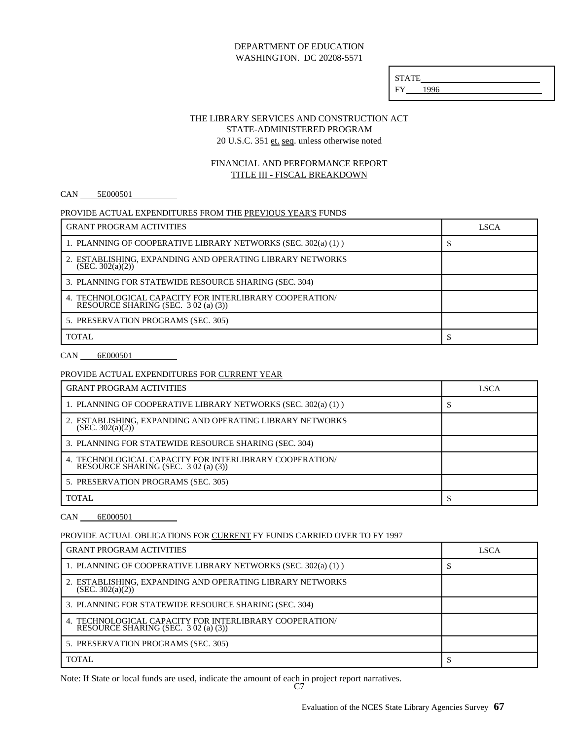DEPARTMENT OF EDUCATION
WASHINGTON. DC 20208-5571

STATE
FY 1996

THE LIBRARY SERVICES AND CONSTRUCTION ACT
STATE-ADMINISTERED PROGRAM
20 U.S.C. 351 et. seq. unless otherwise noted

FINANCIAL AND PERFORMANCE REPORT
TITLE III - FISCAL BREAKDOWN

CAN 5E000501

PROVIDE ACTUAL EXPENDITURES FROM THE PREVIOUS YEAR'S FUNDS

| GRANT PROGRAM ACTIVITIES | LSCA |
|---|---|
| 1. PLANNING OF COOPERATIVE LIBRARY NETWORKS (SEC. 302(a) (1) ) | $ |
| 2. ESTABLISHING, EXPANDING AND OPERATING LIBRARY NETWORKS (SEC. 302(a)(2)) | |
| 3. PLANNING FOR STATEWIDE RESOURCE SHARING (SEC. 304) | |
| 4. TECHNOLOGICAL CAPACITY FOR INTERLIBRARY COOPERATION/ RESOURCE SHARING (SEC. 3 02 (a) (3)) | |
| 5. PRESERVATION PROGRAMS (SEC. 305) | |
| TOTAL | $ |

CAN 6E000501

PROVIDE ACTUAL EXPENDITURES FOR CURRENT YEAR

| GRANT PROGRAM ACTIVITIES | LSCA |
|---|---|
| 1. PLANNING OF COOPERATIVE LIBRARY NETWORKS (SEC. 302(a) (1) ) | $ |
| 2. ESTABLISHING, EXPANDING AND OPERATING LIBRARY NETWORKS (SEC. 302(a)(2)) | |
| 3. PLANNING FOR STATEWIDE RESOURCE SHARING (SEC. 304) | |
| 4. TECHNOLOGICAL CAPACITY FOR INTERLIBRARY COOPERATION/ RESOURCE SHARING (SEC. 3 02 (a) (3)) | |
| 5. PRESERVATION PROGRAMS (SEC. 305) | |
| TOTAL | $ |

CAN 6E000501

PROVIDE ACTUAL OBLIGATIONS FOR CURRENT FY FUNDS CARRIED OVER TO FY 1997

| GRANT PROGRAM ACTIVITIES | LSCA |
|---|---|
| 1. PLANNING OF COOPERATIVE LIBRARY NETWORKS (SEC. 302(a) (1) ) | $ |
| 2. ESTABLISHING, EXPANDING AND OPERATING LIBRARY NETWORKS (SEC. 302(a)(2)) | |
| 3. PLANNING FOR STATEWIDE RESOURCE SHARING (SEC. 304) | |
| 4. TECHNOLOGICAL CAPACITY FOR INTERLIBRARY COOPERATION/ RESOURCE SHARING (SEC. 3 02 (a) (3)) | |
| 5. PRESERVATION PROGRAMS (SEC. 305) | |
| TOTAL | $ |

Note: If State or local funds are used, indicate the amount of each in project report narratives.

C7